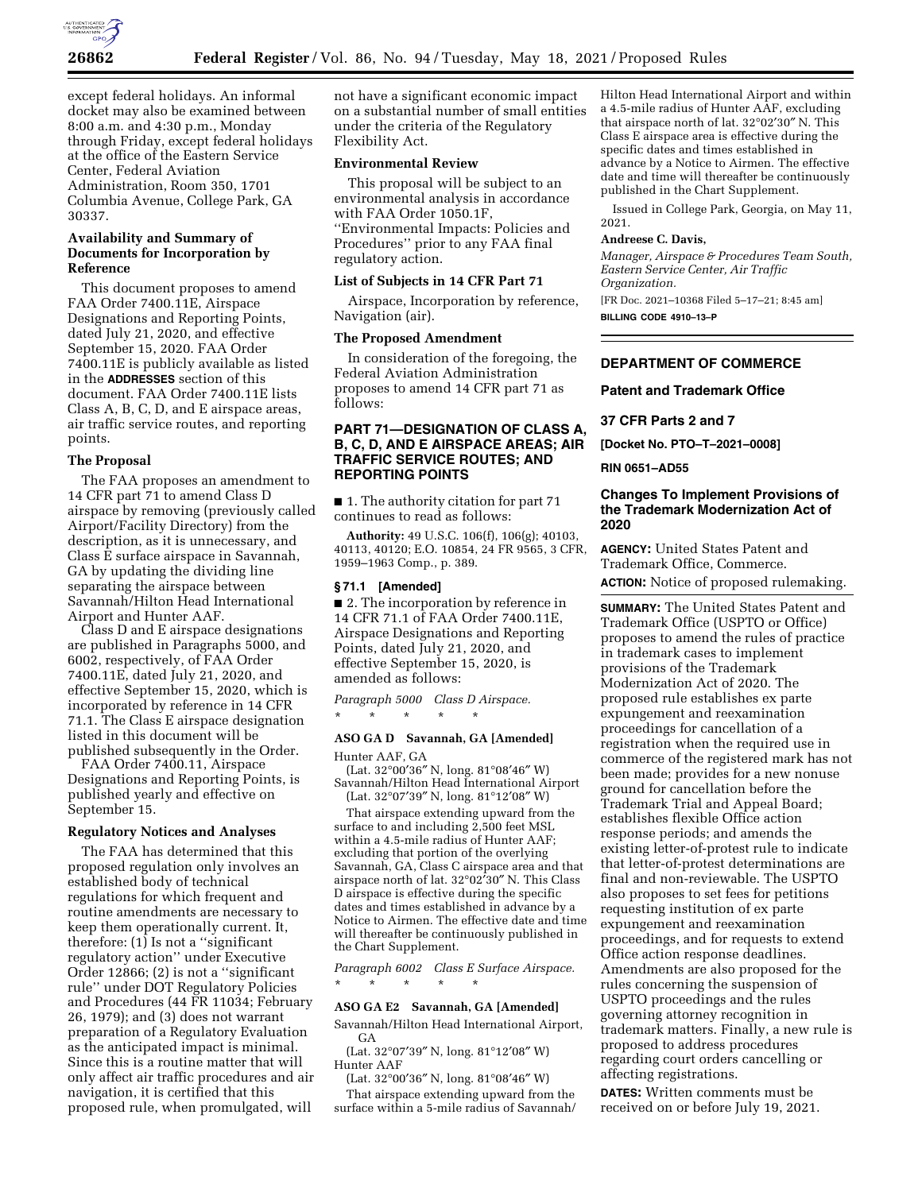except federal holidays. An informal docket may also be examined between 8:00 a.m. and 4:30 p.m., Monday through Friday, except federal holidays at the office of the Eastern Service Center, Federal Aviation Administration, Room 350, 1701 Columbia Avenue, College Park, GA 30337.

### Availability and Summary of Documents for Incorporation by Reference

This document proposes to amend FAA Order 7400.11E, Airspace Designations and Reporting Points, dated July 21, 2020, and effective September 15, 2020. FAA Order 7400.11E is publicly available as listed in the **ADDRESSES** section of this document. FAA Order 7400.11E lists Class A, B, C, D, and E airspace areas, air traffic service routes, and reporting points.

### The Proposal

The FAA proposes an amendment to 14 CFR part 71 to amend Class D airspace by removing (previously called Airport/Facility Directory) from the description, as it is unnecessary, and Class E surface airspace in Savannah, GA by updating the dividing line separating the airspace between Savannah/Hilton Head International Airport and Hunter AAF.

Class D and E airspace designations are published in Paragraphs 5000, and 6002, respectively, of FAA Order 7400.11E, dated July 21, 2020, and effective September 15, 2020, which is incorporated by reference in 14 CFR 71.1. The Class E airspace designation listed in this document will be published subsequently in the Order.

FAA Order 7400.11, Airspace Designations and Reporting Points, is published yearly and effective on September 15.

### Regulatory Notices and Analyses

The FAA has determined that this proposed regulation only involves an established body of technical regulations for which frequent and routine amendments are necessary to keep them operationally current. It, therefore: (1) Is not a ''significant regulatory action'' under Executive Order 12866; (2) is not a ''significant rule'' under DOT Regulatory Policies and Procedures (44 FR 11034; February 26, 1979); and (3) does not warrant preparation of a Regulatory Evaluation as the anticipated impact is minimal. Since this is a routine matter that will only affect air traffic procedures and air navigation, it is certified that this proposed rule, when promulgated, will not have a significant economic impact on a substantial number of small entities under the criteria of the Regulatory Flexibility Act.

### Environmental Review

This proposal will be subject to an environmental analysis in accordance with FAA Order 1050.1F, ''Environmental Impacts: Policies and Procedures'' prior to any FAA final regulatory action.

### List of Subjects in 14 CFR Part 71

Airspace, Incorporation by reference, Navigation (air).

### The Proposed Amendment

In consideration of the foregoing, the Federal Aviation Administration proposes to amend 14 CFR part 71 as follows:

## PART 71—DESIGNATION OF CLASS A, B, C, D, AND E AIRSPACE AREAS; AIR TRAFFIC SERVICE ROUTES; AND REPORTING POINTS

■ 1. The authority citation for part 71 continues to read as follows:

**Authority:** 49 U.S.C. 106(f), 106(g); 40103, 40113, 40120; E.O. 10854, 24 FR 9565, 3 CFR, 1959–1963 Comp., p. 389.

### § 71.1 [Amended]

■ 2. The incorporation by reference in 14 CFR 71.1 of FAA Order 7400.11E, Airspace Designations and Reporting Points, dated July 21, 2020, and effective September 15, 2020, is amended as follows:

*Paragraph 5000 Class D Airspace.*

\* \* \* \* \*

#### ASO GA D Savannah, GA [Amended]

Hunter AAF, GA

(Lat. 32°00′36″ N, long. 81°08′46″ W)

Savannah/Hilton Head International Airport

(Lat. 32°07′39″ N, long. 81°12′08″ W)

That airspace extending upward from the surface to and including 2,500 feet MSL within a 4.5-mile radius of Hunter AAF; excluding that portion of the overlying Savannah, GA, Class C airspace area and that airspace north of lat. 32°02′30″ N. This Class D airspace is effective during the specific dates and times established in advance by a Notice to Airmen. The effective date and time will thereafter be continuously published in the Chart Supplement.

*Paragraph 6002 Class E Surface Airspace.*

\* \* \* \* \*

#### ASO GA E2 Savannah, GA [Amended]

Savannah/Hilton Head International Airport, GA

(Lat. 32°07′39″ N, long. 81°12′08″ W)

Hunter AAF

(Lat. 32°00′36″ N, long. 81°08′46″ W)

That airspace extending upward from the surface within a 5-mile radius of Savannah/Hilton Head International Airport and within a 4.5-mile radius of Hunter AAF, excluding that airspace north of lat. 32°02′30″ N. This Class E airspace area is effective during the specific dates and times established in advance by a Notice to Airmen. The effective date and time will thereafter be continuously published in the Chart Supplement.

Issued in College Park, Georgia, on May 11, 2021.

**Andreese C. Davis,**

*Manager, Airspace & Procedures Team South, Eastern Service Center, Air Traffic Organization.*

[FR Doc. 2021–10368 Filed 5–17–21; 8:45 am]

**BILLING CODE 4910–13–P**

## DEPARTMENT OF COMMERCE

### Patent and Trademark Office

### 37 CFR Parts 2 and 7

**[Docket No. PTO–T–2021–0008]**

**RIN 0651–AD55**

### Changes To Implement Provisions of the Trademark Modernization Act of 2020

**AGENCY:** United States Patent and Trademark Office, Commerce.

**ACTION:** Notice of proposed rulemaking.

**SUMMARY:** The United States Patent and Trademark Office (USPTO or Office) proposes to amend the rules of practice in trademark cases to implement provisions of the Trademark Modernization Act of 2020. The proposed rule establishes ex parte expungement and reexamination proceedings for cancellation of a registration when the required use in commerce of the registered mark has not been made; provides for a new nonuse ground for cancellation before the Trademark Trial and Appeal Board; establishes flexible Office action response periods; and amends the existing letter-of-protest rule to indicate that letter-of-protest determinations are final and non-reviewable. The USPTO also proposes to set fees for petitions requesting institution of ex parte expungement and reexamination proceedings, and for requests to extend Office action response deadlines. Amendments are also proposed for the rules concerning the suspension of USPTO proceedings and the rules governing attorney recognition in trademark matters. Finally, a new rule is proposed to address procedures regarding court orders cancelling or affecting registrations.

**DATES:** Written comments must be received on or before July 19, 2021.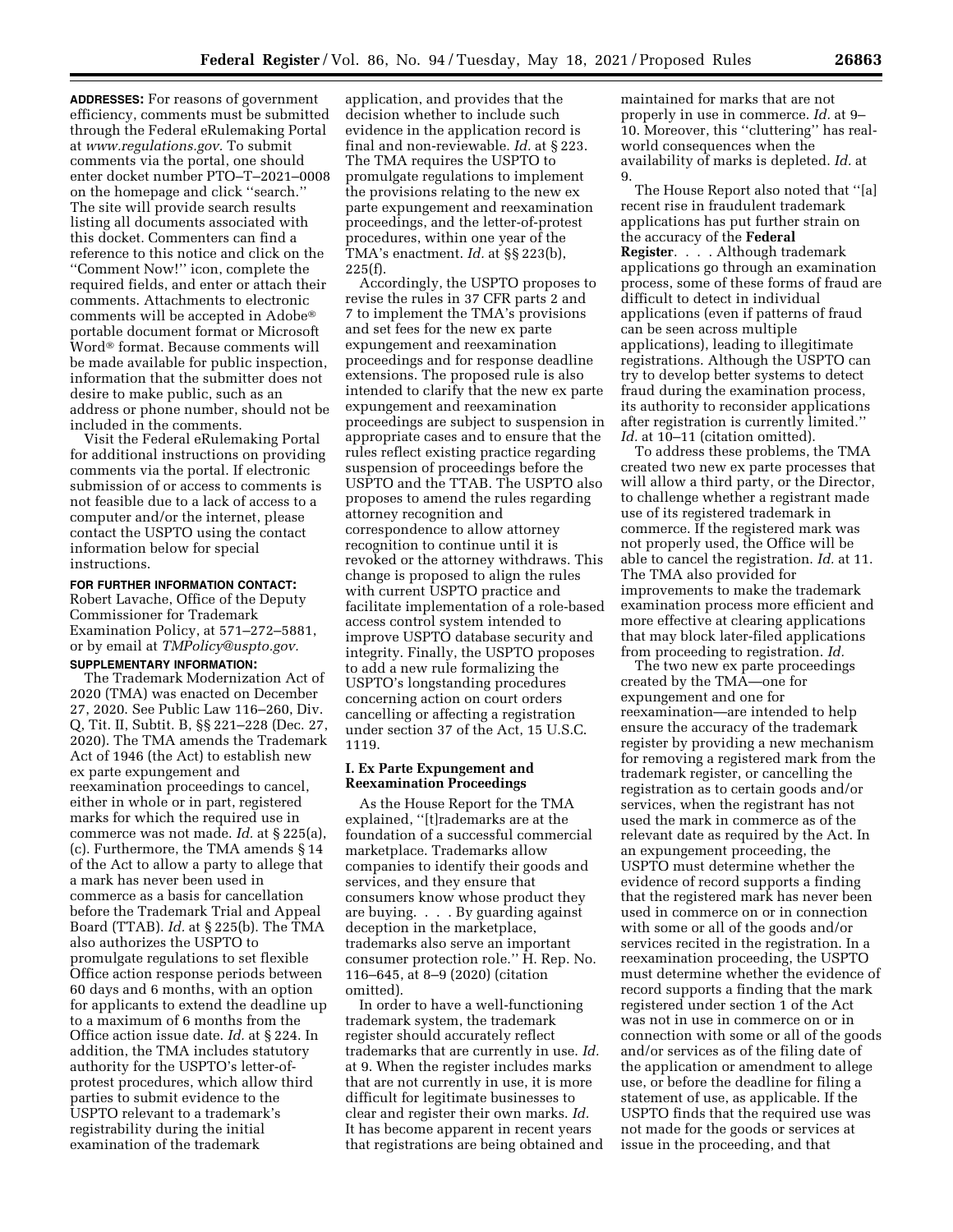**ADDRESSES:** For reasons of government efficiency, comments must be submitted through the Federal eRulemaking Portal at *www.regulations.gov.* To submit comments via the portal, one should enter docket number PTO–T–2021–0008 on the homepage and click ''search.'' The site will provide search results listing all documents associated with this docket. Commenters can find a reference to this notice and click on the ''Comment Now!'' icon, complete the required fields, and enter or attach their comments. Attachments to electronic comments will be accepted in Adobe® portable document format or Microsoft Word® format. Because comments will be made available for public inspection, information that the submitter does not desire to make public, such as an address or phone number, should not be included in the comments.

Visit the Federal eRulemaking Portal for additional instructions on providing comments via the portal. If electronic submission of or access to comments is not feasible due to a lack of access to a computer and/or the internet, please contact the USPTO using the contact information below for special instructions.

**FOR FURTHER INFORMATION CONTACT:** Robert Lavache, Office of the Deputy Commissioner for Trademark Examination Policy, at 571–272–5881, or by email at *TMPolicy@uspto.gov.*

**SUPPLEMENTARY INFORMATION:**

The Trademark Modernization Act of 2020 (TMA) was enacted on December 27, 2020. See Public Law 116–260, Div. Q, Tit. II, Subtit. B, §§ 221–228 (Dec. 27, 2020). The TMA amends the Trademark Act of 1946 (the Act) to establish new ex parte expungement and reexamination proceedings to cancel, either in whole or in part, registered marks for which the required use in commerce was not made. *Id.* at § 225(a), (c). Furthermore, the TMA amends § 14 of the Act to allow a party to allege that a mark has never been used in commerce as a basis for cancellation before the Trademark Trial and Appeal Board (TTAB). *Id.* at § 225(b). The TMA also authorizes the USPTO to promulgate regulations to set flexible Office action response periods between 60 days and 6 months, with an option for applicants to extend the deadline up to a maximum of 6 months from the Office action issue date. *Id.* at § 224. In addition, the TMA includes statutory authority for the USPTO's letter-of-protest procedures, which allow third parties to submit evidence to the USPTO relevant to a trademark's registrability during the initial examination of the trademark application, and provides that the decision whether to include such evidence in the application record is final and non-reviewable. *Id.* at § 223. The TMA requires the USPTO to promulgate regulations to implement the provisions relating to the new ex parte expungement and reexamination proceedings, and the letter-of-protest procedures, within one year of the TMA's enactment. *Id.* at §§ 223(b), 225(f).

Accordingly, the USPTO proposes to revise the rules in 37 CFR parts 2 and 7 to implement the TMA's provisions and set fees for the new ex parte expungement and reexamination proceedings and for response deadline extensions. The proposed rule is also intended to clarify that the new ex parte expungement and reexamination proceedings are subject to suspension in appropriate cases and to ensure that the rules reflect existing practice regarding suspension of proceedings before the USPTO and the TTAB. The USPTO also proposes to amend the rules regarding attorney recognition and correspondence to allow attorney recognition to continue until it is revoked or the attorney withdraws. This change is proposed to align the rules with current USPTO practice and facilitate implementation of a role-based access control system intended to improve USPTO database security and integrity. Finally, the USPTO proposes to add a new rule formalizing the USPTO's longstanding procedures concerning action on court orders cancelling or affecting a registration under section 37 of the Act, 15 U.S.C. 1119.

## I. Ex Parte Expungement and Reexamination Proceedings

As the House Report for the TMA explained, ''[t]rademarks are at the foundation of a successful commercial marketplace. Trademarks allow companies to identify their goods and services, and they ensure that consumers know whose product they are buying. . . . By guarding against deception in the marketplace, trademarks also serve an important consumer protection role.'' H. Rep. No. 116–645, at 8–9 (2020) (citation omitted).

In order to have a well-functioning trademark system, the trademark register should accurately reflect trademarks that are currently in use. *Id.* at 9. When the register includes marks that are not currently in use, it is more difficult for legitimate businesses to clear and register their own marks. *Id.* It has become apparent in recent years that registrations are being obtained and maintained for marks that are not properly in use in commerce. *Id.* at 9–10. Moreover, this ''cluttering'' has real-world consequences when the availability of marks is depleted. *Id.* at 9.

The House Report also noted that ''[a] recent rise in fraudulent trademark applications has put further strain on the accuracy of the **Federal Register**. . . . Although trademark applications go through an examination process, some of these forms of fraud are difficult to detect in individual applications (even if patterns of fraud can be seen across multiple applications), leading to illegitimate registrations. Although the USPTO can try to develop better systems to detect fraud during the examination process, its authority to reconsider applications after registration is currently limited.'' *Id.* at 10–11 (citation omitted).

To address these problems, the TMA created two new ex parte processes that will allow a third party, or the Director, to challenge whether a registrant made use of its registered trademark in commerce. If the registered mark was not properly used, the Office will be able to cancel the registration. *Id.* at 11. The TMA also provided for improvements to make the trademark examination process more efficient and more effective at clearing applications that may block later-filed applications from proceeding to registration. *Id.*

The two new ex parte proceedings created by the TMA—one for expungement and one for reexamination—are intended to help ensure the accuracy of the trademark register by providing a new mechanism for removing a registered mark from the trademark register, or cancelling the registration as to certain goods and/or services, when the registrant has not used the mark in commerce as of the relevant date as required by the Act. In an expungement proceeding, the USPTO must determine whether the evidence of record supports a finding that the registered mark has never been used in commerce on or in connection with some or all of the goods and/or services recited in the registration. In a reexamination proceeding, the USPTO must determine whether the evidence of record supports a finding that the mark registered under section 1 of the Act was not in use in commerce on or in connection with some or all of the goods and/or services as of the filing date of the application or amendment to allege use, or before the deadline for filing a statement of use, as applicable. If the USPTO finds that the required use was not made for the goods or services at issue in the proceeding, and that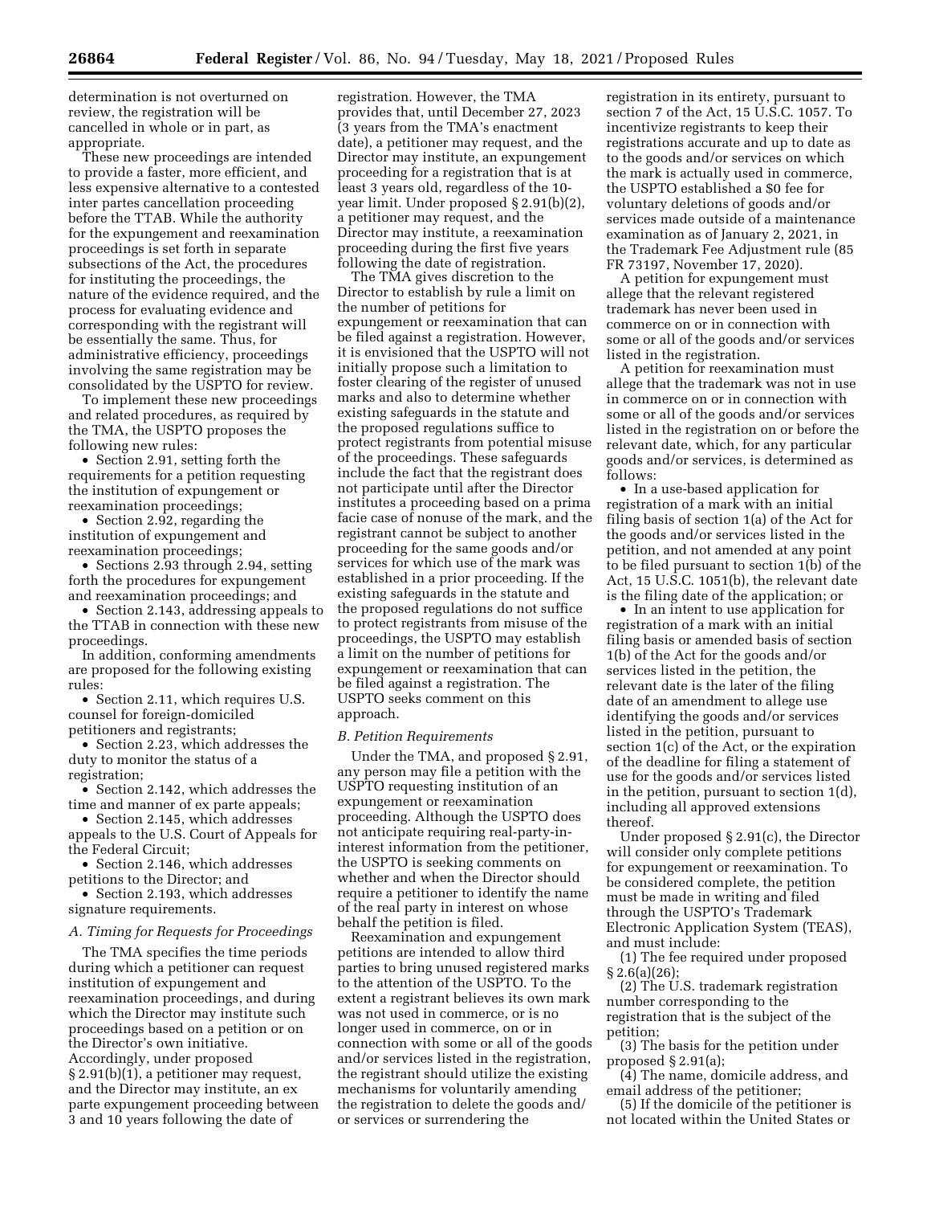determination is not overturned on review, the registration will be cancelled in whole or in part, as appropriate.

These new proceedings are intended to provide a faster, more efficient, and less expensive alternative to a contested inter partes cancellation proceeding before the TTAB. While the authority for the expungement and reexamination proceedings is set forth in separate subsections of the Act, the procedures for instituting the proceedings, the nature of the evidence required, and the process for evaluating evidence and corresponding with the registrant will be essentially the same. Thus, for administrative efficiency, proceedings involving the same registration may be consolidated by the USPTO for review.

To implement these new proceedings and related procedures, as required by the TMA, the USPTO proposes the following new rules:

- Section 2.91, setting forth the requirements for a petition requesting the institution of expungement or reexamination proceedings;
- Section 2.92, regarding the institution of expungement and reexamination proceedings;
- Sections 2.93 through 2.94, setting forth the procedures for expungement and reexamination proceedings; and
- Section 2.143, addressing appeals to the TTAB in connection with these new proceedings.

In addition, conforming amendments are proposed for the following existing rules:

- Section 2.11, which requires U.S. counsel for foreign-domiciled petitioners and registrants;
- Section 2.23, which addresses the duty to monitor the status of a registration;
- Section 2.142, which addresses the time and manner of ex parte appeals;
- Section 2.145, which addresses appeals to the U.S. Court of Appeals for the Federal Circuit;
- Section 2.146, which addresses petitions to the Director; and
- Section 2.193, which addresses signature requirements.

### *A. Timing for Requests for Proceedings*

The TMA specifies the time periods during which a petitioner can request institution of expungement and reexamination proceedings, and during which the Director may institute such proceedings based on a petition or on the Director's own initiative. Accordingly, under proposed § 2.91(b)(1), a petitioner may request, and the Director may institute, an ex parte expungement proceeding between 3 and 10 years following the date of registration. However, the TMA provides that, until December 27, 2023 (3 years from the TMA's enactment date), a petitioner may request, and the Director may institute, an expungement proceeding for a registration that is at least 3 years old, regardless of the 10-year limit. Under proposed § 2.91(b)(2), a petitioner may request, and the Director may institute, a reexamination proceeding during the first five years following the date of registration.

The TMA gives discretion to the Director to establish by rule a limit on the number of petitions for expungement or reexamination that can be filed against a registration. However, it is envisioned that the USPTO will not initially propose such a limitation to foster clearing of the register of unused marks and also to determine whether existing safeguards in the statute and the proposed regulations suffice to protect registrants from potential misuse of the proceedings. These safeguards include the fact that the registrant does not participate until after the Director institutes a proceeding based on a prima facie case of nonuse of the mark, and the registrant cannot be subject to another proceeding for the same goods and/or services for which use of the mark was established in a prior proceeding. If the existing safeguards in the statute and the proposed regulations do not suffice to protect registrants from misuse of the proceedings, the USPTO may establish a limit on the number of petitions for expungement or reexamination that can be filed against a registration. The USPTO seeks comment on this approach.

### *B. Petition Requirements*

Under the TMA, and proposed § 2.91, any person may file a petition with the USPTO requesting institution of an expungement or reexamination proceeding. Although the USPTO does not anticipate requiring real-party-in-interest information from the petitioner, the USPTO is seeking comments on whether and when the Director should require a petitioner to identify the name of the real party in interest on whose behalf the petition is filed.

Reexamination and expungement petitions are intended to allow third parties to bring unused registered marks to the attention of the USPTO. To the extent a registrant believes its own mark was not used in commerce, or is no longer used in commerce, on or in connection with some or all of the goods and/or services listed in the registration, the registrant should utilize the existing mechanisms for voluntarily amending the registration to delete the goods and/or services or surrendering the registration in its entirety, pursuant to section 7 of the Act, 15 U.S.C. 1057. To incentivize registrants to keep their registrations accurate and up to date as to the goods and/or services on which the mark is actually used in commerce, the USPTO established a $0 fee for voluntary deletions of goods and/or services made outside of a maintenance examination as of January 2, 2021, in the Trademark Fee Adjustment rule (85 FR 73197, November 17, 2020).

A petition for expungement must allege that the relevant registered trademark has never been used in commerce on or in connection with some or all of the goods and/or services listed in the registration.

A petition for reexamination must allege that the trademark was not in use in commerce on or in connection with some or all of the goods and/or services listed in the registration on or before the relevant date, which, for any particular goods and/or services, is determined as follows:

- In a use-based application for registration of a mark with an initial filing basis of section 1(a) of the Act for the goods and/or services listed in the petition, and not amended at any point to be filed pursuant to section 1(b) of the Act, 15 U.S.C. 1051(b), the relevant date is the filing date of the application; or
- In an intent to use application for registration of a mark with an initial filing basis or amended basis of section 1(b) of the Act for the goods and/or services listed in the petition, the relevant date is the later of the filing date of an amendment to allege use identifying the goods and/or services listed in the petition, pursuant to section 1(c) of the Act, or the expiration of the deadline for filing a statement of use for the goods and/or services listed in the petition, pursuant to section 1(d), including all approved extensions thereof.

Under proposed § 2.91(c), the Director will consider only complete petitions for expungement or reexamination. To be considered complete, the petition must be made in writing and filed through the USPTO's Trademark Electronic Application System (TEAS), and must include:

(1) The fee required under proposed § 2.6(a)(26);

(2) The U.S. trademark registration number corresponding to the registration that is the subject of the petition;

(3) The basis for the petition under proposed § 2.91(a);

(4) The name, domicile address, and email address of the petitioner;

(5) If the domicile of the petitioner is not located within the United States or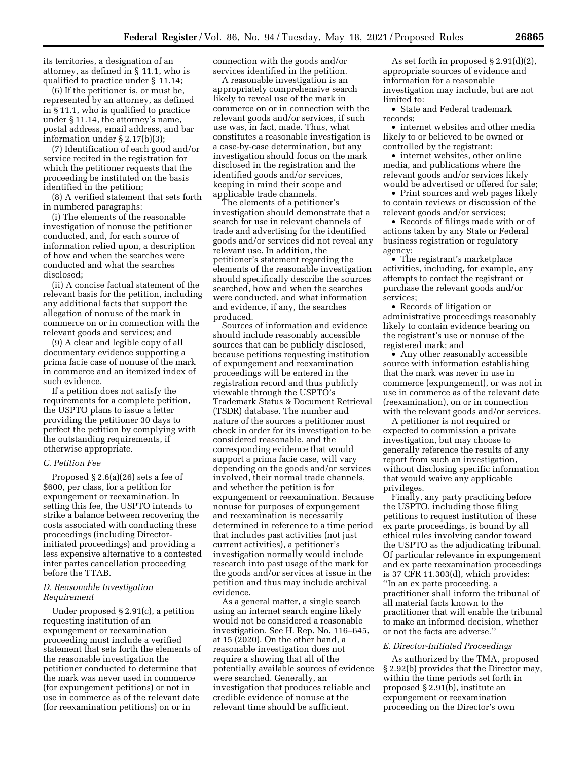its territories, a designation of an attorney, as defined in § 11.1, who is qualified to practice under § 11.14;

(6) If the petitioner is, or must be, represented by an attorney, as defined in § 11.1, who is qualified to practice under § 11.14, the attorney's name, postal address, email address, and bar information under § 2.17(b)(3);

(7) Identification of each good and/or service recited in the registration for which the petitioner requests that the proceeding be instituted on the basis identified in the petition;

(8) A verified statement that sets forth in numbered paragraphs:

(i) The elements of the reasonable investigation of nonuse the petitioner conducted, and, for each source of information relied upon, a description of how and when the searches were conducted and what the searches disclosed;

(ii) A concise factual statement of the relevant basis for the petition, including any additional facts that support the allegation of nonuse of the mark in commerce on or in connection with the relevant goods and services; and

(9) A clear and legible copy of all documentary evidence supporting a prima facie case of nonuse of the mark in commerce and an itemized index of such evidence.

If a petition does not satisfy the requirements for a complete petition, the USPTO plans to issue a letter providing the petitioner 30 days to perfect the petition by complying with the outstanding requirements, if otherwise appropriate.

### *C. Petition Fee*

Proposed § 2.6(a)(26) sets a fee of $600, per class, for a petition for expungement or reexamination. In setting this fee, the USPTO intends to strike a balance between recovering the costs associated with conducting these proceedings (including Director-initiated proceedings) and providing a less expensive alternative to a contested inter partes cancellation proceeding before the TTAB.

### *D. Reasonable Investigation Requirement*

Under proposed § 2.91(c), a petition requesting institution of an expungement or reexamination proceeding must include a verified statement that sets forth the elements of the reasonable investigation the petitioner conducted to determine that the mark was never used in commerce (for expungement petitions) or not in use in commerce as of the relevant date (for reexamination petitions) on or in connection with the goods and/or services identified in the petition.

A reasonable investigation is an appropriately comprehensive search likely to reveal use of the mark in commerce on or in connection with the relevant goods and/or services, if such use was, in fact, made. Thus, what constitutes a reasonable investigation is a case-by-case determination, but any investigation should focus on the mark disclosed in the registration and the identified goods and/or services, keeping in mind their scope and applicable trade channels.

The elements of a petitioner's investigation should demonstrate that a search for use in relevant channels of trade and advertising for the identified goods and/or services did not reveal any relevant use. In addition, the petitioner's statement regarding the elements of the reasonable investigation should specifically describe the sources searched, how and when the searches were conducted, and what information and evidence, if any, the searches produced.

Sources of information and evidence should include reasonably accessible sources that can be publicly disclosed, because petitions requesting institution of expungement and reexamination proceedings will be entered in the registration record and thus publicly viewable through the USPTO's Trademark Status & Document Retrieval (TSDR) database. The number and nature of the sources a petitioner must check in order for its investigation to be considered reasonable, and the corresponding evidence that would support a prima facie case, will vary depending on the goods and/or services involved, their normal trade channels, and whether the petition is for expungement or reexamination. Because nonuse for purposes of expungement and reexamination is necessarily determined in reference to a time period that includes past activities (not just current activities), a petitioner's investigation normally would include research into past usage of the mark for the goods and/or services at issue in the petition and thus may include archival evidence.

As a general matter, a single search using an internet search engine likely would not be considered a reasonable investigation. See H. Rep. No. 116–645, at 15 (2020). On the other hand, a reasonable investigation does not require a showing that all of the potentially available sources of evidence were searched. Generally, an investigation that produces reliable and credible evidence of nonuse at the relevant time should be sufficient.

As set forth in proposed § 2.91(d)(2), appropriate sources of evidence and information for a reasonable investigation may include, but are not limited to:

- State and Federal trademark records;
- internet websites and other media likely to or believed to be owned or controlled by the registrant;
- internet websites, other online media, and publications where the relevant goods and/or services likely would be advertised or offered for sale;
- Print sources and web pages likely to contain reviews or discussion of the relevant goods and/or services;
- Records of filings made with or of actions taken by any State or Federal business registration or regulatory agency;
- The registrant's marketplace activities, including, for example, any attempts to contact the registrant or purchase the relevant goods and/or services;
- Records of litigation or administrative proceedings reasonably likely to contain evidence bearing on the registrant's use or nonuse of the registered mark; and
- Any other reasonably accessible source with information establishing that the mark was never in use in commerce (expungement), or was not in use in commerce as of the relevant date (reexamination), on or in connection with the relevant goods and/or services.

A petitioner is not required or expected to commission a private investigation, but may choose to generally reference the results of any report from such an investigation, without disclosing specific information that would waive any applicable privileges.

Finally, any party practicing before the USPTO, including those filing petitions to request institution of these ex parte proceedings, is bound by all ethical rules involving candor toward the USPTO as the adjudicating tribunal. Of particular relevance in expungement and ex parte reexamination proceedings is 37 CFR 11.303(d), which provides: ''In an ex parte proceeding, a practitioner shall inform the tribunal of all material facts known to the practitioner that will enable the tribunal to make an informed decision, whether or not the facts are adverse.''

### *E. Director-Initiated Proceedings*

As authorized by the TMA, proposed § 2.92(b) provides that the Director may, within the time periods set forth in proposed § 2.91(b), institute an expungement or reexamination proceeding on the Director's own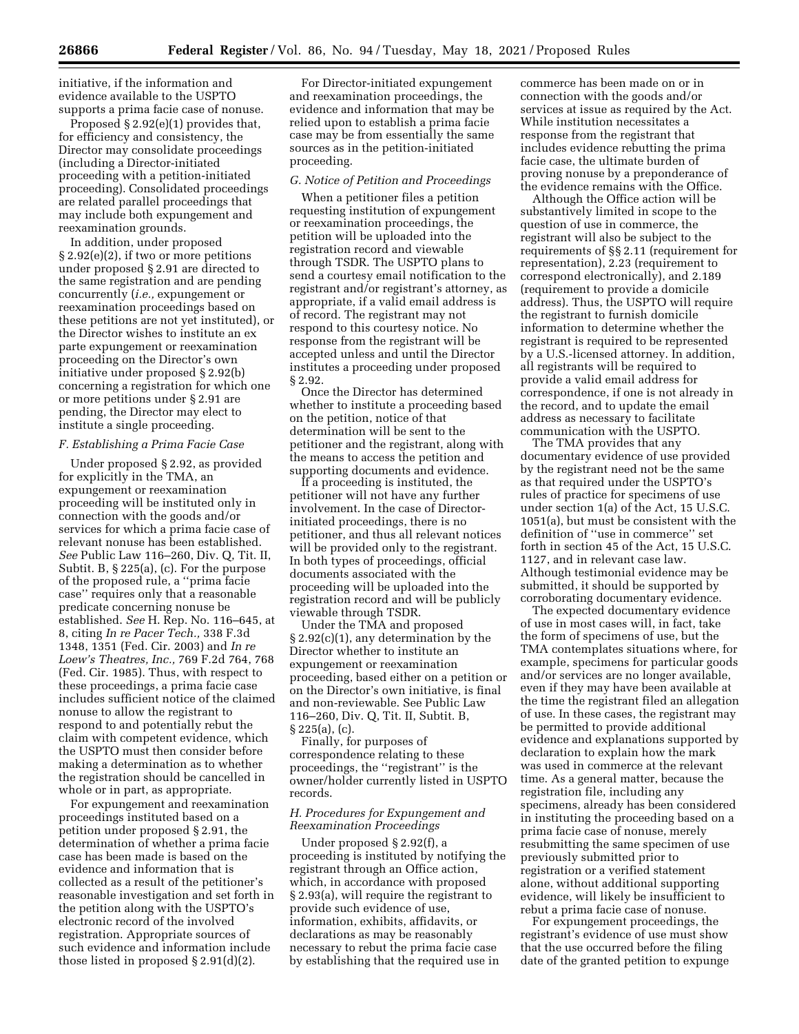initiative, if the information and evidence available to the USPTO supports a prima facie case of nonuse.

Proposed § 2.92(e)(1) provides that, for efficiency and consistency, the Director may consolidate proceedings (including a Director-initiated proceeding with a petition-initiated proceeding). Consolidated proceedings are related parallel proceedings that may include both expungement and reexamination grounds.

In addition, under proposed § 2.92(e)(2), if two or more petitions under proposed § 2.91 are directed to the same registration and are pending concurrently (*i.e.,* expungement or reexamination proceedings based on these petitions are not yet instituted), or the Director wishes to institute an ex parte expungement or reexamination proceeding on the Director's own initiative under proposed § 2.92(b) concerning a registration for which one or more petitions under § 2.91 are pending, the Director may elect to institute a single proceeding.

### *F. Establishing a Prima Facie Case*

Under proposed § 2.92, as provided for explicitly in the TMA, an expungement or reexamination proceeding will be instituted only in connection with the goods and/or services for which a prima facie case of relevant nonuse has been established. *See* Public Law 116–260, Div. Q, Tit. II, Subtit. B, § 225(a), (c). For the purpose of the proposed rule, a ''prima facie case'' requires only that a reasonable predicate concerning nonuse be established. *See* H. Rep. No. 116–645, at 8, citing *In re Pacer Tech.,* 338 F.3d 1348, 1351 (Fed. Cir. 2003) and *In re Loew's Theatres, Inc.,* 769 F.2d 764, 768 (Fed. Cir. 1985). Thus, with respect to these proceedings, a prima facie case includes sufficient notice of the claimed nonuse to allow the registrant to respond to and potentially rebut the claim with competent evidence, which the USPTO must then consider before making a determination as to whether the registration should be cancelled in whole or in part, as appropriate.

For expungement and reexamination proceedings instituted based on a petition under proposed § 2.91, the determination of whether a prima facie case has been made is based on the evidence and information that is collected as a result of the petitioner's reasonable investigation and set forth in the petition along with the USPTO's electronic record of the involved registration. Appropriate sources of such evidence and information include those listed in proposed § 2.91(d)(2).

For Director-initiated expungement and reexamination proceedings, the evidence and information that may be relied upon to establish a prima facie case may be from essentially the same sources as in the petition-initiated proceeding.

### *G. Notice of Petition and Proceedings*

When a petitioner files a petition requesting institution of expungement or reexamination proceedings, the petition will be uploaded into the registration record and viewable through TSDR. The USPTO plans to send a courtesy email notification to the registrant and/or registrant's attorney, as appropriate, if a valid email address is of record. The registrant may not respond to this courtesy notice. No response from the registrant will be accepted unless and until the Director institutes a proceeding under proposed § 2.92.

Once the Director has determined whether to institute a proceeding based on the petition, notice of that determination will be sent to the petitioner and the registrant, along with the means to access the petition and supporting documents and evidence.

If a proceeding is instituted, the petitioner will not have any further involvement. In the case of Director-initiated proceedings, there is no petitioner, and thus all relevant notices will be provided only to the registrant. In both types of proceedings, official documents associated with the proceeding will be uploaded into the registration record and will be publicly viewable through TSDR.

Under the TMA and proposed § 2.92(c)(1), any determination by the Director whether to institute an expungement or reexamination proceeding, based either on a petition or on the Director's own initiative, is final and non-reviewable. See Public Law 116–260, Div. Q, Tit. II, Subtit. B, § 225(a), (c).

Finally, for purposes of correspondence relating to these proceedings, the ''registrant'' is the owner/holder currently listed in USPTO records.

### *H. Procedures for Expungement and Reexamination Proceedings*

Under proposed § 2.92(f), a proceeding is instituted by notifying the registrant through an Office action, which, in accordance with proposed § 2.93(a), will require the registrant to provide such evidence of use, information, exhibits, affidavits, or declarations as may be reasonably necessary to rebut the prima facie case by establishing that the required use in commerce has been made on or in connection with the goods and/or services at issue as required by the Act. While institution necessitates a response from the registrant that includes evidence rebutting the prima facie case, the ultimate burden of proving nonuse by a preponderance of the evidence remains with the Office.

Although the Office action will be substantively limited in scope to the question of use in commerce, the registrant will also be subject to the requirements of §§ 2.11 (requirement for representation), 2.23 (requirement to correspond electronically), and 2.189 (requirement to provide a domicile address). Thus, the USPTO will require the registrant to furnish domicile information to determine whether the registrant is required to be represented by a U.S.-licensed attorney. In addition, all registrants will be required to provide a valid email address for correspondence, if one is not already in the record, and to update the email address as necessary to facilitate communication with the USPTO.

The TMA provides that any documentary evidence of use provided by the registrant need not be the same as that required under the USPTO's rules of practice for specimens of use under section 1(a) of the Act, 15 U.S.C. 1051(a), but must be consistent with the definition of ''use in commerce'' set forth in section 45 of the Act, 15 U.S.C. 1127, and in relevant case law. Although testimonial evidence may be submitted, it should be supported by corroborating documentary evidence.

The expected documentary evidence of use in most cases will, in fact, take the form of specimens of use, but the TMA contemplates situations where, for example, specimens for particular goods and/or services are no longer available, even if they may have been available at the time the registrant filed an allegation of use. In these cases, the registrant may be permitted to provide additional evidence and explanations supported by declaration to explain how the mark was used in commerce at the relevant time. As a general matter, because the registration file, including any specimens, already has been considered in instituting the proceeding based on a prima facie case of nonuse, merely resubmitting the same specimen of use previously submitted prior to registration or a verified statement alone, without additional supporting evidence, will likely be insufficient to rebut a prima facie case of nonuse.

For expungement proceedings, the registrant's evidence of use must show that the use occurred before the filing date of the granted petition to expunge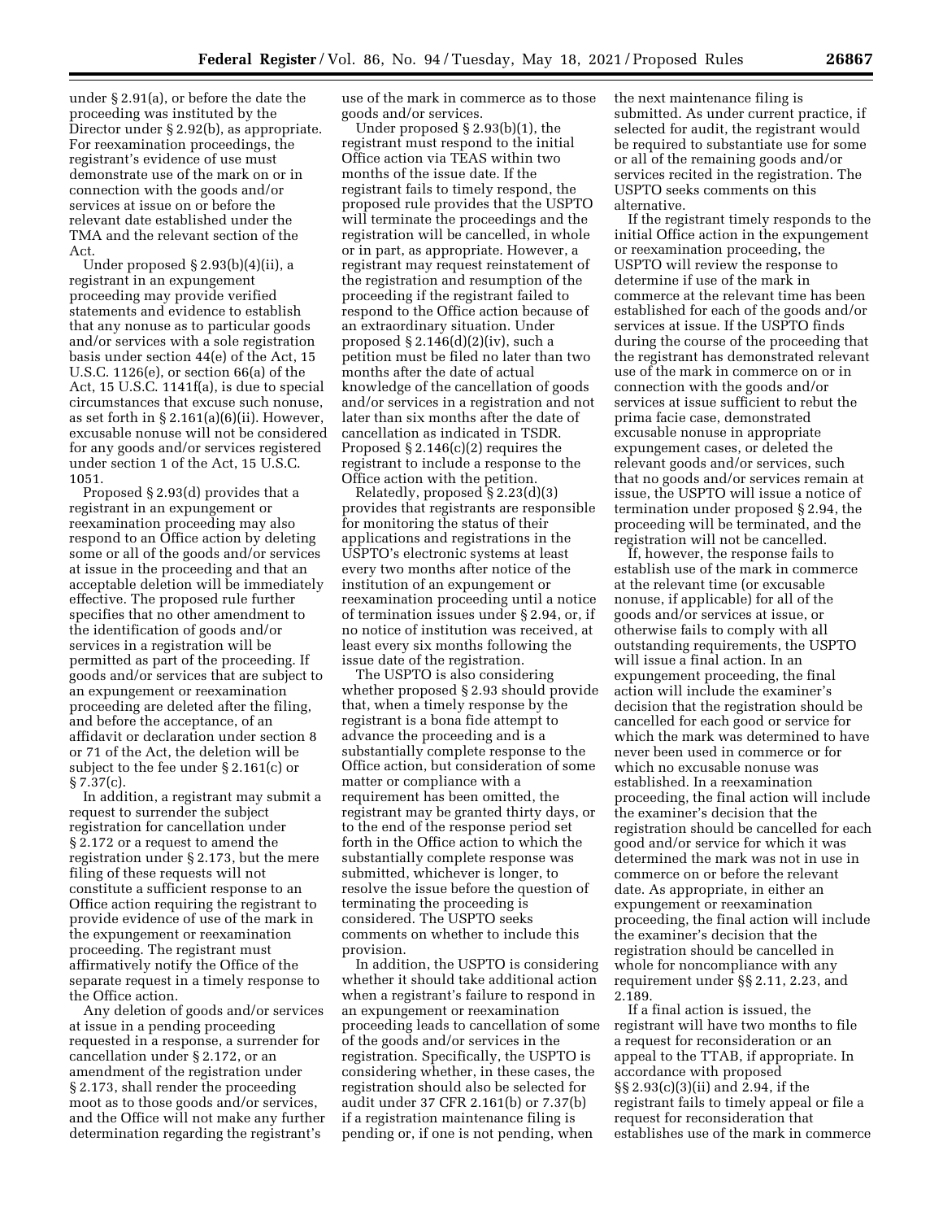under § 2.91(a), or before the date the proceeding was instituted by the Director under § 2.92(b), as appropriate. For reexamination proceedings, the registrant's evidence of use must demonstrate use of the mark on or in connection with the goods and/or services at issue on or before the relevant date established under the TMA and the relevant section of the Act.

Under proposed § 2.93(b)(4)(ii), a registrant in an expungement proceeding may provide verified statements and evidence to establish that any nonuse as to particular goods and/or services with a sole registration basis under section 44(e) of the Act, 15 U.S.C. 1126(e), or section 66(a) of the Act, 15 U.S.C. 1141f(a), is due to special circumstances that excuse such nonuse, as set forth in § 2.161(a)(6)(ii). However, excusable nonuse will not be considered for any goods and/or services registered under section 1 of the Act, 15 U.S.C. 1051.

Proposed § 2.93(d) provides that a registrant in an expungement or reexamination proceeding may also respond to an Office action by deleting some or all of the goods and/or services at issue in the proceeding and that an acceptable deletion will be immediately effective. The proposed rule further specifies that no other amendment to the identification of goods and/or services in a registration will be permitted as part of the proceeding. If goods and/or services that are subject to an expungement or reexamination proceeding are deleted after the filing, and before the acceptance, of an affidavit or declaration under section 8 or 71 of the Act, the deletion will be subject to the fee under § 2.161(c) or § 7.37(c).

In addition, a registrant may submit a request to surrender the subject registration for cancellation under § 2.172 or a request to amend the registration under § 2.173, but the mere filing of these requests will not constitute a sufficient response to an Office action requiring the registrant to provide evidence of use of the mark in the expungement or reexamination proceeding. The registrant must affirmatively notify the Office of the separate request in a timely response to the Office action.

Any deletion of goods and/or services at issue in a pending proceeding requested in a response, a surrender for cancellation under § 2.172, or an amendment of the registration under § 2.173, shall render the proceeding moot as to those goods and/or services, and the Office will not make any further determination regarding the registrant's use of the mark in commerce as to those goods and/or services.

Under proposed § 2.93(b)(1), the registrant must respond to the initial Office action via TEAS within two months of the issue date. If the registrant fails to timely respond, the proposed rule provides that the USPTO will terminate the proceedings and the registration will be cancelled, in whole or in part, as appropriate. However, a registrant may request reinstatement of the registration and resumption of the proceeding if the registrant failed to respond to the Office action because of an extraordinary situation. Under proposed § 2.146(d)(2)(iv), such a petition must be filed no later than two months after the date of actual knowledge of the cancellation of goods and/or services in a registration and not later than six months after the date of cancellation as indicated in TSDR. Proposed § 2.146(c)(2) requires the registrant to include a response to the Office action with the petition.

Relatedly, proposed § 2.23(d)(3) provides that registrants are responsible for monitoring the status of their applications and registrations in the USPTO's electronic systems at least every two months after notice of the institution of an expungement or reexamination proceeding until a notice of termination issues under § 2.94, or, if no notice of institution was received, at least every six months following the issue date of the registration.

The USPTO is also considering whether proposed § 2.93 should provide that, when a timely response by the registrant is a bona fide attempt to advance the proceeding and is a substantially complete response to the Office action, but consideration of some matter or compliance with a requirement has been omitted, the registrant may be granted thirty days, or to the end of the response period set forth in the Office action to which the substantially complete response was submitted, whichever is longer, to resolve the issue before the question of terminating the proceeding is considered. The USPTO seeks comments on whether to include this provision.

In addition, the USPTO is considering whether it should take additional action when a registrant's failure to respond in an expungement or reexamination proceeding leads to cancellation of some of the goods and/or services in the registration. Specifically, the USPTO is considering whether, in these cases, the registration should also be selected for audit under 37 CFR 2.161(b) or 7.37(b) if a registration maintenance filing is pending or, if one is not pending, when the next maintenance filing is submitted. As under current practice, if selected for audit, the registrant would be required to substantiate use for some or all of the remaining goods and/or services recited in the registration. The USPTO seeks comments on this alternative.

If the registrant timely responds to the initial Office action in the expungement or reexamination proceeding, the USPTO will review the response to determine if use of the mark in commerce at the relevant time has been established for each of the goods and/or services at issue. If the USPTO finds during the course of the proceeding that the registrant has demonstrated relevant use of the mark in commerce on or in connection with the goods and/or services at issue sufficient to rebut the prima facie case, demonstrated excusable nonuse in appropriate expungement cases, or deleted the relevant goods and/or services, such that no goods and/or services remain at issue, the USPTO will issue a notice of termination under proposed § 2.94, the proceeding will be terminated, and the registration will not be cancelled.

If, however, the response fails to establish use of the mark in commerce at the relevant time (or excusable nonuse, if applicable) for all of the goods and/or services at issue, or otherwise fails to comply with all outstanding requirements, the USPTO will issue a final action. In an expungement proceeding, the final action will include the examiner's decision that the registration should be cancelled for each good or service for which the mark was determined to have never been used in commerce or for which no excusable nonuse was established. In a reexamination proceeding, the final action will include the examiner's decision that the registration should be cancelled for each good and/or service for which it was determined the mark was not in use in commerce on or before the relevant date. As appropriate, in either an expungement or reexamination proceeding, the final action will include the examiner's decision that the registration should be cancelled in whole for noncompliance with any requirement under §§ 2.11, 2.23, and 2.189.

If a final action is issued, the registrant will have two months to file a request for reconsideration or an appeal to the TTAB, if appropriate. In accordance with proposed §§ 2.93(c)(3)(ii) and 2.94, if the registrant fails to timely appeal or file a request for reconsideration that establishes use of the mark in commerce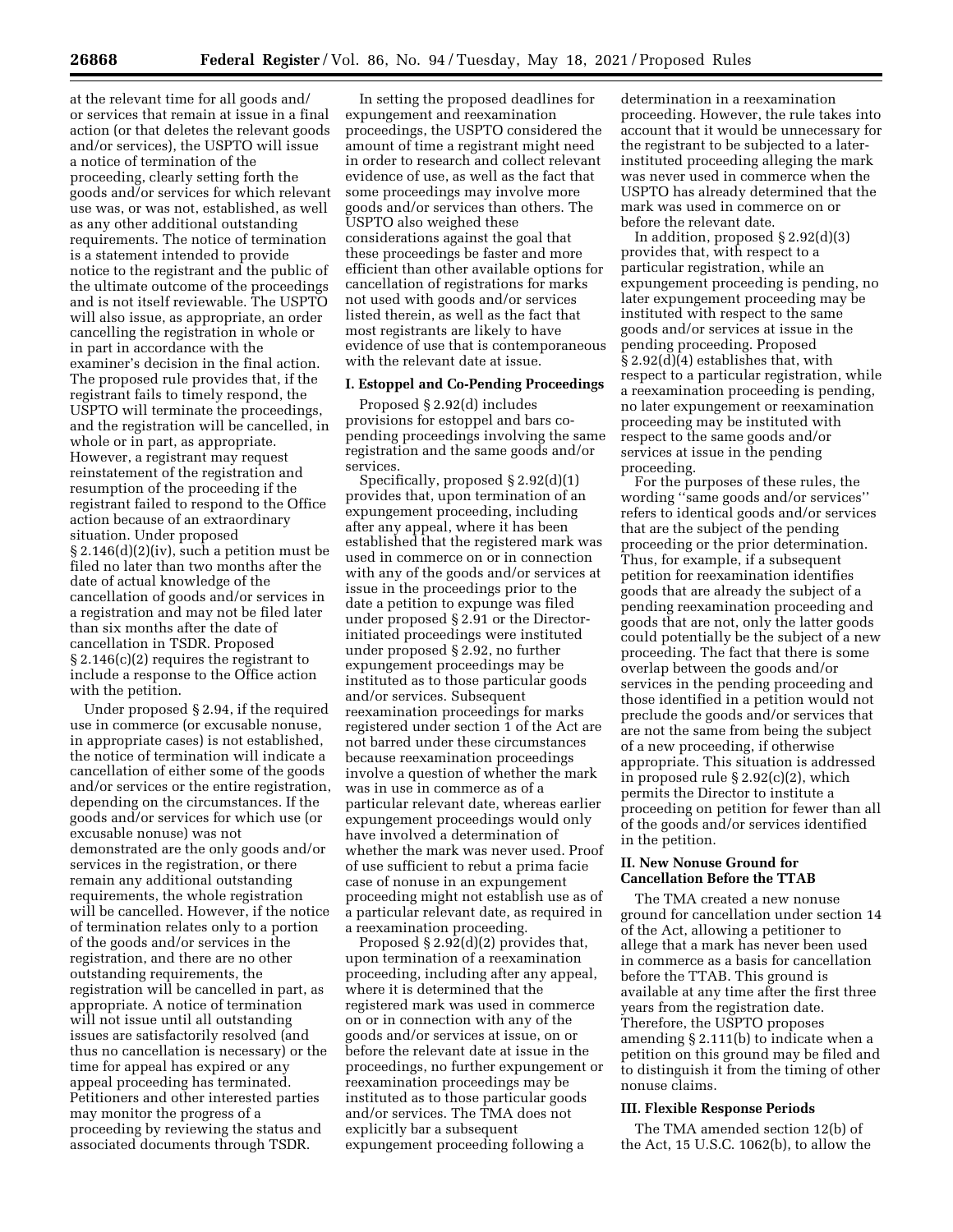at the relevant time for all goods and/or services that remain at issue in a final action (or that deletes the relevant goods and/or services), the USPTO will issue a notice of termination of the proceeding, clearly setting forth the goods and/or services for which relevant use was, or was not, established, as well as any other additional outstanding requirements. The notice of termination is a statement intended to provide notice to the registrant and the public of the ultimate outcome of the proceedings and is not itself reviewable. The USPTO will also issue, as appropriate, an order cancelling the registration in whole or in part in accordance with the examiner's decision in the final action. The proposed rule provides that, if the registrant fails to timely respond, the USPTO will terminate the proceedings, and the registration will be cancelled, in whole or in part, as appropriate. However, a registrant may request reinstatement of the registration and resumption of the proceeding if the registrant failed to respond to the Office action because of an extraordinary situation. Under proposed § 2.146(d)(2)(iv), such a petition must be filed no later than two months after the date of actual knowledge of the cancellation of goods and/or services in a registration and may not be filed later than six months after the date of cancellation in TSDR. Proposed § 2.146(c)(2) requires the registrant to include a response to the Office action with the petition.

Under proposed § 2.94, if the required use in commerce (or excusable nonuse, in appropriate cases) is not established, the notice of termination will indicate a cancellation of either some of the goods and/or services or the entire registration, depending on the circumstances. If the goods and/or services for which use (or excusable nonuse) was not demonstrated are the only goods and/or services in the registration, or there remain any additional outstanding requirements, the whole registration will be cancelled. However, if the notice of termination relates only to a portion of the goods and/or services in the registration, and there are no other outstanding requirements, the registration will be cancelled in part, as appropriate. A notice of termination will not issue until all outstanding issues are satisfactorily resolved (and thus no cancellation is necessary) or the time for appeal has expired or any appeal proceeding has terminated. Petitioners and other interested parties may monitor the progress of a proceeding by reviewing the status and associated documents through TSDR.

In setting the proposed deadlines for expungement and reexamination proceedings, the USPTO considered the amount of time a registrant might need in order to research and collect relevant evidence of use, as well as the fact that some proceedings may involve more goods and/or services than others. The USPTO also weighed these considerations against the goal that these proceedings be faster and more efficient than other available options for cancellation of registrations for marks not used with goods and/or services listed therein, as well as the fact that most registrants are likely to have evidence of use that is contemporaneous with the relevant date at issue.

### I. Estoppel and Co-Pending Proceedings

Proposed § 2.92(d) includes provisions for estoppel and bars co-pending proceedings involving the same registration and the same goods and/or services.

Specifically, proposed § 2.92(d)(1) provides that, upon termination of an expungement proceeding, including after any appeal, where it has been established that the registered mark was used in commerce on or in connection with any of the goods or services at issue in the proceedings prior to the date a petition to expunge was filed under proposed § 2.91 or the Director-initiated proceedings were instituted under proposed § 2.92, no further expungement proceedings may be instituted as to those particular goods and/or services. Subsequent reexamination proceedings for marks registered under section 1 of the Act are not barred under these circumstances because reexamination proceedings involve a question of whether the mark was in use in commerce as of a particular relevant date, whereas earlier expungement proceedings would only have involved a determination of whether the mark was never used. Proof of use sufficient to rebut a prima facie case of nonuse in an expungement proceeding might not establish use as of a particular relevant date, as required in a reexamination proceeding.

Proposed § 2.92(d)(2) provides that, upon termination of a reexamination proceeding, including after any appeal, where it is determined that the registered mark was used in commerce on or in connection with any of the goods and/or services at issue, on or before the relevant date at issue in the proceedings, no further expungement or reexamination proceedings may be instituted as to those particular goods and/or services. The TMA does not explicitly bar a subsequent expungement proceeding following a determination in a reexamination proceeding. However, the rule takes into account that it would be unnecessary for the registrant to be subjected to a later-instituted proceeding alleging the mark was never used in commerce when the USPTO has already determined that the mark was used in commerce on or before the relevant date.

In addition, proposed § 2.92(d)(3) provides that, with respect to a particular registration, while an expungement proceeding is pending, no later expungement proceeding may be instituted with respect to the same goods and/or services at issue in the pending proceeding. Proposed § 2.92(d)(4) establishes that, with respect to a particular registration, while a reexamination proceeding is pending, no later expungement or reexamination proceeding may be instituted with respect to the same goods and/or services at issue in the pending proceeding.

For the purposes of these rules, the wording "same goods and/or services" refers to identical goods and/or services that are the subject of the pending proceeding or the prior determination. Thus, for example, if a subsequent petition for reexamination identifies goods that are already the subject of a pending reexamination proceeding and goods that are not, only the latter goods could potentially be the subject of a new proceeding. The fact that there is some overlap between the goods and/or services in the pending proceeding and those identified in a petition would not preclude the goods and/or services that are not the same from being the subject of a new proceeding, if otherwise appropriate. This situation is addressed in proposed rule § 2.92(c)(2), which permits the Director to institute a proceeding on petition for fewer than all of the goods and/or services identified in the petition.

### II. New Nonuse Ground for Cancellation Before the TTAB

The TMA created a new nonuse ground for cancellation under section 14 of the Act, allowing a petitioner to allege that a mark has never been used in commerce as a basis for cancellation before the TTAB. This ground is available at any time after the first three years from the registration date. Therefore, the USPTO proposes amending § 2.111(b) to indicate when a petition on this ground may be filed and to distinguish it from the timing of other nonuse claims.

### III. Flexible Response Periods

The TMA amended section 12(b) of the Act, 15 U.S.C. 1062(b), to allow the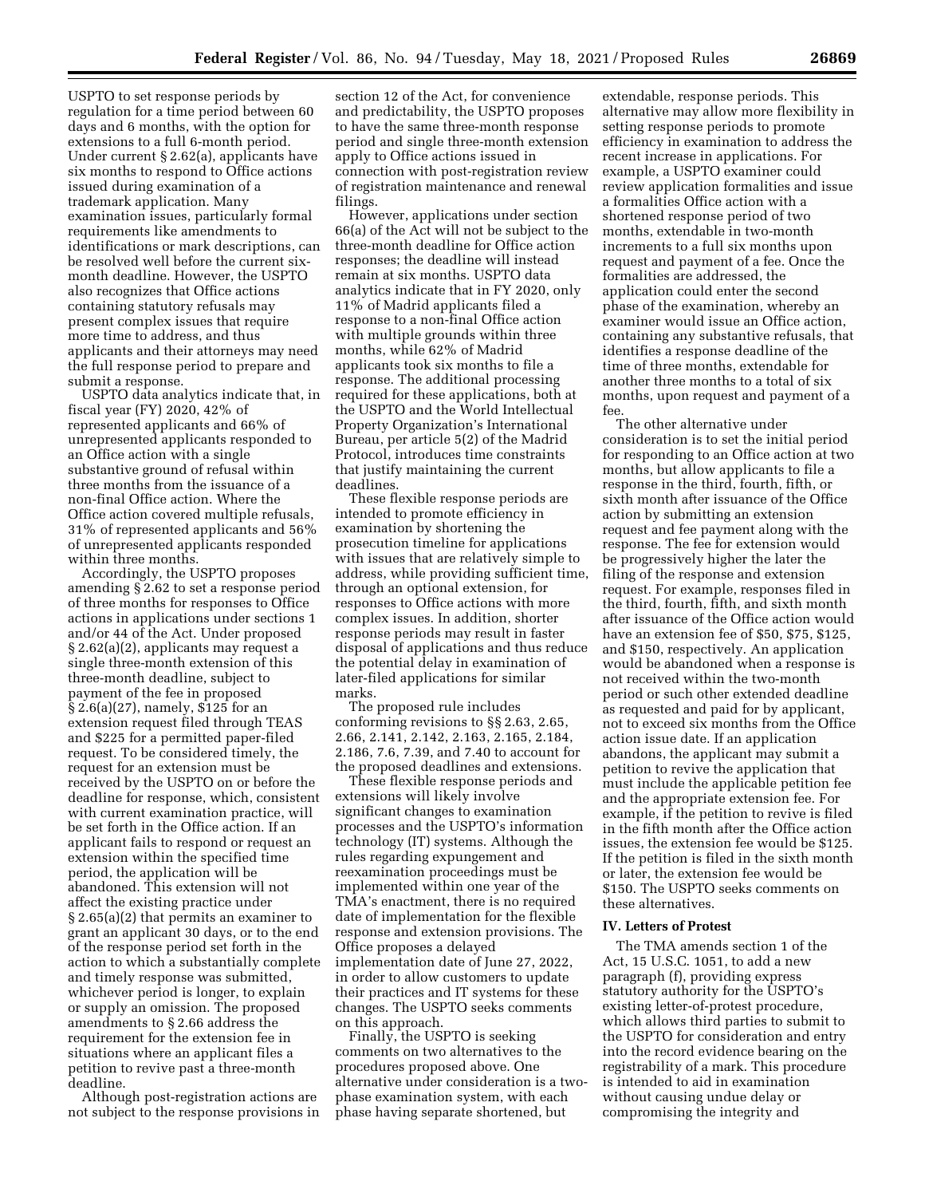USPTO to set response periods by regulation for a time period between 60 days and 6 months, with the option for extensions to a full 6-month period. Under current § 2.62(a), applicants have six months to respond to Office actions issued during examination of a trademark application. Many examination issues, particularly formal requirements like amendments to identifications or mark descriptions, can be resolved well before the current six-month deadline. However, the USPTO also recognizes that Office actions containing statutory refusals may present complex issues that require more time to address, and thus applicants and their attorneys may need the full response period to prepare and submit a response.

USPTO data analytics indicate that, in fiscal year (FY) 2020, 42% of represented applicants and 66% of unrepresented applicants responded to an Office action with a single substantive ground of refusal within three months from the issuance of a non-final Office action. Where the Office action covered multiple refusals, 31% of represented applicants and 56% of unrepresented applicants responded within three months.

Accordingly, the USPTO proposes amending § 2.62 to set a response period of three months for responses to Office actions in applications under sections 1 and/or 44 of the Act. Under proposed § 2.62(a)(2), applicants may request a single three-month extension of this three-month deadline, subject to payment of the fee in proposed § 2.6(a)(27), namely, $125 for an extension request filed through TEAS and $225 for a permitted paper-filed request. To be considered timely, the request for an extension must be received by the USPTO on or before the deadline for response, which, consistent with current examination practice, will be set forth in the Office action. If an applicant fails to respond or request an extension within the specified time period, the application will be abandoned. This extension will not affect the existing practice under § 2.65(a)(2) that permits an examiner to grant an applicant 30 days, or to the end of the response period set forth in the action to which a substantially complete and timely response was submitted, whichever period is longer, to explain or supply an omission. The proposed amendments to § 2.66 address the requirement for the extension fee in situations where an applicant files a petition to revive past a three-month deadline.

Although post-registration actions are not subject to the response provisions in section 12 of the Act, for convenience and predictability, the USPTO proposes to have the same three-month response period and single three-month extension apply to Office actions issued in connection with post-registration review of registration maintenance and renewal filings.

However, applications under section 66(a) of the Act will not be subject to the three-month deadline for Office action responses; the deadline will instead remain at six months. USPTO data analytics indicate that in FY 2020, only 11% of Madrid applicants filed a response to a non-final Office action with multiple grounds within three months, while 62% of Madrid applicants took six months to file a response. The additional processing required for these applications, both at the USPTO and the World Intellectual Property Organization's International Bureau, per article 5(2) of the Madrid Protocol, introduces time constraints that justify maintaining the current deadlines.

These flexible response periods are intended to promote efficiency in examination by shortening the prosecution timeline for applications with issues that are relatively simple to address, while providing sufficient time, through an optional extension, for responses to Office actions with more complex issues. In addition, shorter response periods may result in faster disposal of applications and thus reduce the potential delay in examination of later-filed applications for similar marks.

The proposed rule includes conforming revisions to §§ 2.63, 2.65, 2.66, 2.141, 2.142, 2.163, 2.165, 2.184, 2.186, 7.6, 7.39, and 7.40 to account for the proposed deadlines and extensions.

These flexible response periods and extensions will likely involve significant changes to examination processes and the USPTO's information technology (IT) systems. Although the rules regarding expungement and reexamination proceedings must be implemented within one year of the TMA's enactment, there is no required date of implementation for the flexible response and extension provisions. The Office proposes a delayed implementation date of June 27, 2022, in order to allow customers to update their practices and IT systems for these changes. The USPTO seeks comments on this approach.

Finally, the USPTO is seeking comments on two alternatives to the procedures proposed above. One alternative under consideration is a two-phase examination system, with each phase having separate shortened, but extendable, response periods. This alternative may allow more flexibility in setting response periods to promote efficiency in examination to address the recent increase in applications. For example, a USPTO examiner could review application formalities and issue a formalities Office action with a shortened response period of two months, extendable in two-month increments to a full six months upon request and payment of a fee. Once the formalities are addressed, the application could enter the second phase of the examination, whereby an examiner would issue an Office action, containing any substantive refusals, that identifies a response deadline of the time of three months, extendable for another three months to a total of six months, upon request and payment of a fee.

The other alternative under consideration is to set the initial period for responding to an Office action at two months, but allow applicants to file a response in the third, fourth, fifth, or sixth month after issuance of the Office action by submitting an extension request and fee payment along with the response. The fee for extension would be progressively higher the later the filing of the response and extension request. For example, responses filed in the third, fourth, fifth, and sixth month after issuance of the Office action would have an extension fee of $50, $75, $125, and $150, respectively. An application would be abandoned when a response is not received within the two-month period or such other extended deadline as requested and paid for by applicant, not to exceed six months from the Office action issue date. If an application abandons, the applicant may submit a petition to revive the application that must include the applicable petition fee and the appropriate extension fee. For example, if the petition to revive is filed in the fifth month after the Office action issues, the extension fee would be $125. If the petition is filed in the sixth month or later, the extension fee would be $150. The USPTO seeks comments on these alternatives.

## IV. Letters of Protest

The TMA amends section 1 of the Act, 15 U.S.C. 1051, to add a new paragraph (f), providing express statutory authority for the USPTO's existing letter-of-protest procedure, which allows third parties to submit to the USPTO for consideration and entry into the record evidence bearing on the registrability of a mark. This procedure is intended to aid in examination without causing undue delay or compromising the integrity and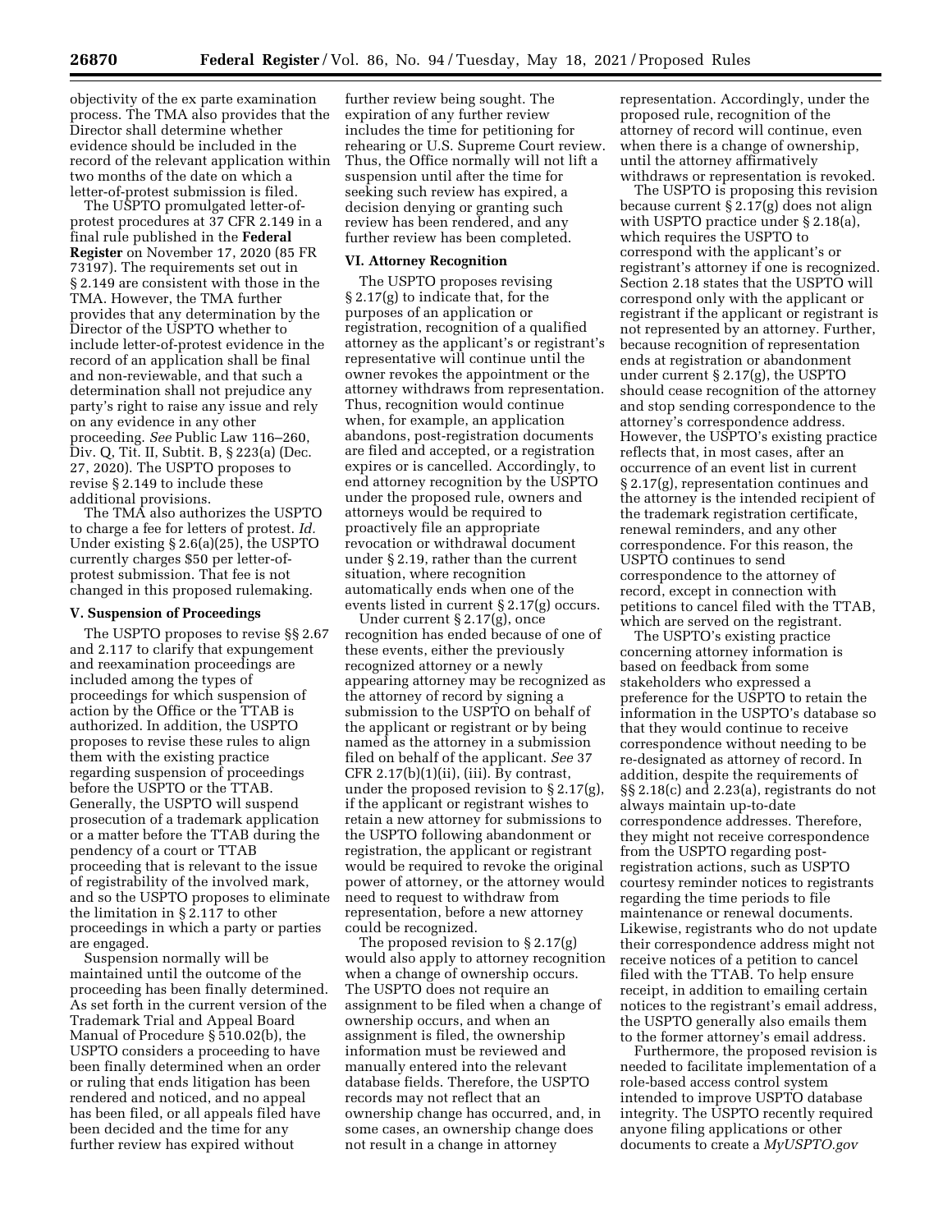objectivity of the ex parte examination process. The TMA also provides that the Director shall determine whether evidence should be included in the record of the relevant application within two months of the date on which a letter-of-protest submission is filed.

The USPTO promulgated letter-of-protest procedures at 37 CFR 2.149 in a final rule published in the **Federal Register** on November 17, 2020 (85 FR 73197). The requirements set out in § 2.149 are consistent with those in the TMA. However, the TMA further provides that any determination by the Director of the USPTO whether to include letter-of-protest evidence in the record of an application shall be final and non-reviewable, and that such a determination shall not prejudice any party's right to raise any issue and rely on any evidence in any other proceeding. *See* Public Law 116–260, Div. Q, Tit. II, Subtit. B, § 223(a) (Dec. 27, 2020). The USPTO proposes to revise § 2.149 to include these additional provisions.

The TMA also authorizes the USPTO to charge a fee for letters of protest. *Id.* Under existing § 2.6(a)(25), the USPTO currently charges $50 per letter-of-protest submission. That fee is not changed in this proposed rulemaking.

### V. Suspension of Proceedings

The USPTO proposes to revise §§ 2.67 and 2.117 to clarify that expungement and reexamination proceedings are included among the types of proceedings for which suspension of action by the Office or the TTAB is authorized. In addition, the USPTO proposes to revise these rules to align them with the existing practice regarding suspension of proceedings before the USPTO or the TTAB. Generally, the USPTO will suspend prosecution of a trademark application or a matter before the TTAB during the pendency of a court or TTAB proceeding that is relevant to the issue of registrability of the involved mark, and so the USPTO proposes to eliminate the limitation in § 2.117 to other proceedings in which a party or parties are engaged.

Suspension normally will be maintained until the outcome of the proceeding has been finally determined. As set forth in the current version of the Trademark Trial and Appeal Board Manual of Procedure § 510.02(b), the USPTO considers a proceeding to have been finally determined when an order or ruling that ends litigation has been rendered and noticed, and no appeal has been filed, or all appeals filed have been decided and the time for any further review has expired without further review being sought. The expiration of any further review includes the time for petitioning for rehearing or U.S. Supreme Court review. Thus, the Office normally will not lift a suspension until after the time for seeking such review has expired, a decision denying or granting such review has been rendered, and any further review has been completed.

### VI. Attorney Recognition

The USPTO proposes revising § 2.17(g) to indicate that, for the purposes of an application or registration, recognition of a qualified attorney as the applicant's or registrant's representative will continue until the owner revokes the appointment or the attorney withdraws from representation. Thus, recognition would continue when, for example, an application abandons, post-registration documents are filed and accepted, or a registration expires or is cancelled. Accordingly, to end attorney recognition by the USPTO under the proposed rule, owners and attorneys would be required to proactively file an appropriate revocation or withdrawal document under § 2.19, rather than the current situation, where recognition automatically ends when one of the events listed in current § 2.17(g) occurs.

Under current § 2.17(g), once recognition has ended because of one of these events, either the previously recognized attorney or a newly appearing attorney may be recognized as the attorney of record by signing a submission to the USPTO on behalf of the applicant or registrant or by being named as the attorney in a submission filed on behalf of the applicant. *See* 37 CFR 2.17(b)(1)(ii), (iii). By contrast, under the proposed revision to § 2.17(g), if the applicant or registrant wishes to retain a new attorney for submissions to the USPTO following abandonment or registration, the applicant or registrant would be required to revoke the original power of attorney, or the attorney would need to request to withdraw from representation, before a new attorney could be recognized.

The proposed revision to § 2.17(g) would also apply to attorney recognition when a change of ownership occurs. The USPTO does not require an assignment to be filed when a change of ownership occurs, and when an assignment is filed, the ownership information must be reviewed and manually entered into the relevant database fields. Therefore, the USPTO records may not reflect that an ownership change has occurred, and, in some cases, an ownership change does not result in a change in attorney representation. Accordingly, under the proposed rule, recognition of the attorney of record will continue, even when there is a change of ownership, until the attorney affirmatively withdraws or representation is revoked.

The USPTO is proposing this revision because current § 2.17(g) does not align with USPTO practice under § 2.18(a), which requires the USPTO to correspond with the applicant's or registrant's attorney if one is recognized. Section 2.18 states that the USPTO will correspond only with the applicant or registrant if the applicant or registrant is not represented by an attorney. Further, because recognition of representation ends at registration or abandonment under current § 2.17(g), the USPTO should cease recognition of the attorney and stop sending correspondence to the attorney's correspondence address. However, the USPTO's existing practice reflects that, in most cases, after an occurrence of an event list in current § 2.17(g), representation continues and the attorney is the intended recipient of the trademark registration certificate, renewal reminders, and any other correspondence. For this reason, the USPTO continues to send correspondence to the attorney of record, except in connection with petitions to cancel filed with the TTAB, which are served on the registrant.

The USPTO's existing practice concerning attorney information is based on feedback from some stakeholders who expressed a preference for the USPTO to retain the information in the USPTO's database so that they would continue to receive correspondence without needing to be re-designated as attorney of record. In addition, despite the requirements of §§ 2.18(c) and 2.23(a), registrants do not always maintain up-to-date correspondence addresses. Therefore, they might not receive correspondence from the USPTO regarding post-registration actions, such as USPTO courtesy reminder notices to registrants regarding the time periods to file maintenance or renewal documents. Likewise, registrants who do not update their correspondence address might not receive notices of a petition to cancel filed with the TTAB. To help ensure receipt, in addition to emailing certain notices to the registrant's email address, the USPTO generally also emails them to the former attorney's email address.

Furthermore, the proposed revision is needed to facilitate implementation of a role-based access control system intended to improve USPTO database integrity. The USPTO recently required anyone filing applications or other documents to create a *MyUSPTO.gov*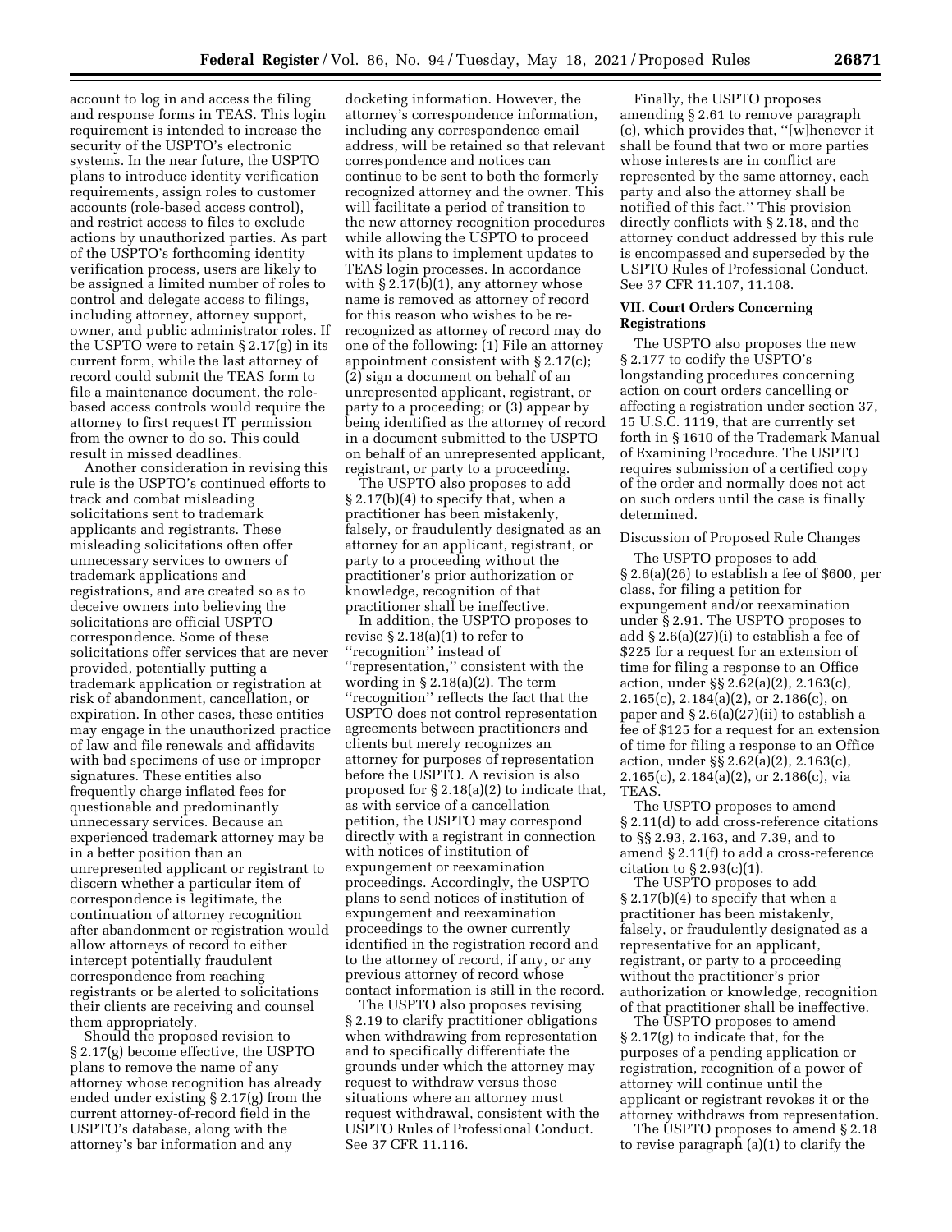account to log in and access the filing and response forms in TEAS. This login requirement is intended to increase the security of the USPTO's electronic systems. In the near future, the USPTO plans to introduce identity verification requirements, assign roles to customer accounts (role-based access control), and restrict access to files to exclude actions by unauthorized parties. As part of the USPTO's forthcoming identity verification process, users are likely to be assigned a limited number of roles to control and delegate access to filings, including attorney, attorney support, owner, and public administrator roles. If the USPTO were to retain § 2.17(g) in its current form, while the last attorney of record could submit the TEAS form to file a maintenance document, the role-based access controls would require the attorney to first request IT permission from the owner to do so. This could result in missed deadlines.

Another consideration in revising this rule is the USPTO's continued efforts to track and combat misleading solicitations sent to trademark applicants and registrants. These misleading solicitations often offer unnecessary services to owners of trademark applications and registrations, and are created so as to deceive owners into believing the solicitations are official USPTO correspondence. Some of these solicitations offer services that are never provided, potentially putting a trademark application or registration at risk of abandonment, cancellation, or expiration. In other cases, these entities may engage in the unauthorized practice of law and file renewals and affidavits with bad specimens of use or improper signatures. These entities also frequently charge inflated fees for questionable and predominantly unnecessary services. Because an experienced trademark attorney may be in a better position than an unrepresented applicant or registrant to discern whether a particular item of correspondence is legitimate, the continuation of attorney recognition after abandonment or registration would allow attorneys of record to either intercept potentially fraudulent correspondence from reaching registrants or be alerted to solicitations their clients are receiving and counsel them appropriately.

Should the proposed revision to § 2.17(g) become effective, the USPTO plans to remove the name of any attorney whose recognition has already ended under existing § 2.17(g) from the current attorney-of-record field in the USPTO's database, along with the attorney's bar information and any docketing information. However, the attorney's correspondence information, including any correspondence email address, will be retained so that relevant correspondence and notices can continue to be sent to both the formerly recognized attorney and the owner. This will facilitate a period of transition to the new attorney recognition procedures while allowing the USPTO to proceed with its plans to implement updates to TEAS login processes. In accordance with § 2.17(b)(1), any attorney whose name is removed as attorney of record for this reason who wishes to be re-recognized as attorney of record may do one of the following: (1) File an attorney appointment consistent with § 2.17(c); (2) sign a document on behalf of an unrepresented applicant, registrant, or party to a proceeding; or (3) appear by being identified as the attorney of record in a document submitted to the USPTO on behalf of an unrepresented applicant, registrant, or party to a proceeding.

The USPTO also proposes to add § 2.17(b)(4) to specify that, when a practitioner has been mistakenly, falsely, or fraudulently designated as an attorney for an applicant, registrant, or party to a proceeding without the practitioner's prior authorization or knowledge, recognition of that practitioner shall be ineffective.

In addition, the USPTO proposes to revise § 2.18(a)(1) to refer to "recognition" instead of "representation," consistent with the wording in § 2.18(a)(2). The term "recognition" reflects the fact that the USPTO does not control representation agreements between practitioners and clients but merely recognizes an attorney for purposes of representation before the USPTO. A revision is also proposed for § 2.18(a)(2) to indicate that, as with service of a cancellation petition, the USPTO may correspond directly with a registrant in connection with notices of institution of expungement or reexamination proceedings. Accordingly, the USPTO plans to send notices of institution of expungement and reexamination proceedings to the owner currently identified in the registration record and to the attorney of record, if any, or any previous attorney of record whose contact information is still in the record.

The USPTO also proposes revising § 2.19 to clarify practitioner obligations when withdrawing from representation and to specifically differentiate the grounds under which the attorney may request to withdraw versus those situations where an attorney must request withdrawal, consistent with the USPTO Rules of Professional Conduct. See 37 CFR 11.116.

Finally, the USPTO proposes amending § 2.61 to remove paragraph (c), which provides that, "[w]henever it shall be found that two or more parties whose interests are in conflict are represented by the same attorney, each party and also the attorney shall be notified of this fact." This provision directly conflicts with § 2.18, and the attorney conduct addressed by this rule is encompassed and superseded by the USPTO Rules of Professional Conduct. See 37 CFR 11.107, 11.108.

## VII. Court Orders Concerning Registrations

The USPTO also proposes the new § 2.177 to codify the USPTO's longstanding procedures concerning action on court orders cancelling or affecting a registration under section 37, 15 U.S.C. 1119, that are currently set forth in § 1610 of the Trademark Manual of Examining Procedure. The USPTO requires submission of a certified copy of the order and normally does not act on such orders until the case is finally determined.

Discussion of Proposed Rule Changes

The USPTO proposes to add § 2.6(a)(26) to establish a fee of $600, per class, for filing a petition for expungement and/or reexamination under § 2.91. The USPTO proposes to add § 2.6(a)(27)(i) to establish a fee of $225 for a request for an extension of time for filing a response to an Office action, under §§ 2.62(a)(2), 2.163(c), 2.165(c), 2.184(a)(2), or 2.186(c), on paper and § 2.6(a)(27)(ii) to establish a fee of $125 for a request for an extension of time for filing a response to an Office action, under §§ 2.62(a)(2), 2.163(c), 2.165(c), 2.184(a)(2), or 2.186(c), via TEAS.

The USPTO proposes to amend § 2.11(d) to add cross-reference citations to §§ 2.93, 2.163, and 7.39, and to amend § 2.11(f) to add a cross-reference citation to § 2.93(c)(1).

The USPTO proposes to add § 2.17(b)(4) to specify that when a practitioner has been mistakenly, falsely, or fraudulently designated as a representative for an applicant, registrant, or party to a proceeding without the practitioner's prior authorization or knowledge, recognition of that practitioner shall be ineffective.

The USPTO proposes to amend § 2.17(g) to indicate that, for the purposes of a pending application or registration, recognition of a power of attorney will continue until the applicant or registrant revokes it or the attorney withdraws from representation.

The USPTO proposes to amend § 2.18 to revise paragraph (a)(1) to clarify the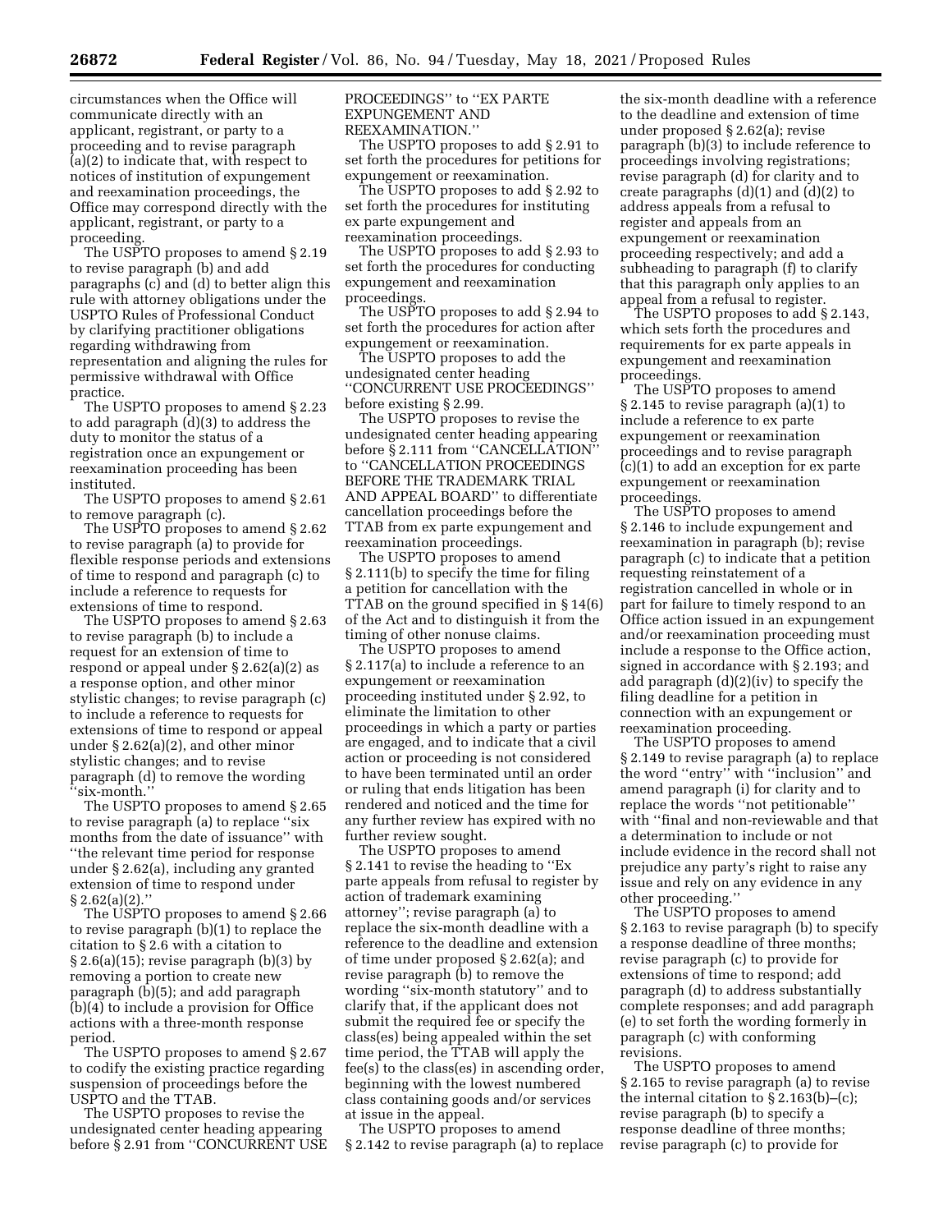circumstances when the Office will communicate directly with an applicant, registrant, or party to a proceeding and to revise paragraph (a)(2) to indicate that, with respect to notices of institution of expungement and reexamination proceedings, the Office may correspond directly with the applicant, registrant, or party to a proceeding.

The USPTO proposes to amend § 2.19 to revise paragraph (b) and add paragraphs (c) and (d) to better align this rule with attorney obligations under the USPTO Rules of Professional Conduct by clarifying practitioner obligations regarding withdrawing from representation and aligning the rules for permissive withdrawal with Office practice.

The USPTO proposes to amend § 2.23 to add paragraph (d)(3) to address the duty to monitor the status of a registration once an expungement or reexamination proceeding has been instituted.

The USPTO proposes to amend § 2.61 to remove paragraph (c).

The USPTO proposes to amend § 2.62 to revise paragraph (a) to provide for flexible response periods and extensions of time to respond and paragraph (c) to include a reference to requests for extensions of time to respond.

The USPTO proposes to amend § 2.63 to revise paragraph (b) to include a request for an extension of time to respond or appeal under § 2.62(a)(2) as a response option, and other minor stylistic changes; to revise paragraph (c) to include a reference to requests for extensions of time to respond or appeal under § 2.62(a)(2), and other minor stylistic changes; and to revise paragraph (d) to remove the wording ''six-month.''

The USPTO proposes to amend § 2.65 to revise paragraph (a) to replace ''six months from the date of issuance'' with ''the relevant time period for response under § 2.62(a), including any granted extension of time to respond under § 2.62(a)(2).''

The USPTO proposes to amend § 2.66 to revise paragraph (b)(1) to replace the citation to § 2.6 with a citation to § 2.6(a)(15); revise paragraph (b)(3) by removing a portion to create new paragraph (b)(5); and add paragraph (b)(4) to include a provision for Office actions with a three-month response period.

The USPTO proposes to amend § 2.67 to codify the existing practice regarding suspension of proceedings before the USPTO and the TTAB.

The USPTO proposes to revise the undesignated center heading appearing before § 2.91 from ''CONCURRENT USE PROCEEDINGS'' to ''EX PARTE EXPUNGEMENT AND REEXAMINATION.''

The USPTO proposes to add § 2.91 to set forth the procedures for petitions for expungement or reexamination.

The USPTO proposes to add § 2.92 to set forth the procedures for instituting ex parte expungement and reexamination proceedings.

The USPTO proposes to add § 2.93 to set forth the procedures for conducting expungement and reexamination proceedings.

The USPTO proposes to add § 2.94 to set forth the procedures for action after expungement or reexamination.

The USPTO proposes to add the undesignated center heading ''CONCURRENT USE PROCEEDINGS'' before existing § 2.99.

The USPTO proposes to revise the undesignated center heading appearing before § 2.111 from ''CANCELLATION'' to ''CANCELLATION PROCEEDINGS BEFORE THE TRADEMARK TRIAL AND APPEAL BOARD'' to differentiate cancellation proceedings before the TTAB from ex parte expungement and reexamination proceedings.

The USPTO proposes to amend § 2.111(b) to specify the time for filing a petition for cancellation with the TTAB on the ground specified in § 14(6) of the Act and to distinguish it from the timing of other nonuse claims.

The USPTO proposes to amend § 2.117(a) to include a reference to an expungement or reexamination proceeding instituted under § 2.92, to eliminate the limitation to other proceedings in which a party or parties are engaged, and to indicate that a civil action or proceeding is not considered to have been terminated until an order or ruling that ends litigation has been rendered and noticed and the time for any further review has expired with no further review sought.

The USPTO proposes to amend § 2.141 to revise the heading to ''Ex parte appeals from refusal to register by action of trademark examining attorney''; revise paragraph (a) to replace the six-month deadline with a reference to the deadline and extension of time under proposed § 2.62(a); and revise paragraph (b) to remove the wording ''six-month statutory'' and to clarify that, if the applicant does not submit the required fee or specify the class(es) being appealed within the set time period, the TTAB will apply the fee(s) to the class(es) in ascending order, beginning with the lowest numbered class containing goods and/or services at issue in the appeal.

The USPTO proposes to amend § 2.142 to revise paragraph (a) to replace the six-month deadline with a reference to the deadline and extension of time under proposed § 2.62(a); revise paragraph (b)(3) to include reference to proceedings involving registrations; revise paragraph (d) for clarity and to create paragraphs (d)(1) and (d)(2) to address appeals from a refusal to register and appeals from an expungement or reexamination proceeding respectively; and add a subheading to paragraph (f) to clarify that this paragraph only applies to an appeal from a refusal to register.

The USPTO proposes to add § 2.143, which sets forth the procedures and requirements for ex parte appeals in expungement and reexamination proceedings.

The USPTO proposes to amend § 2.145 to revise paragraph (a)(1) to include a reference to ex parte expungement or reexamination proceedings and to revise paragraph (c)(1) to add an exception for ex parte expungement or reexamination proceedings.

The USPTO proposes to amend § 2.146 to include expungement and reexamination in paragraph (b); revise paragraph (c) to indicate that a petition requesting reinstatement of a registration cancelled in whole or in part for failure to timely respond to an Office action issued in an expungement and/or reexamination proceeding must include a response to the Office action, signed in accordance with § 2.193; and add paragraph (d)(2)(iv) to specify the filing deadline for a petition in connection with an expungement or reexamination proceeding.

The USPTO proposes to amend § 2.149 to revise paragraph (a) to replace the word ''entry'' with ''inclusion'' and amend paragraph (i) for clarity and to replace the words ''not petitionable'' with ''final and non-reviewable and that a determination to include or not include evidence in the record shall not prejudice any party's right to raise any issue and rely on any evidence in any other proceeding.''

The USPTO proposes to amend § 2.163 to revise paragraph (b) to specify a response deadline of three months; revise paragraph (c) to provide for extensions of time to respond; add paragraph (d) to address substantially complete responses; and add paragraph (e) to set forth the wording formerly in paragraph (c) with conforming revisions.

The USPTO proposes to amend § 2.165 to revise paragraph (a) to revise the internal citation to § 2.163(b)–(c); revise paragraph (b) to specify a response deadline of three months; revise paragraph (c) to provide for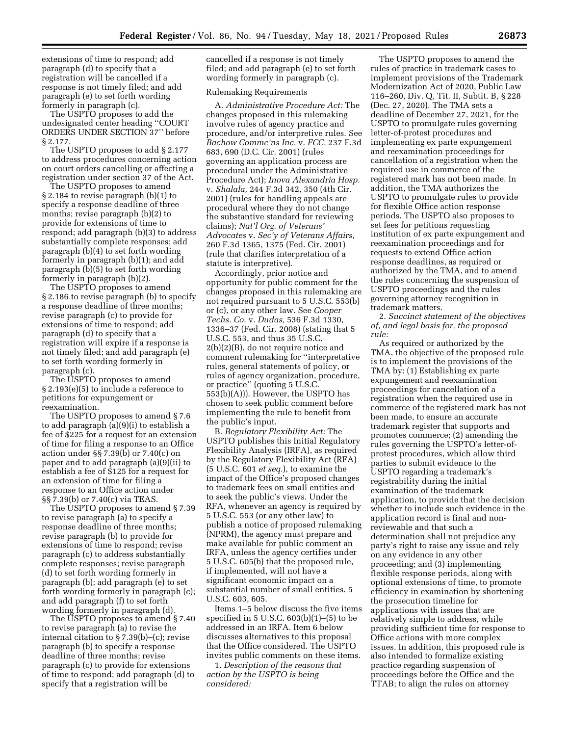extensions of time to respond; add paragraph (d) to specify that a registration will be cancelled if a response is not timely filed; and add paragraph (e) to set forth wording formerly in paragraph (c).

The USPTO proposes to add the undesignated center heading ''COURT ORDERS UNDER SECTION 37'' before § 2.177.

The USPTO proposes to add § 2.177 to address procedures concerning action on court orders cancelling or affecting a registration under section 37 of the Act.

The USPTO proposes to amend § 2.184 to revise paragraph (b)(1) to specify a response deadline of three months; revise paragraph (b)(2) to provide for extensions of time to respond; add paragraph (b)(3) to address substantially complete responses; add paragraph (b)(4) to set forth wording formerly in paragraph (b)(1); and add paragraph (b)(5) to set forth wording formerly in paragraph (b)(2).

The USPTO proposes to amend § 2.186 to revise paragraph (b) to specify a response deadline of three months; revise paragraph (c) to provide for extensions of time to respond; add paragraph (d) to specify that a registration will expire if a response is not timely filed; and add paragraph (e) to set forth wording formerly in paragraph (c).

The USPTO proposes to amend § 2.193(e)(5) to include a reference to petitions for expungement or reexamination.

The USPTO proposes to amend § 7.6 to add paragraph (a)(9)(i) to establish a fee of $225 for a request for an extension of time for filing a response to an Office action under §§ 7.39(b) or 7.40(c) on paper and to add paragraph (a)(9)(ii) to establish a fee of $125 for a request for an extension of time for filing a response to an Office action under §§ 7.39(b) or 7.40(c) via TEAS.

The USPTO proposes to amend § 7.39 to revise paragraph (a) to specify a response deadline of three months; revise paragraph (b) to provide for extensions of time to respond; revise paragraph (c) to address substantially complete responses; revise paragraph (d) to set forth wording formerly in paragraph (b); add paragraph (e) to set forth wording formerly in paragraph (c); and add paragraph (f) to set forth wording formerly in paragraph (d).

The USPTO proposes to amend § 7.40 to revise paragraph (a) to revise the internal citation to § 7.39(b)–(c); revise paragraph (b) to specify a response deadline of three months; revise paragraph (c) to provide for extensions of time to respond; add paragraph (d) to specify that a registration will be cancelled if a response is not timely filed; and add paragraph (e) to set forth wording formerly in paragraph (c).

Rulemaking Requirements

A. *Administrative Procedure Act:* The changes proposed in this rulemaking involve rules of agency practice and procedure, and/or interpretive rules. See *Bachow Commc'ns Inc.* v. *FCC,* 237 F.3d 683, 690 (D.C. Cir. 2001) (rules governing an application process are procedural under the Administrative Procedure Act); *Inova Alexandria Hosp.* v. *Shalala,* 244 F.3d 342, 350 (4th Cir. 2001) (rules for handling appeals are procedural where they do not change the substantive standard for reviewing claims); *Nat'l Org. of Veterans' Advocates* v. *Sec'y of Veterans Affairs,* 260 F.3d 1365, 1375 (Fed. Cir. 2001) (rule that clarifies interpretation of a statute is interpretive).

Accordingly, prior notice and opportunity for public comment for the changes proposed in this rulemaking are not required pursuant to 5 U.S.C. 553(b) or (c), or any other law. See *Cooper Techs. Co.* v. *Dudas,* 536 F.3d 1330, 1336–37 (Fed. Cir. 2008) (stating that 5 U.S.C. 553, and thus 35 U.S.C. 2(b)(2)(B), do not require notice and comment rulemaking for ''interpretative rules, general statements of policy, or rules of agency organization, procedure, or practice'' (quoting 5 U.S.C. 553(b)(A))). However, the USPTO has chosen to seek public comment before implementing the rule to benefit from the public's input.

B. *Regulatory Flexibility Act:* The USPTO publishes this Initial Regulatory Flexibility Analysis (IRFA), as required by the Regulatory Flexibility Act (RFA) (5 U.S.C. 601 *et seq.*), to examine the impact of the Office's proposed changes to trademark fees on small entities and to seek the public's views. Under the RFA, whenever an agency is required by 5 U.S.C. 553 (or any other law) to publish a notice of proposed rulemaking (NPRM), the agency must prepare and make available for public comment an IRFA, unless the agency certifies under 5 U.S.C. 605(b) that the proposed rule, if implemented, will not have a significant economic impact on a substantial number of small entities. 5 U.S.C. 603, 605.

Items 1–5 below discuss the five items specified in 5 U.S.C. 603(b)(1)–(5) to be addressed in an IRFA. Item 6 below discusses alternatives to this proposal that the Office considered. The USPTO invites public comments on these items.

1. *Description of the reasons that action by the USPTO is being considered:*

The USPTO proposes to amend the rules of practice in trademark cases to implement provisions of the Trademark Modernization Act of 2020, Public Law 116–260, Div. Q, Tit. II, Subtit. B, § 228 (Dec. 27, 2020). The TMA sets a deadline of December 27, 2021, for the USPTO to promulgate rules governing letter-of-protest procedures and implementing ex parte expungement and reexamination proceedings for cancellation of a registration when the required use in commerce of the registered mark has not been made. In addition, the TMA authorizes the USPTO to promulgate rules to provide for flexible Office action response periods. The USPTO also proposes to set fees for petitions requesting institution of ex parte expungement and reexamination proceedings and for requests to extend Office action response deadlines, as required or authorized by the TMA, and to amend the rules concerning the suspension of USPTO proceedings and the rules governing attorney recognition in trademark matters.

2. *Succinct statement of the objectives of, and legal basis for, the proposed rule:*

As required or authorized by the TMA, the objective of the proposed rule is to implement the provisions of the TMA by: (1) Establishing ex parte expungement and reexamination proceedings for cancellation of a registration when the required use in commerce of the registered mark has not been made, to ensure an accurate trademark register that supports and promotes commerce; (2) amending the rules governing the USPTO's letter-of-protest procedures, which allow third parties to submit evidence to the USPTO regarding a trademark's registrability during the initial examination of the trademark application, to provide that the decision whether to include such evidence in the application record is final and non-reviewable and that such a determination shall not prejudice any party's right to raise any issue and rely on any evidence in any other proceeding; and (3) implementing flexible response periods, along with optional extensions of time, to promote efficiency in examination by shortening the prosecution timeline for applications with issues that are relatively simple to address, while providing sufficient time for response to Office actions with more complex issues. In addition, this proposed rule is also intended to formalize existing practice regarding suspension of proceedings before the Office and the TTAB; to align the rules on attorney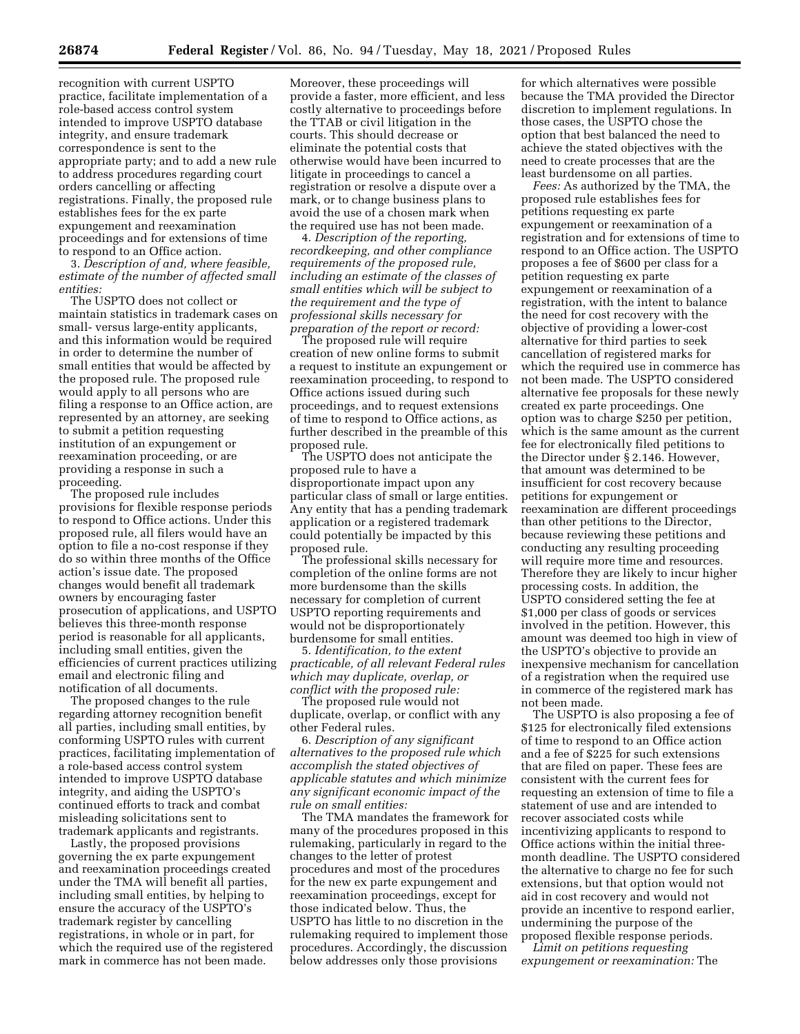recognition with current USPTO practice, facilitate implementation of a role-based access control system intended to improve USPTO database integrity, and ensure trademark correspondence is sent to the appropriate party; and to add a new rule to address procedures regarding court orders cancelling or affecting registrations. Finally, the proposed rule establishes fees for the ex parte expungement and reexamination proceedings and for extensions of time to respond to an Office action.

3. *Description of and, where feasible, estimate of the number of affected small entities:*

The USPTO does not collect or maintain statistics in trademark cases on small- versus large-entity applicants, and this information would be required in order to determine the number of small entities that would be affected by the proposed rule. The proposed rule would apply to all persons who are filing a response to an Office action, are represented by an attorney, are seeking to submit a petition requesting institution of an expungement or reexamination proceeding, or are providing a response in such a proceeding.

The proposed rule includes provisions for flexible response periods to respond to Office actions. Under this proposed rule, all filers would have an option to file a no-cost response if they do so within three months of the Office action's issue date. The proposed changes would benefit all trademark owners by encouraging faster prosecution of applications, and USPTO believes this three-month response period is reasonable for all applicants, including small entities, given the efficiencies of current practices utilizing email and electronic filing and notification of all documents.

The proposed changes to the rule regarding attorney recognition benefit all parties, including small entities, by conforming USPTO rules with current practices, facilitating implementation of a role-based access control system intended to improve USPTO database integrity, and aiding the USPTO's continued efforts to track and combat misleading solicitations sent to trademark applicants and registrants.

Lastly, the proposed provisions governing the ex parte expungement and reexamination proceedings created under the TMA will benefit all parties, including small entities, by helping to ensure the accuracy of the USPTO's trademark register by cancelling registrations, in whole or in part, for which the required use of the registered mark in commerce has not been made. Moreover, these proceedings will provide a faster, more efficient, and less costly alternative to proceedings before the TTAB or civil litigation in the courts. This should decrease or eliminate the potential costs that otherwise would have been incurred to litigate in proceedings to cancel a registration or resolve a dispute over a mark, or to change business plans to avoid the use of a chosen mark when the required use has not been made.

4. *Description of the reporting, recordkeeping, and other compliance requirements of the proposed rule, including an estimate of the classes of small entities which will be subject to the requirement and the type of professional skills necessary for preparation of the report or record:*

The proposed rule will require creation of new online forms to submit a request to institute an expungement or reexamination proceeding, to respond to Office actions issued during such proceedings, and to request extensions of time to respond to Office actions, as further described in the preamble of this proposed rule.

The USPTO does not anticipate the proposed rule to have a disproportionate impact upon any particular class of small or large entities. Any entity that has a pending trademark application or a registered trademark could potentially be impacted by this proposed rule.

The professional skills necessary for completion of the online forms are not more burdensome than the skills necessary for completion of current USPTO reporting requirements and would not be disproportionately burdensome for small entities.

5. *Identification, to the extent practicable, of all relevant Federal rules which may duplicate, overlap, or conflict with the proposed rule:*

The proposed rule would not duplicate, overlap, or conflict with any other Federal rules.

6. *Description of any significant alternatives to the proposed rule which accomplish the stated objectives of applicable statutes and which minimize any significant economic impact of the rule on small entities:*

The TMA mandates the framework for many of the procedures proposed in this rulemaking, particularly in regard to the changes to the letter of protest procedures and most of the procedures for the new ex parte expungement and reexamination proceedings, except for those indicated below. Thus, the USPTO has little to no discretion in the rulemaking required to implement those procedures. Accordingly, the discussion below addresses only those provisions for which alternatives were possible because the TMA provided the Director discretion to implement regulations. In those cases, the USPTO chose the option that best balanced the need to achieve the stated objectives with the need to create processes that are the least burdensome on all parties.

*Fees:* As authorized by the TMA, the proposed rule establishes fees for petitions requesting ex parte expungement or reexamination of a registration and for extensions of time to respond to an Office action. The USPTO proposes a fee of $600 per class for a petition requesting ex parte expungement or reexamination of a registration, with the intent to balance the need for cost recovery with the objective of providing a lower-cost alternative for third parties to seek cancellation of registered marks for which the required use in commerce has not been made. The USPTO considered alternative fee proposals for these newly created ex parte proceedings. One option was to charge $250 per petition, which is the same amount as the current fee for electronically filed petitions to the Director under § 2.146. However, that amount was determined to be insufficient for cost recovery because petitions for expungement or reexamination are different proceedings than other petitions to the Director, because reviewing these petitions and conducting any resulting proceeding will require more time and resources. Therefore they are likely to incur higher processing costs. In addition, the USPTO considered setting the fee at $1,000 per class of goods or services involved in the petition. However, this amount was deemed too high in view of the USPTO's objective to provide an inexpensive mechanism for cancellation of a registration when the required use in commerce of the registered mark has not been made.

The USPTO is also proposing a fee of $125 for electronically filed extensions of time to respond to an Office action and a fee of $225 for such extensions that are filed on paper. These fees are consistent with the current fees for requesting an extension of time to file a statement of use and are intended to recover associated costs while incentivizing applicants to respond to Office actions within the initial three-month deadline. The USPTO considered the alternative to charge no fee for such extensions, but that option would not aid in cost recovery and would not provide an incentive to respond earlier, undermining the purpose of the proposed flexible response periods.

*Limit on petitions requesting expungement or reexamination:* The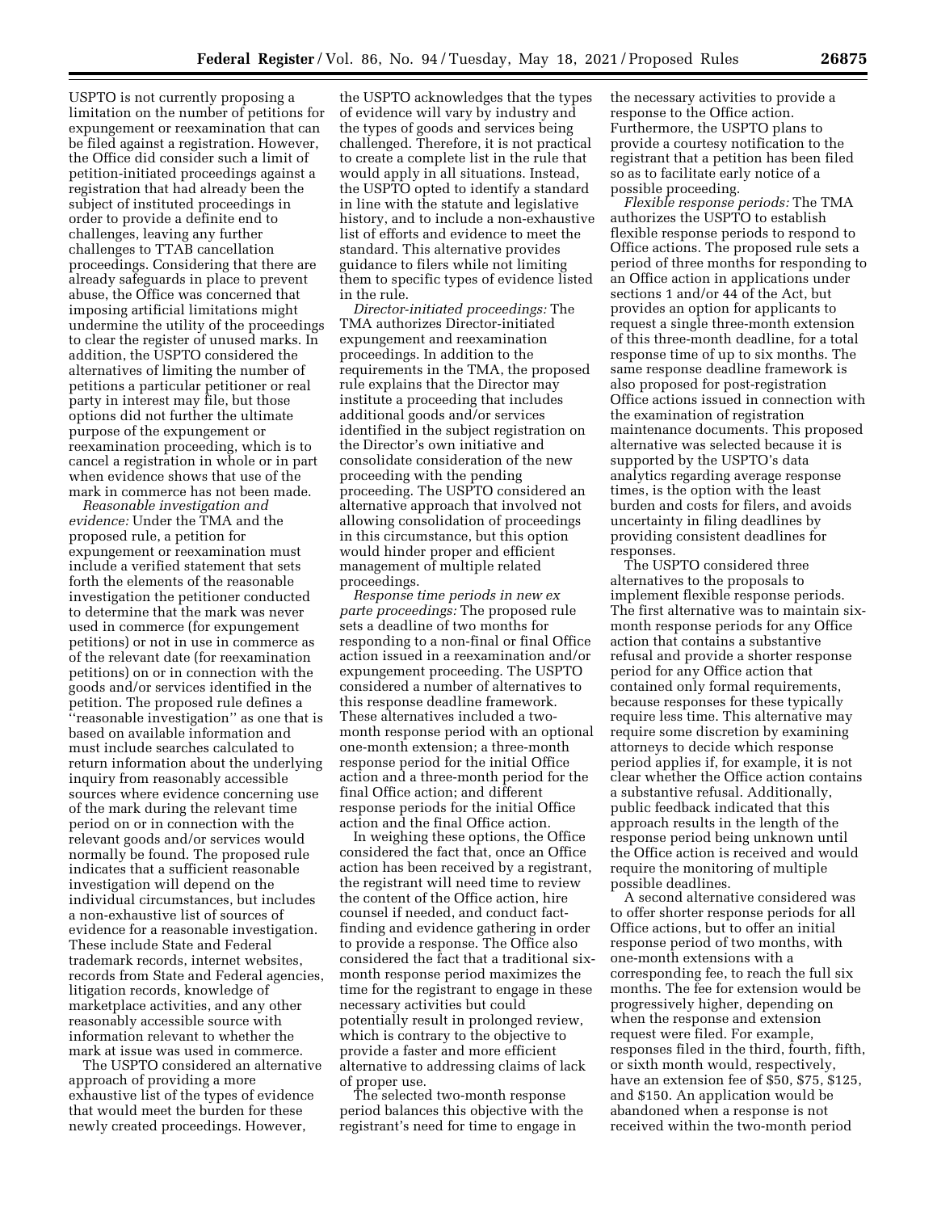USPTO is not currently proposing a limitation on the number of petitions for expungement or reexamination that can be filed against a registration. However, the Office did consider such a limit of petition-initiated proceedings against a registration that had already been the subject of instituted proceedings in order to provide a definite end to challenges, leaving any further challenges to TTAB cancellation proceedings. Considering that there are already safeguards in place to prevent abuse, the Office was concerned that imposing artificial limitations might undermine the utility of the proceedings to clear the register of unused marks. In addition, the USPTO considered the alternatives of limiting the number of petitions a particular petitioner or real party in interest may file, but those options did not further the ultimate purpose of the expungement or reexamination proceeding, which is to cancel a registration in whole or in part when evidence shows that use of the mark in commerce has not been made.

*Reasonable investigation and evidence:* Under the TMA and the proposed rule, a petition for expungement or reexamination must include a verified statement that sets forth the elements of the reasonable investigation the petitioner conducted to determine that the mark was never used in commerce (for expungement petitions) or not in use in commerce as of the relevant date (for reexamination petitions) on or in connection with the goods and/or services identified in the petition. The proposed rule defines a ''reasonable investigation'' as one that is based on available information and must include searches calculated to return information about the underlying inquiry from reasonably accessible sources where evidence concerning use of the mark during the relevant time period on or in connection with the relevant goods and/or services would normally be found. The proposed rule indicates that a sufficient reasonable investigation will depend on the individual circumstances, but includes a non-exhaustive list of sources of evidence for a reasonable investigation. These include State and Federal trademark records, internet websites, records from State and Federal agencies, litigation records, knowledge of marketplace activities, and any other reasonably accessible source with information relevant to whether the mark at issue was used in commerce.

The USPTO considered an alternative approach of providing a more exhaustive list of the types of evidence that would meet the burden for these newly created proceedings. However, the USPTO acknowledges that the types of evidence will vary by industry and the types of goods and services being challenged. Therefore, it is not practical to create a complete list in the rule that would apply in all situations. Instead, the USPTO opted to identify a standard in line with the statute and legislative history, and to include a non-exhaustive list of efforts and evidence to meet the standard. This alternative provides guidance to filers while not limiting them to specific types of evidence listed in the rule.

*Director-initiated proceedings:* The TMA authorizes Director-initiated expungement and reexamination proceedings. In addition to the requirements in the TMA, the proposed rule explains that the Director may institute a proceeding that includes additional goods and/or services identified in the subject registration on the Director's own initiative and consolidate consideration of the new proceeding with the pending proceeding. The USPTO considered an alternative approach that involved not allowing consolidation of proceedings in this circumstance, but this option would hinder proper and efficient management of multiple related proceedings.

*Response time periods in new ex parte proceedings:* The proposed rule sets a deadline of two months for responding to a non-final or final Office action issued in a reexamination and/or expungement proceeding. The USPTO considered a number of alternatives to this response deadline framework. These alternatives included a two-month response period with an optional one-month extension; a three-month response period for the initial Office action and a three-month period for the final Office action; and different response periods for the initial Office action and the final Office action.

In weighing these options, the Office considered the fact that, once an Office action has been received by a registrant, the registrant will need time to review the content of the Office action, hire counsel if needed, and conduct fact-finding and evidence gathering in order to provide a response. The Office also considered the fact that a traditional six-month response period maximizes the time for the registrant to engage in these necessary activities but could potentially result in prolonged review, which is contrary to the objective to provide a faster and more efficient alternative to addressing claims of lack of proper use.

The selected two-month response period balances this objective with the registrant's need for time to engage in the necessary activities to provide a response to the Office action. Furthermore, the USPTO plans to provide a courtesy notification to the registrant that a petition has been filed so as to facilitate early notice of a possible proceeding.

*Flexible response periods:* The TMA authorizes the USPTO to establish flexible response periods to respond to Office actions. The proposed rule sets a period of three months for responding to an Office action in applications under sections 1 and/or 44 of the Act, but provides an option for applicants to request a single three-month extension of this three-month deadline, for a total response time of up to six months. The same response deadline framework is also proposed for post-registration Office actions issued in connection with the examination of registration maintenance documents. This proposed alternative was selected because it is supported by the USPTO's data analytics regarding average response times, is the option with the least burden and costs for filers, and avoids uncertainty in filing deadlines by providing consistent deadlines for responses.

The USPTO considered three alternatives to the proposals to implement flexible response periods. The first alternative was to maintain six-month response periods for any Office action that contains a substantive refusal and provide a shorter response period for any Office action that contained only formal requirements, because responses for these typically require less time. This alternative may require some discretion by examining attorneys to decide which response period applies if, for example, it is not clear whether the Office action contains a substantive refusal. Additionally, public feedback indicated that this approach results in the length of the response period being unknown until the Office action is received and would require the monitoring of multiple possible deadlines.

A second alternative considered was to offer shorter response periods for all Office actions, but to offer an initial response period of two months, with one-month extensions with a corresponding fee, to reach the full six months. The fee for extension would be progressively higher, depending on when the response and extension request were filed. For example, responses filed in the third, fourth, fifth, or sixth month would, respectively, have an extension fee of $50, $75, $125, and $150. An application would be abandoned when a response is not received within the two-month period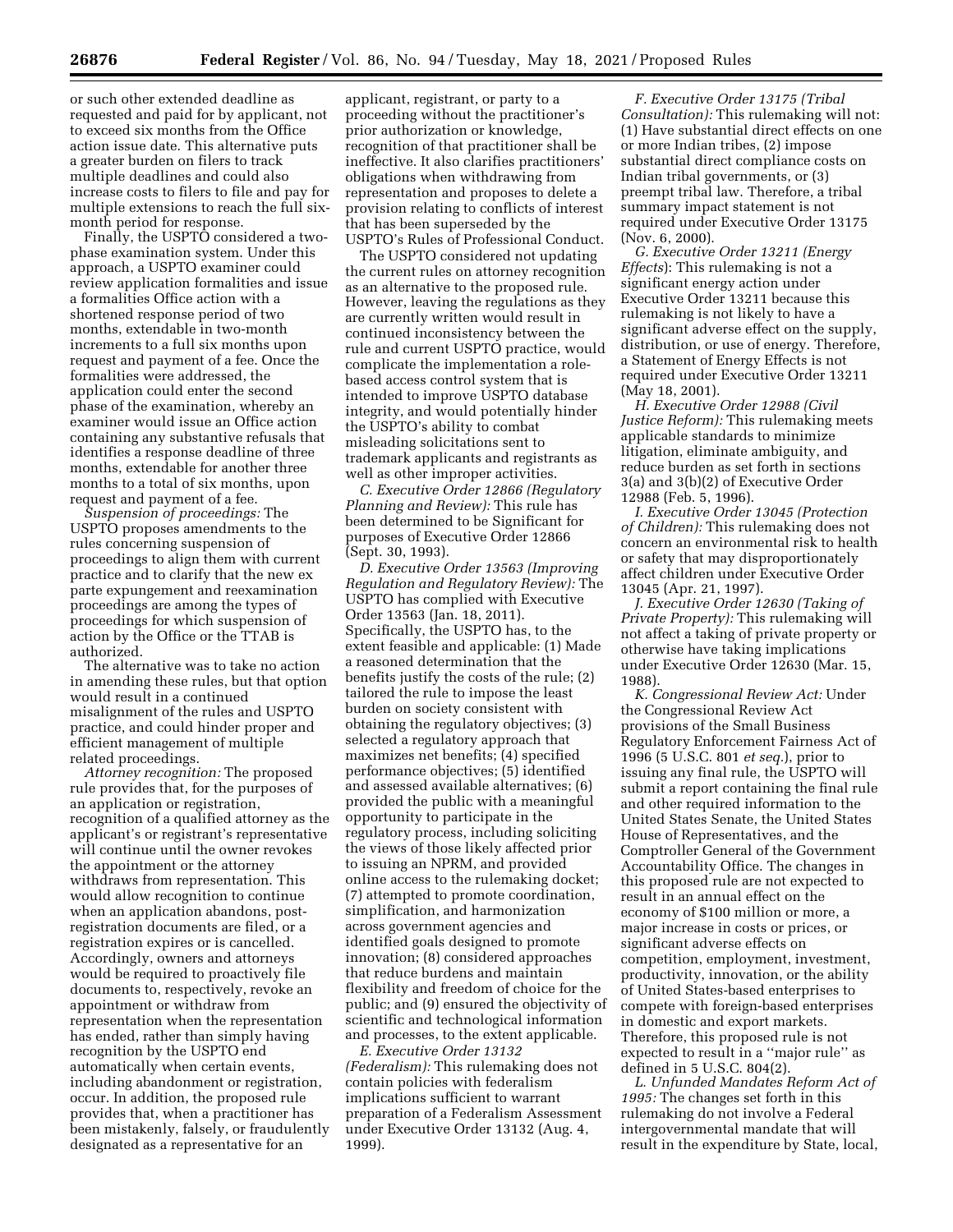or such other extended deadline as requested and paid for by applicant, not to exceed six months from the Office action issue date. This alternative puts a greater burden on filers to track multiple deadlines and could also increase costs to filers to file and pay for multiple extensions to reach the full six-month period for response.

Finally, the USPTO considered a two-phase examination system. Under this approach, a USPTO examiner could review application formalities and issue a formalities Office action with a shortened response period of two months, extendable in two-month increments to a full six months upon request and payment of a fee. Once the formalities were addressed, the application could enter the second phase of the examination, whereby an examiner would issue an Office action containing any substantive refusals that identifies a response deadline of three months, extendable for another three months to a total of six months, upon request and payment of a fee.

*Suspension of proceedings:* The USPTO proposes amendments to the rules concerning suspension of proceedings to align them with current practice and to clarify that the new ex parte expungement and reexamination proceedings are among the types of proceedings for which suspension of action by the Office or the TTAB is authorized.

The alternative was to take no action in amending these rules, but that option would result in a continued misalignment of the rules and USPTO practice, and could hinder proper and efficient management of multiple related proceedings.

*Attorney recognition:* The proposed rule provides that, for the purposes of an application or registration, recognition of a qualified attorney as the applicant's or registrant's representative will continue until the owner revokes the appointment or the attorney withdraws from representation. This would allow recognition to continue when an application abandons, post-registration documents are filed, or a registration expires or is cancelled. Accordingly, owners and attorneys would be required to proactively file documents to, respectively, revoke an appointment or withdraw from representation when the representation has ended, rather than simply having recognition by the USPTO end automatically when certain events, including abandonment or registration, occur. In addition, the proposed rule provides that, when a practitioner has been mistakenly, falsely, or fraudulently designated as a representative for an applicant, registrant, or party to a proceeding without the practitioner's prior authorization or knowledge, recognition of that practitioner shall be ineffective. It also clarifies practitioners' obligations when withdrawing from representation and proposes to delete a provision relating to conflicts of interest that has been superseded by the USPTO's Rules of Professional Conduct.

The USPTO considered not updating the current rules on attorney recognition as an alternative to the proposed rule. However, leaving the regulations as they are currently written would result in continued inconsistency between the rule and current USPTO practice, would complicate the implementation a role-based access control system that is intended to improve USPTO database integrity, and would potentially hinder the USPTO's ability to combat misleading solicitations sent to trademark applicants and registrants as well as other improper activities.

*C. Executive Order 12866 (Regulatory Planning and Review):* This rule has been determined to be Significant for purposes of Executive Order 12866 (Sept. 30, 1993).

*D. Executive Order 13563 (Improving Regulation and Regulatory Review):* The USPTO has complied with Executive Order 13563 (Jan. 18, 2011). Specifically, the USPTO has, to the extent feasible and applicable: (1) Made a reasoned determination that the benefits justify the costs of the rule; (2) tailored the rule to impose the least burden on society consistent with obtaining the regulatory objectives; (3) selected a regulatory approach that maximizes net benefits; (4) specified performance objectives; (5) identified and assessed available alternatives; (6) provided the public with a meaningful opportunity to participate in the regulatory process, including soliciting the views of those likely affected prior to issuing an NPRM, and provided online access to the rulemaking docket; (7) attempted to promote coordination, simplification, and harmonization across government agencies and identified goals designed to promote innovation; (8) considered approaches that reduce burdens and maintain flexibility and freedom of choice for the public; and (9) ensured the objectivity of scientific and technological information and processes, to the extent applicable.

*E. Executive Order 13132 (Federalism):* This rulemaking does not contain policies with federalism implications sufficient to warrant preparation of a Federalism Assessment under Executive Order 13132 (Aug. 4, 1999).

*F. Executive Order 13175 (Tribal Consultation):* This rulemaking will not: (1) Have substantial direct effects on one or more Indian tribes, (2) impose substantial direct compliance costs on Indian tribal governments, or (3) preempt tribal law. Therefore, a tribal summary impact statement is not required under Executive Order 13175 (Nov. 6, 2000).

*G. Executive Order 13211 (Energy Effects*): This rulemaking is not a significant energy action under Executive Order 13211 because this rulemaking is not likely to have a significant adverse effect on the supply, distribution, or use of energy. Therefore, a Statement of Energy Effects is not required under Executive Order 13211 (May 18, 2001).

*H. Executive Order 12988 (Civil Justice Reform):* This rulemaking meets applicable standards to minimize litigation, eliminate ambiguity, and reduce burden as set forth in sections 3(a) and 3(b)(2) of Executive Order 12988 (Feb. 5, 1996).

*I. Executive Order 13045 (Protection of Children):* This rulemaking does not concern an environmental risk to health or safety that may disproportionately affect children under Executive Order 13045 (Apr. 21, 1997).

*J. Executive Order 12630 (Taking of Private Property):* This rulemaking will not affect a taking of private property or otherwise have taking implications under Executive Order 12630 (Mar. 15, 1988).

*K. Congressional Review Act:* Under the Congressional Review Act provisions of the Small Business Regulatory Enforcement Fairness Act of 1996 (5 U.S.C. 801 *et seq.*), prior to issuing any final rule, the USPTO will submit a report containing the final rule and other required information to the United States Senate, the United States House of Representatives, and the Comptroller General of the Government Accountability Office. The changes in this proposed rule are not expected to result in an annual effect on the economy of $100 million or more, a major increase in costs or prices, or significant adverse effects on competition, employment, investment, productivity, innovation, or the ability of United States-based enterprises to compete with foreign-based enterprises in domestic and export markets. Therefore, this proposed rule is not expected to result in a ''major rule'' as defined in 5 U.S.C. 804(2).

*L. Unfunded Mandates Reform Act of 1995:* The changes set forth in this rulemaking do not involve a Federal intergovernmental mandate that will result in the expenditure by State, local,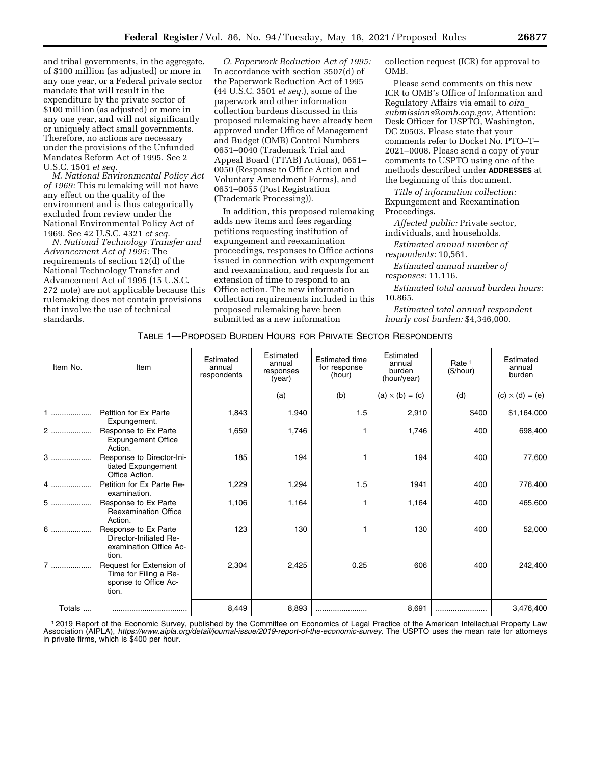and tribal governments, in the aggregate, of $100 million (as adjusted) or more in any one year, or a Federal private sector mandate that will result in the expenditure by the private sector of $100 million (as adjusted) or more in any one year, and will not significantly or uniquely affect small governments. Therefore, no actions are necessary under the provisions of the Unfunded Mandates Reform Act of 1995. See 2 U.S.C. 1501 *et seq.*

*M. National Environmental Policy Act of 1969:* This rulemaking will not have any effect on the quality of the environment and is thus categorically excluded from review under the National Environmental Policy Act of 1969. See 42 U.S.C. 4321 *et seq.*

*N. National Technology Transfer and Advancement Act of 1995:* The requirements of section 12(d) of the National Technology Transfer and Advancement Act of 1995 (15 U.S.C. 272 note) are not applicable because this rulemaking does not contain provisions that involve the use of technical standards.

*O. Paperwork Reduction Act of 1995:* In accordance with section 3507(d) of the Paperwork Reduction Act of 1995 (44 U.S.C. 3501 *et seq.*), some of the paperwork and other information collection burdens discussed in this proposed rulemaking have already been approved under Office of Management and Budget (OMB) Control Numbers 0651–0040 (Trademark Trial and Appeal Board (TTAB) Actions), 0651–0050 (Response to Office Action and Voluntary Amendment Forms), and 0651–0055 (Post Registration (Trademark Processing)).

In addition, this proposed rulemaking adds new items and fees regarding petitions requesting institution of expungement and reexamination proceedings, responses to Office actions issued in connection with expungement and reexamination, and requests for an extension of time to respond to an Office action. The new information collection requirements included in this proposed rulemaking have been submitted as a new information collection request (ICR) for approval to OMB.

Please send comments on this new ICR to OMB's Office of Information and Regulatory Affairs via email to *oira_submissions@omb.eop.gov,* Attention: Desk Officer for USPTO, Washington, DC 20503. Please state that your comments refer to Docket No. PTO–T–2021–0008. Please send a copy of your comments to USPTO using one of the methods described under **ADDRESSES** at the beginning of this document.

*Title of information collection:* Expungement and Reexamination Proceedings.

*Affected public:* Private sector, individuals, and households.

*Estimated annual number of respondents:* 10,561.

*Estimated annual number of responses:* 11,116.

*Estimated total annual burden hours:* 10,865.

*Estimated total annual respondent hourly cost burden:* $4,346,000.

TABLE 1—PROPOSED BURDEN HOURS FOR PRIVATE SECTOR RESPONDENTS

| Item No. | Item | Estimated annual respondents | Estimated annual responses (year) | Estimated time for response (hour) | Estimated annual burden (hour/year) | Rate [1] ($/hour) | Estimated annual burden |
|---|---|---|---|---|---|---|---|
| | | | (a) | (b) | (a) × (b) = (c) | (d) | (c) × (d) = (e) |
| 1 | Petition for Ex Parte Expungement. | 1,843 | 1,940 | 1.5 | 2,910 | $400 | $1,164,000 |
| 2 | Response to Ex Parte Expungement Office Action. | 1,659 | 1,746 | 1 | 1,746 | 400 | 698,400 |
| 3 | Response to Director-Initiated Expungement Office Action. | 185 | 194 | 1 | 194 | 400 | 77,600 |
| 4 | Petition for Ex Parte Reexamination. | 1,229 | 1,294 | 1.5 | 1941 | 400 | 776,400 |
| 5 | Response to Ex Parte Reexamination Office Action. | 1,106 | 1,164 | 1 | 1,164 | 400 | 465,600 |
| 6 | Response to Ex Parte Director-Initiated Reexamination Office Action. | 123 | 130 | 1 | 130 | 400 | 52,000 |
| 7 | Request for Extension of Time for Filing a Response to Office Action. | 2,304 | 2,425 | 0.25 | 606 | 400 | 242,400 |
| Totals | | 8,449 | 8,893 | | 8,691 | | 3,476,400 |

[1] 2019 Report of the Economic Survey, published by the Committee on Economics of Legal Practice of the American Intellectual Property Law Association (AIPLA), *https://www.aipla.org/detail/journal-issue/2019-report-of-the-economic-survey.* The USPTO uses the mean rate for attorneys in private firms, which is $400 per hour.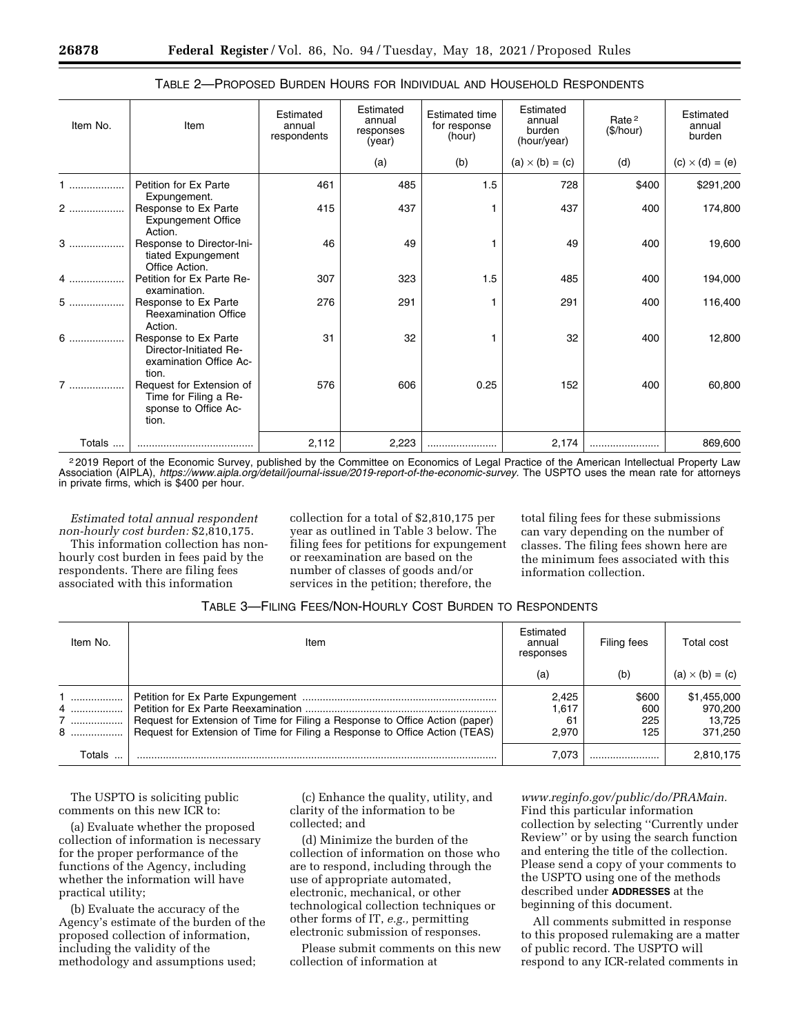TABLE 2—PROPOSED BURDEN HOURS FOR INDIVIDUAL AND HOUSEHOLD RESPONDENTS

| Item No. | Item | Estimated annual respondents | Estimated annual responses (year) | Estimated time for response (hour) | Estimated annual burden (hour/year) | Rate [2] ($/hour) | Estimated annual burden |
|---|---|---|---|---|---|---|---|
| | | | (a) | (b) | (a) × (b) = (c) | (d) | (c) × (d) = (e) |
| 1 | Petition for Ex Parte Expungement. | 461 | 485 | 1.5 | 728 | $400 | $291,200 |
| 2 | Response to Ex Parte Expungement Office Action. | 415 | 437 | 1 | 437 | 400 | 174,800 |
| 3 | Response to Director-Initiated Expungement Office Action. | 46 | 49 | 1 | 49 | 400 | 19,600 |
| 4 | Petition for Ex Parte Reexamination. | 307 | 323 | 1.5 | 485 | 400 | 194,000 |
| 5 | Response to Ex Parte Reexamination Office Action. | 276 | 291 | 1 | 291 | 400 | 116,400 |
| 6 | Response to Ex Parte Director-Initiated Reexamination Office Action. | 31 | 32 | 1 | 32 | 400 | 12,800 |
| 7 | Request for Extension of Time for Filing a Response to Office Action. | 576 | 606 | 0.25 | 152 | 400 | 60,800 |
| Totals | | 2,112 | 2,223 | | 2,174 | | 869,600 |

[2] 2019 Report of the Economic Survey, published by the Committee on Economics of Legal Practice of the American Intellectual Property Law Association (AIPLA), *https://www.aipla.org/detail/journal-issue/2019-report-of-the-economic-survey*. The USPTO uses the mean rate for attorneys in private firms, which is $400 per hour.

*Estimated total annual respondent non-hourly cost burden:* $2,810,175.

This information collection has non-hourly cost burden in fees paid by the respondents. There are filing fees associated with this information collection for a total of $2,810,175 per year as outlined in Table 3 below. The filing fees for petitions for expungement or reexamination are based on the number of classes of goods and/or services in the petition; therefore, the total filing fees for these submissions can vary depending on the number of classes. The filing fees shown here are the minimum fees associated with this information collection.

TABLE 3—FILING FEES/NON-HOURLY COST BURDEN TO RESPONDENTS

| Item No. | Item | Estimated annual responses | Filing fees | Total cost |
|---|---|---|---|---|
| | | (a) | (b) | (a) × (b) = (c) |
| 1 | Petition for Ex Parte Expungement | 2,425 | $600 | $1,455,000 |
| 4 | Petition for Ex Parte Reexamination | 1,617 | 600 | 970,200 |
| 7 | Request for Extension of Time for Filing a Response to Office Action (paper) | 61 | 225 | 13,725 |
| 8 | Request for Extension of Time for Filing a Response to Office Action (TEAS) | 2,970 | 125 | 371,250 |
| Totals | | 7,073 | | 2,810,175 |

The USPTO is soliciting public comments on this new ICR to:

(a) Evaluate whether the proposed collection of information is necessary for the proper performance of the functions of the Agency, including whether the information will have practical utility;

(b) Evaluate the accuracy of the Agency's estimate of the burden of the proposed collection of information, including the validity of the methodology and assumptions used;

(c) Enhance the quality, utility, and clarity of the information to be collected; and

(d) Minimize the burden of the collection of information on those who are to respond, including through the use of appropriate automated, electronic, mechanical, or other technological collection techniques or other forms of IT, *e.g.,* permitting electronic submission of responses.

Please submit comments on this new collection of information at *www.reginfo.gov/public/do/PRAMain.* Find this particular information collection by selecting ''Currently under Review'' or by using the search function and entering the title of the collection. Please send a copy of your comments to the USPTO using one of the methods described under **ADDRESSES** at the beginning of this document.

All comments submitted in response to this proposed rulemaking are a matter of public record. The USPTO will respond to any ICR-related comments in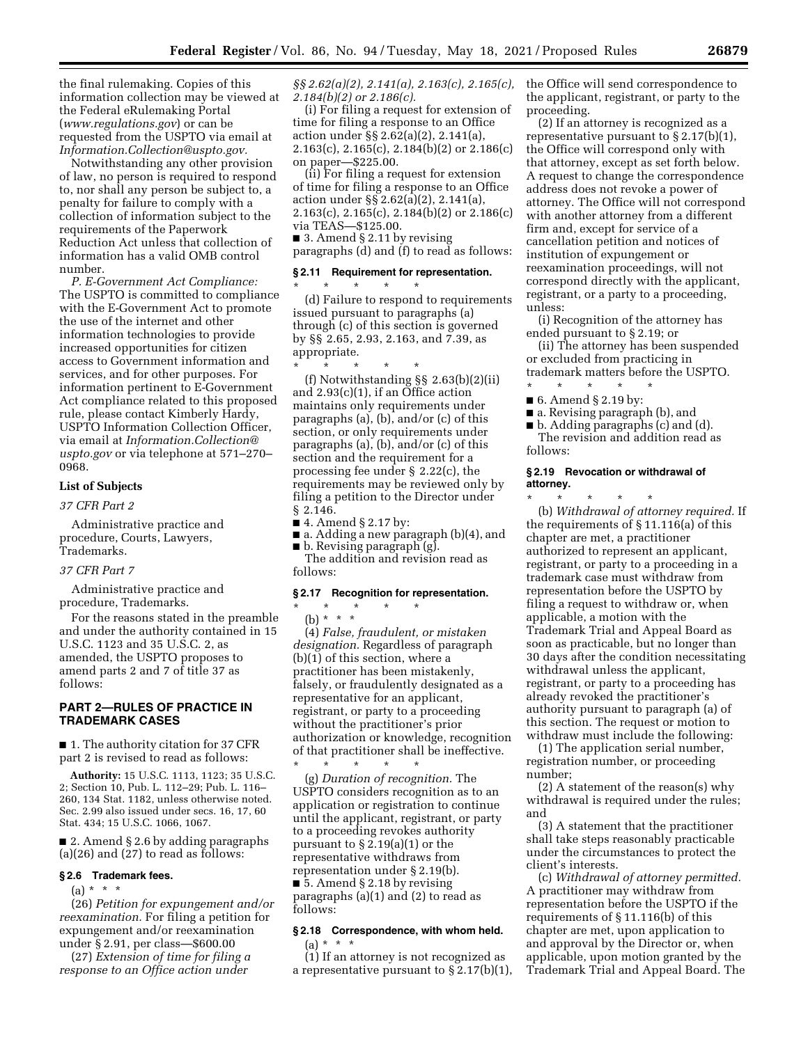the final rulemaking. Copies of this information collection may be viewed at the Federal eRulemaking Portal (*www.regulations.gov*) or can be requested from the USPTO via email at *Information.Collection@uspto.gov.*

Notwithstanding any other provision of law, no person is required to respond to, nor shall any person be subject to, a penalty for failure to comply with a collection of information subject to the requirements of the Paperwork Reduction Act unless that collection of information has a valid OMB control number.

*P. E-Government Act Compliance:* The USPTO is committed to compliance with the E-Government Act to promote the use of the internet and other information technologies to provide increased opportunities for citizen access to Government information and services, and for other purposes. For information pertinent to E-Government Act compliance related to this proposed rule, please contact Kimberly Hardy, USPTO Information Collection Officer, via email at *Information.Collection@uspto.gov* or via telephone at 571–270–0968.

### List of Subjects

*37 CFR Part 2*

Administrative practice and procedure, Courts, Lawyers, Trademarks.

*37 CFR Part 7*

Administrative practice and procedure, Trademarks.

For the reasons stated in the preamble and under the authority contained in 15 U.S.C. 1123 and 35 U.S.C. 2, as amended, the USPTO proposes to amend parts 2 and 7 of title 37 as follows:

## PART 2—RULES OF PRACTICE IN TRADEMARK CASES

■ 1. The authority citation for 37 CFR part 2 is revised to read as follows:

**Authority:** 15 U.S.C. 1113, 1123; 35 U.S.C. 2; Section 10, Pub. L. 112–29; Pub. L. 116–260, 134 Stat. 1182, unless otherwise noted. Sec. 2.99 also issued under secs. 16, 17, 60 Stat. 434; 15 U.S.C. 1066, 1067.

■ 2. Amend § 2.6 by adding paragraphs (a)(26) and (27) to read as follows:

### § 2.6 Trademark fees.

(a) * * *

(26) *Petition for expungement and/or reexamination.* For filing a petition for expungement and/or reexamination under § 2.91, per class—$600.00

(27) *Extension of time for filing a response to an Office action under §§ 2.62(a)(2), 2.141(a), 2.163(c), 2.165(c), 2.184(b)(2) or 2.186(c).*

(i) For filing a request for extension of time for filing a response to an Office action under §§ 2.62(a)(2), 2.141(a), 2.163(c), 2.165(c), 2.184(b)(2) or 2.186(c) on paper—$225.00.

(ii) For filing a request for extension of time for filing a response to an Office action under §§ 2.62(a)(2), 2.141(a), 2.163(c), 2.165(c), 2.184(b)(2) or 2.186(c) via TEAS—$125.00.

■ 3. Amend § 2.11 by revising paragraphs (d) and (f) to read as follows:

### § 2.11 Requirement for representation.

\* \* \* \* \*

(d) Failure to respond to requirements issued pursuant to paragraphs (a) through (c) of this section is governed by §§ 2.65, 2.93, 2.163, and 7.39, as appropriate.

\* \* \* \* \*

(f) Notwithstanding §§ 2.63(b)(2)(ii) and 2.93(c)(1), if an Office action maintains only requirements under paragraphs (a), (b), and/or (c) of this section, or only requirements under paragraphs (a), (b), and/or (c) of this section and the requirement for a processing fee under § 2.22(c), the requirements may be reviewed only by filing a petition to the Director under § 2.146.

■ 4. Amend § 2.17 by:

■ a. Adding a new paragraph (b)(4), and

■ b. Revising paragraph (g).

The addition and revision read as follows:

### § 2.17 Recognition for representation.

\* \* \* \* \*

(b) * * *

(4) *False, fraudulent, or mistaken designation.* Regardless of paragraph (b)(1) of this section, where a practitioner has been mistakenly, falsely, or fraudulently designated as a representative for an applicant, registrant, or party to a proceeding without the practitioner's prior authorization or knowledge, recognition of that practitioner shall be ineffective.

\* \* \* \* \*

(g) *Duration of recognition.* The USPTO considers recognition as to an application or registration to continue until the applicant, registrant, or party to a proceeding revokes authority pursuant to § 2.19(a)(1) or the representative withdraws from representation under § 2.19(b).

■ 5. Amend § 2.18 by revising paragraphs (a)(1) and (2) to read as follows:

### § 2.18 Correspondence, with whom held.

(a) * * *

(1) If an attorney is not recognized as a representative pursuant to § 2.17(b)(1), the Office will send correspondence to the applicant, registrant, or party to the proceeding.

(2) If an attorney is recognized as a representative pursuant to § 2.17(b)(1), the Office will correspond only with that attorney, except as set forth below. A request to change the correspondence address does not revoke a power of attorney. The Office will not correspond with another attorney from a different firm and, except for service of a cancellation petition and notices of institution of expungement or reexamination proceedings, will not correspond directly with the applicant, registrant, or a party to a proceeding, unless:

(i) Recognition of the attorney has ended pursuant to § 2.19; or

(ii) The attorney has been suspended or excluded from practicing in trademark matters before the USPTO.

\* \* \* \* \*

■ 6. Amend § 2.19 by:

■ a. Revising paragraph (b), and

■ b. Adding paragraphs (c) and (d).

The revision and addition read as follows:

### § 2.19 Revocation or withdrawal of attorney.

\* \* \* \* \*

(b) *Withdrawal of attorney required.* If the requirements of § 11.116(a) of this chapter are met, a practitioner authorized to represent an applicant, registrant, or party to a proceeding in a trademark case must withdraw from representation before the USPTO by filing a request to withdraw or, when applicable, a motion with the Trademark Trial and Appeal Board as soon as practicable, but no longer than 30 days after the condition necessitating withdrawal unless the applicant, registrant, or party to a proceeding has already revoked the practitioner's authority pursuant to paragraph (a) of this section. The request or motion to withdraw must include the following:

(1) The application serial number, registration number, or proceeding number;

(2) A statement of the reason(s) why withdrawal is required under the rules; and

(3) A statement that the practitioner shall take steps reasonably practicable under the circumstances to protect the client's interests.

(c) *Withdrawal of attorney permitted.* A practitioner may withdraw from representation before the USPTO if the requirements of § 11.116(b) of this chapter are met, upon application to and approval by the Director or, when applicable, upon motion granted by the Trademark Trial and Appeal Board. The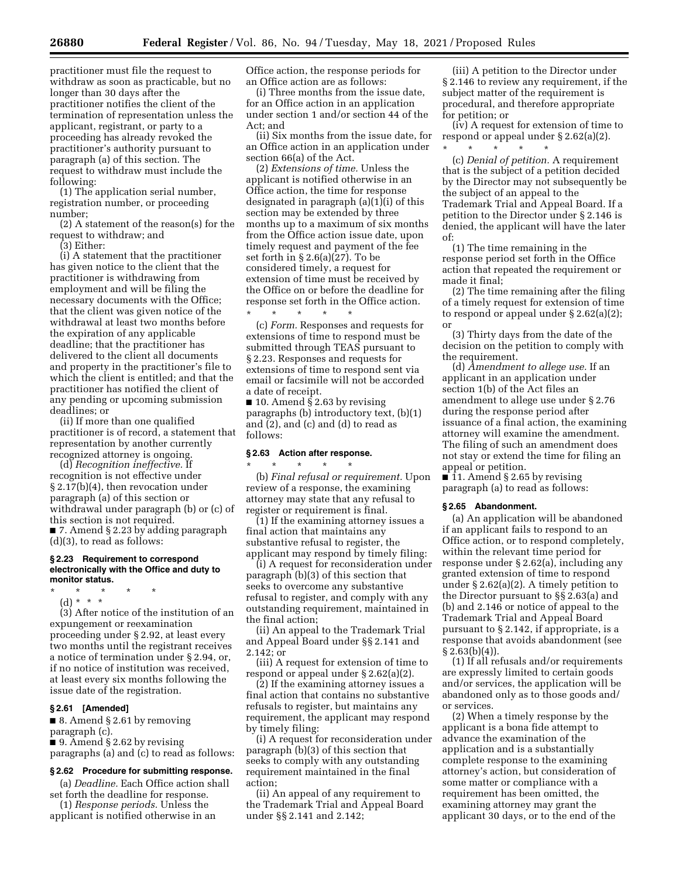practitioner must file the request to withdraw as soon as practicable, but no longer than 30 days after the practitioner notifies the client of the termination of representation unless the applicant, registrant, or party to a proceeding has already revoked the practitioner's authority pursuant to paragraph (a) of this section. The request to withdraw must include the following:

(1) The application serial number, registration number, or proceeding number;

(2) A statement of the reason(s) for the request to withdraw; and

(3) Either:

(i) A statement that the practitioner has given notice to the client that the practitioner is withdrawing from employment and will be filing the necessary documents with the Office; that the client was given notice of the withdrawal at least two months before the expiration of any applicable deadline; that the practitioner has delivered to the client all documents and property in the practitioner's file to which the client is entitled; and that the practitioner has notified the client of any pending or upcoming submission deadlines; or

(ii) If more than one qualified practitioner is of record, a statement that representation by another currently recognized attorney is ongoing.

(d) *Recognition ineffective.* If recognition is not effective under § 2.17(b)(4), then revocation under paragraph (a) of this section or withdrawal under paragraph (b) or (c) of this section is not required.

■ 7. Amend § 2.23 by adding paragraph (d)(3), to read as follows:

**§ 2.23 Requirement to correspond electronically with the Office and duty to monitor status.**

\* \* \* \* \*

(d) \* \* \*

(3) After notice of the institution of an expungement or reexamination proceeding under § 2.92, at least every two months until the registrant receives a notice of termination under § 2.94, or, if no notice of institution was received, at least every six months following the issue date of the registration.

**§ 2.61 [Amended]**

■ 8. Amend § 2.61 by removing paragraph (c).

■ 9. Amend § 2.62 by revising paragraphs (a) and (c) to read as follows:

**§ 2.62 Procedure for submitting response.**

(a) *Deadline.* Each Office action shall set forth the deadline for response.

(1) *Response periods.* Unless the applicant is notified otherwise in an Office action, the response periods for an Office action are as follows:

(i) Three months from the issue date, for an Office action in an application under section 1 and/or section 44 of the Act; and

(ii) Six months from the issue date, for an Office action in an application under section 66(a) of the Act.

(2) *Extensions of time.* Unless the applicant is notified otherwise in an Office action, the time for response designated in paragraph (a)(1)(i) of this section may be extended by three months up to a maximum of six months from the Office action issue date, upon timely request and payment of the fee set forth in § 2.6(a)(27). To be considered timely, a request for extension of time must be received by the Office on or before the deadline for response set forth in the Office action.

\* \* \* \* \*

(c) *Form.* Responses and requests for extensions of time to respond must be submitted through TEAS pursuant to § 2.23. Responses and requests for extensions of time to respond sent via email or facsimile will not be accorded a date of receipt.

■ 10. Amend § 2.63 by revising paragraphs (b) introductory text, (b)(1) and (2), and (c) and (d) to read as follows:

**§ 2.63 Action after response.**

\* \* \* \* \*

(b) *Final refusal or requirement.* Upon review of a response, the examining attorney may state that any refusal to register or requirement is final.

(1) If the examining attorney issues a final action that maintains any substantive refusal to register, the applicant may respond by timely filing:

(i) A request for reconsideration under paragraph (b)(3) of this section that seeks to overcome any substantive refusal to register, and comply with any outstanding requirement, maintained in the final action;

(ii) An appeal to the Trademark Trial and Appeal Board under §§ 2.141 and 2.142; or

(iii) A request for extension of time to respond or appeal under § 2.62(a)(2).

(2) If the examining attorney issues a final action that contains no substantive refusals to register, but maintains any requirement, the applicant may respond by timely filing:

(i) A request for reconsideration under paragraph (b)(3) of this section that seeks to comply with any outstanding requirement maintained in the final action;

(ii) An appeal of any requirement to the Trademark Trial and Appeal Board under §§ 2.141 and 2.142;

(iii) A petition to the Director under § 2.146 to review any requirement, if the subject matter of the requirement is procedural, and therefore appropriate for petition; or

(iv) A request for extension of time to respond or appeal under § 2.62(a)(2).

\* \* \* \* \*

(c) *Denial of petition.* A requirement that is the subject of a petition decided by the Director may not subsequently be the subject of an appeal to the Trademark Trial and Appeal Board. If a petition to the Director under § 2.146 is denied, the applicant will have the later of:

(1) The time remaining in the response period set forth in the Office action that repeated the requirement or made it final;

(2) The time remaining after the filing of a timely request for extension of time to respond or appeal under § 2.62(a)(2); or

(3) Thirty days from the date of the decision on the petition to comply with the requirement.

(d) *Amendment to allege use.* If an applicant in an application under section 1(b) of the Act files an amendment to allege use under § 2.76 during the response period after issuance of a final action, the examining attorney will examine the amendment. The filing of such an amendment does not stay or extend the time for filing an appeal or petition.

■ 11. Amend § 2.65 by revising paragraph (a) to read as follows:

**§ 2.65 Abandonment.**

(a) An application will be abandoned if an applicant fails to respond to an Office action, or to respond completely, within the relevant time period for response under § 2.62(a), including any granted extension of time to respond under § 2.62(a)(2). A timely petition to the Director pursuant to §§ 2.63(a) and (b) and 2.146 or notice of appeal to the Trademark Trial and Appeal Board pursuant to § 2.142, if appropriate, is a response that avoids abandonment (see § 2.63(b)(4)).

(1) If all refusals and/or requirements are expressly limited to certain goods and/or services, the application will be abandoned only as to those goods and/or services.

(2) When a timely response by the applicant is a bona fide attempt to advance the examination of the application and is a substantially complete response to the examining attorney's action, but consideration of some matter or compliance with a requirement has been omitted, the examining attorney may grant the applicant 30 days, or to the end of the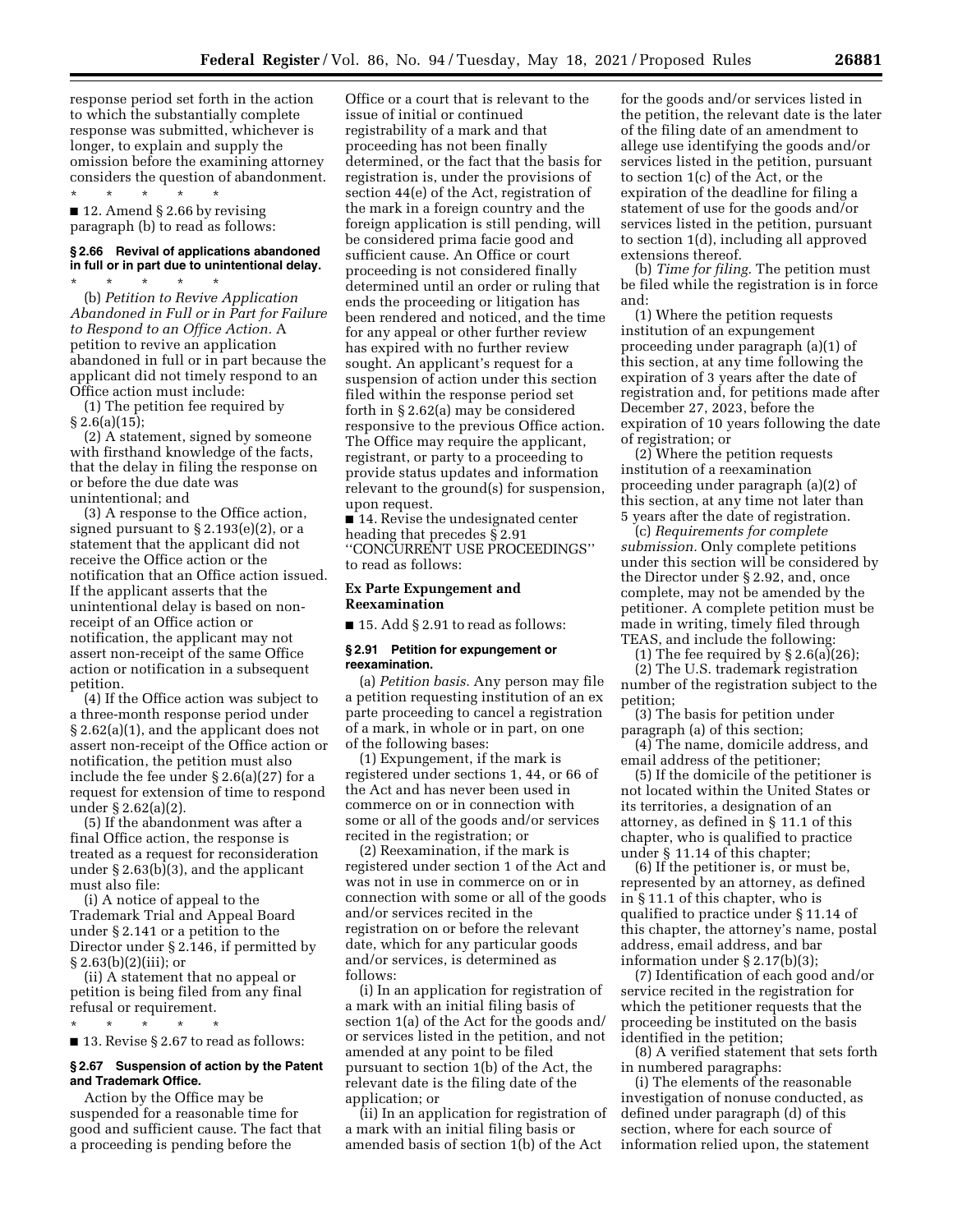response period set forth in the action to which the substantially complete response was submitted, whichever is longer, to explain and supply the omission before the examining attorney considers the question of abandonment.

\* \* \* \* \*

■ 12. Amend § 2.66 by revising paragraph (b) to read as follows:

### § 2.66 Revival of applications abandoned in full or in part due to unintentional delay.

\* \* \* \* \*

(b) *Petition to Revive Application Abandoned in Full or in Part for Failure to Respond to an Office Action.* A petition to revive an application abandoned in full or in part because the applicant did not timely respond to an Office action must include:

(1) The petition fee required by § 2.6(a)(15);

(2) A statement, signed by someone with firsthand knowledge of the facts, that the delay in filing the response on or before the due date was unintentional; and

(3) A response to the Office action, signed pursuant to § 2.193(e)(2), or a statement that the applicant did not receive the Office action or the notification that an Office action issued. If the applicant asserts that the unintentional delay is based on non-receipt of an Office action or notification, the applicant may not assert non-receipt of the same Office action or notification in a subsequent petition.

(4) If the Office action was subject to a three-month response period under § 2.62(a)(1), and the applicant does not assert non-receipt of the Office action or notification, the petition must also include the fee under § 2.6(a)(27) for a request for extension of time to respond under § 2.62(a)(2).

(5) If the abandonment was after a final Office action, the response is treated as a request for reconsideration under § 2.63(b)(3), and the applicant must also file:

(i) A notice of appeal to the Trademark Trial and Appeal Board under § 2.141 or a petition to the Director under § 2.146, if permitted by § 2.63(b)(2)(iii); or

(ii) A statement that no appeal or petition is being filed from any final refusal or requirement.

\* \* \* \* \*

■ 13. Revise § 2.67 to read as follows:

### § 2.67 Suspension of action by the Patent and Trademark Office.

Action by the Office may be suspended for a reasonable time for good and sufficient cause. The fact that a proceeding is pending before the Office or a court that is relevant to the issue of initial or continued registrability of a mark and that proceeding has not been finally determined, or the fact that the basis for registration is, under the provisions of section 44(e) of the Act, registration of the mark in a foreign country and the foreign application is still pending, will be considered prima facie good and sufficient cause. An Office or court proceeding is not considered finally determined until an order or ruling that ends the proceeding or litigation has been rendered and noticed, and the time for any appeal or other further review has expired with no further review sought. An applicant's request for a suspension of action under this section filed within the response period set forth in § 2.62(a) may be considered responsive to the previous Office action. The Office may require the applicant, registrant, or party to a proceeding to provide status updates and information relevant to the ground(s) for suspension, upon request.

■ 14. Revise the undesignated center heading that precedes § 2.91 ''CONCURRENT USE PROCEEDINGS'' to read as follows:

## Ex Parte Expungement and Reexamination

■ 15. Add § 2.91 to read as follows:

### § 2.91 Petition for expungement or reexamination.

(a) *Petition basis.* Any person may file a petition requesting institution of an ex parte proceeding to cancel a registration of a mark, in whole or in part, on one of the following bases:

(1) Expungement, if the mark is registered under sections 1, 44, or 66 of the Act and has never been used in commerce on or in connection with some or all of the goods and/or services recited in the registration; or

(2) Reexamination, if the mark is registered under section 1 of the Act and was not in use in commerce on or in connection with some or all of the goods and/or services recited in the registration on or before the relevant date, which for any particular goods and/or services, is determined as follows:

(i) In an application for registration of a mark with an initial filing basis of section 1(a) of the Act for the goods and/or services listed in the petition, and not amended at any point to be filed pursuant to section 1(b) of the Act, the relevant date is the filing date of the application; or

(ii) In an application for registration of a mark with an initial filing basis or amended basis of section 1(b) of the Act for the goods and/or services listed in the petition, the relevant date is the later of the filing date of an amendment to allege use identifying the goods and/or services listed in the petition, pursuant to section 1(c) of the Act, or the expiration of the deadline for filing a statement of use for the goods and/or services listed in the petition, pursuant to section 1(d), including all approved extensions thereof.

(b) *Time for filing.* The petition must be filed while the registration is in force and:

(1) Where the petition requests institution of an expungement proceeding under paragraph (a)(1) of this section, at any time following the expiration of 3 years after the date of registration and, for petitions made after December 27, 2023, before the expiration of 10 years following the date of registration; or

(2) Where the petition requests institution of a reexamination proceeding under paragraph (a)(2) of this section, at any time not later than 5 years after the date of registration.

(c) *Requirements for complete submission.* Only complete petitions under this section will be considered by the Director under § 2.92, and, once complete, may not be amended by the petitioner. A complete petition must be made in writing, timely filed through TEAS, and include the following:

(1) The fee required by § 2.6(a)(26);

(2) The U.S. trademark registration number of the registration subject to the petition;

(3) The basis for petition under paragraph (a) of this section;

(4) The name, domicile address, and email address of the petitioner;

(5) If the domicile of the petitioner is not located within the United States or its territories, a designation of an attorney, as defined in § 11.1 of this chapter, who is qualified to practice under § 11.14 of this chapter;

(6) If the petitioner is, or must be, represented by an attorney, as defined in § 11.1 of this chapter, who is qualified to practice under § 11.14 of this chapter, the attorney's name, postal address, email address, and bar information under § 2.17(b)(3);

(7) Identification of each good and/or service recited in the registration for which the petitioner requests that the proceeding be instituted on the basis identified in the petition;

(8) A verified statement that sets forth in numbered paragraphs:

(i) The elements of the reasonable investigation of nonuse conducted, as defined under paragraph (d) of this section, where for each source of information relied upon, the statement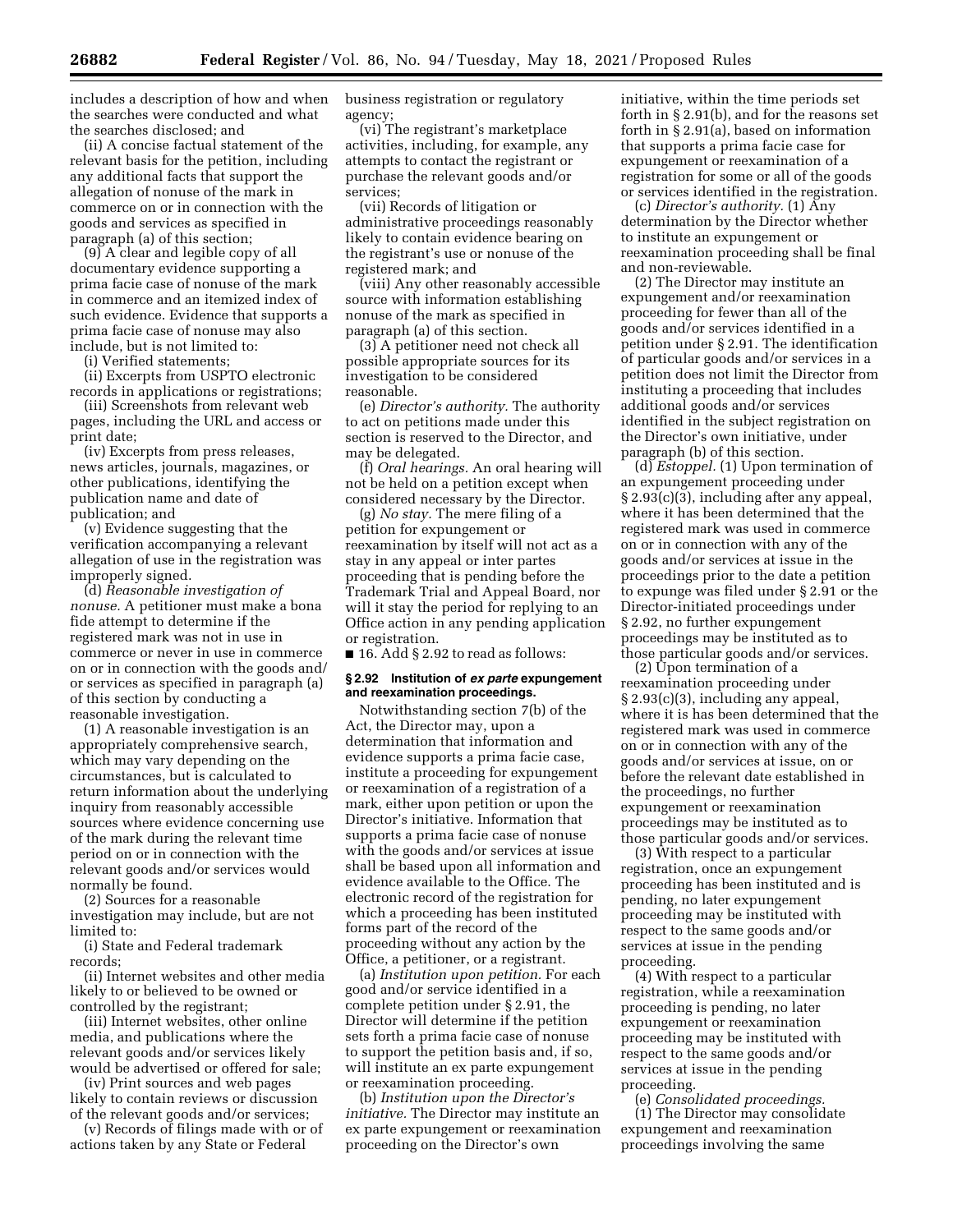includes a description of how and when the searches were conducted and what the searches disclosed; and

(ii) A concise factual statement of the relevant basis for the petition, including any additional facts that support the allegation of nonuse of the mark in commerce on or in connection with the goods and services as specified in paragraph (a) of this section;

(9) A clear and legible copy of all documentary evidence supporting a prima facie case of nonuse of the mark in commerce and an itemized index of such evidence. Evidence that supports a prima facie case of nonuse may also include, but is not limited to:

(i) Verified statements;

(ii) Excerpts from USPTO electronic records in applications or registrations;

(iii) Screenshots from relevant web pages, including the URL and access or print date;

(iv) Excerpts from press releases, news articles, journals, magazines, or other publications, identifying the publication name and date of publication; and

(v) Evidence suggesting that the verification accompanying a relevant allegation of use in the registration was improperly signed.

(d) *Reasonable investigation of nonuse.* A petitioner must make a bona fide attempt to determine if the registered mark was not in use in commerce or never in use in commerce on or in connection with the goods and/or services as specified in paragraph (a) of this section by conducting a reasonable investigation.

(1) A reasonable investigation is an appropriately comprehensive search, which may vary depending on the circumstances, but is calculated to return information about the underlying inquiry from reasonably accessible sources where evidence concerning use of the mark during the relevant time period on or in connection with the relevant goods and/or services would normally be found.

(2) Sources for a reasonable investigation may include, but are not limited to:

(i) State and Federal trademark records;

(ii) Internet websites and other media likely to or believed to be owned or controlled by the registrant;

(iii) Internet websites, other online media, and publications where the relevant goods and/or services likely would be advertised or offered for sale;

(iv) Print sources and web pages likely to contain reviews or discussion of the relevant goods and/or services;

(v) Records of filings made with or of actions taken by any State or Federal business registration or regulatory agency;

(vi) The registrant's marketplace activities, including, for example, any attempts to contact the registrant or purchase the relevant goods and/or services;

(vii) Records of litigation or administrative proceedings reasonably likely to contain evidence bearing on the registrant's use or nonuse of the registered mark; and

(viii) Any other reasonably accessible source with information establishing nonuse of the mark as specified in paragraph (a) of this section.

(3) A petitioner need not check all possible appropriate sources for its investigation to be considered reasonable.

(e) *Director's authority.* The authority to act on petitions made under this section is reserved to the Director, and may be delegated.

(f) *Oral hearings.* An oral hearing will not be held on a petition except when considered necessary by the Director.

(g) *No stay.* The mere filing of a petition for expungement or reexamination by itself will not act as a stay in any appeal or inter partes proceeding that is pending before the Trademark Trial and Appeal Board, nor will it stay the period for replying to an Office action in any pending application or registration.

■ 16. Add § 2.92 to read as follows:

#### § 2.92 Institution of *ex parte* expungement and reexamination proceedings.

Notwithstanding section 7(b) of the Act, the Director may, upon a determination that information and evidence supports a prima facie case, institute a proceeding for expungement or reexamination of a registration of a mark, either upon petition or upon the Director's initiative. Information that supports a prima facie case of nonuse with the goods and/or services at issue shall be based upon all information and evidence available to the Office. The electronic record of the registration for which a proceeding has been instituted forms part of the record of the proceeding without any action by the Office, a petitioner, or a registrant.

(a) *Institution upon petition.* For each good and/or service identified in a complete petition under § 2.91, the Director will determine if the petition sets forth a prima facie case of nonuse to support the petition basis and, if so, will institute an ex parte expungement or reexamination proceeding.

(b) *Institution upon the Director's initiative.* The Director may institute an ex parte expungement or reexamination proceeding on the Director's own initiative, within the time periods set forth in § 2.91(b), and for the reasons set forth in § 2.91(a), based on information that supports a prima facie case for expungement or reexamination of a registration for some or all of the goods or services identified in the registration.

(c) *Director's authority.* (1) Any determination by the Director whether to institute an expungement or reexamination proceeding shall be final and non-reviewable.

(2) The Director may institute an expungement and/or reexamination proceeding for fewer than all of the goods and/or services identified in a petition under § 2.91. The identification of particular goods and/or services in a petition does not limit the Director from instituting a proceeding that includes additional goods and/or services identified in the subject registration on the Director's own initiative, under paragraph (b) of this section.

(d) *Estoppel.* (1) Upon termination of an expungement proceeding under § 2.93(c)(3), including after any appeal, where it has been determined that the registered mark was used in commerce on or in connection with any of the goods and/or services at issue in the proceedings prior to the date a petition to expunge was filed under § 2.91 or the Director-initiated proceedings under § 2.92, no further expungement proceedings may be instituted as to those particular goods and/or services.

(2) Upon termination of a reexamination proceeding under § 2.93(c)(3), including any appeal, where it is has been determined that the registered mark was used in commerce on or in connection with any of the goods and/or services at issue, on or before the relevant date established in the proceedings, no further expungement or reexamination proceedings may be instituted as to those particular goods and/or services.

(3) With respect to a particular registration, once an expungement proceeding has been instituted and is pending, no later expungement proceeding may be instituted with respect to the same goods and/or services at issue in the pending proceeding.

(4) With respect to a particular registration, while a reexamination proceeding is pending, no later expungement or reexamination proceeding may be instituted with respect to the same goods and/or services at issue in the pending proceeding.

(e) *Consolidated proceedings.* (1) The Director may consolidate expungement and reexamination proceedings involving the same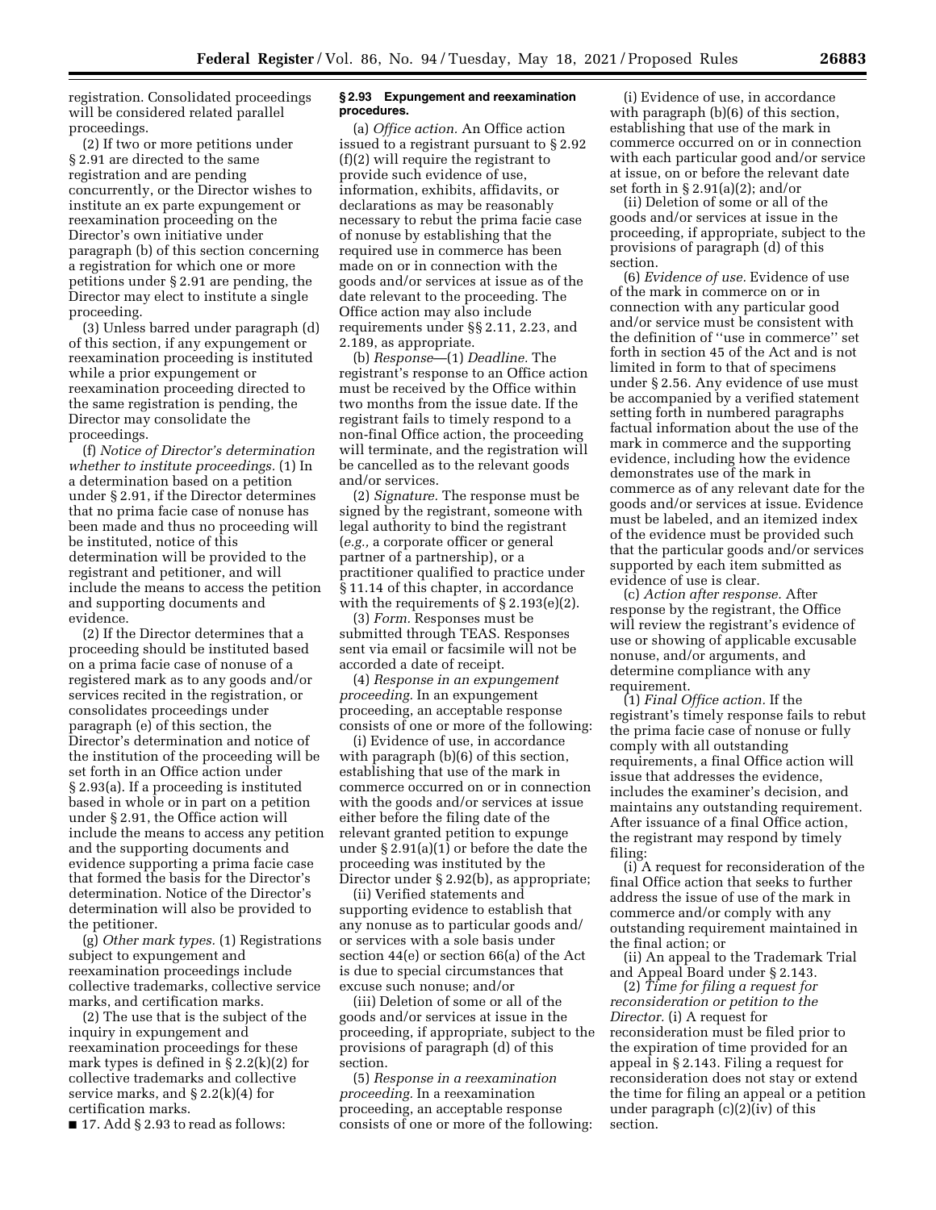registration. Consolidated proceedings will be considered related parallel proceedings.

(2) If two or more petitions under § 2.91 are directed to the same registration and are pending concurrently, or the Director wishes to institute an ex parte expungement or reexamination proceeding on the Director's own initiative under paragraph (b) of this section concerning a registration for which one or more petitions under § 2.91 are pending, the Director may elect to institute a single proceeding.

(3) Unless barred under paragraph (d) of this section, if any expungement or reexamination proceeding is instituted while a prior expungement or reexamination proceeding directed to the same registration is pending, the Director may consolidate the proceedings.

(f) *Notice of Director's determination whether to institute proceedings.* (1) In a determination based on a petition under § 2.91, if the Director determines that no prima facie case of nonuse has been made and thus no proceeding will be instituted, notice of this determination will be provided to the registrant and petitioner, and will include the means to access the petition and supporting documents and evidence.

(2) If the Director determines that a proceeding should be instituted based on a prima facie case of nonuse of a registered mark as to any goods and/or services recited in the registration, or consolidates proceedings under paragraph (e) of this section, the Director's determination and notice of the institution of the proceeding will be set forth in an Office action under § 2.93(a). If a proceeding is instituted based in whole or in part on a petition under § 2.91, the Office action will include the means to access any petition and the supporting documents and evidence supporting a prima facie case that formed the basis for the Director's determination. Notice of the Director's determination will also be provided to the petitioner.

(g) *Other mark types.* (1) Registrations subject to expungement and reexamination proceedings include collective trademarks, collective service marks, and certification marks.

(2) The use that is the subject of the inquiry in expungement and reexamination proceedings for these mark types is defined in § 2.2(k)(2) for collective trademarks and collective service marks, and § 2.2(k)(4) for certification marks.

■ 17. Add § 2.93 to read as follows:

**§ 2.93 Expungement and reexamination procedures.**

(a) *Office action.* An Office action issued to a registrant pursuant to § 2.92 (f)(2) will require the registrant to provide such evidence of use, information, exhibits, affidavits, or declarations as may be reasonably necessary to rebut the prima facie case of nonuse by establishing that the required use in commerce has been made on or in connection with the goods and/or services at issue as of the date relevant to the proceeding. The Office action may also include requirements under §§ 2.11, 2.23, and 2.189, as appropriate.

(b) *Response*—(1) *Deadline.* The registrant's response to an Office action must be received by the Office within two months from the issue date. If the registrant fails to timely respond to a non-final Office action, the proceeding will terminate, and the registration will be cancelled as to the relevant goods and/or services.

(2) *Signature.* The response must be signed by the registrant, someone with legal authority to bind the registrant (*e.g.,* a corporate officer or general partner of a partnership), or a practitioner qualified to practice under § 11.14 of this chapter, in accordance with the requirements of § 2.193(e)(2).

(3) *Form.* Responses must be submitted through TEAS. Responses sent via email or facsimile will not be accorded a date of receipt.

(4) *Response in an expungement proceeding.* In an expungement proceeding, an acceptable response consists of one or more of the following:

(i) Evidence of use, in accordance with paragraph (b)(6) of this section, establishing that use of the mark in commerce occurred on or in connection with the goods and/or services at issue either before the filing date of the relevant granted petition to expunge under § 2.91(a)(1) or before the date the proceeding was instituted by the Director under § 2.92(b), as appropriate;

(ii) Verified statements and supporting evidence to establish that any nonuse as to particular goods and/or services with a sole basis under section 44(e) or section 66(a) of the Act is due to special circumstances that excuse such nonuse; and/or

(iii) Deletion of some or all of the goods and/or services at issue in the proceeding, if appropriate, subject to the provisions of paragraph (d) of this section.

(5) *Response in a reexamination proceeding.* In a reexamination proceeding, an acceptable response consists of one or more of the following:

(i) Evidence of use, in accordance with paragraph (b)(6) of this section, establishing that use of the mark in commerce occurred on or in connection with each particular good and/or service at issue, on or before the relevant date set forth in § 2.91(a)(2); and/or

(ii) Deletion of some or all of the goods and/or services at issue in the proceeding, if appropriate, subject to the provisions of paragraph (d) of this section.

(6) *Evidence of use.* Evidence of use of the mark in commerce on or in connection with any particular good and/or service must be consistent with the definition of "use in commerce" set forth in section 45 of the Act and is not limited in form to that of specimens under § 2.56. Any evidence of use must be accompanied by a verified statement setting forth in numbered paragraphs factual information about the use of the mark in commerce and the supporting evidence, including how the evidence demonstrates use of the mark in commerce as of any relevant date for the goods and/or services at issue. Evidence must be labeled, and an itemized index of the evidence must be provided such that the particular goods and/or services supported by each item submitted as evidence of use is clear.

(c) *Action after response.* After response by the registrant, the Office will review the registrant's evidence of use or showing of applicable excusable nonuse, and/or arguments, and determine compliance with any requirement.

(1) *Final Office action.* If the registrant's timely response fails to rebut the prima facie case of nonuse or fully comply with all outstanding requirements, a final Office action will issue that addresses the evidence, includes the examiner's decision, and maintains any outstanding requirement. After issuance of a final Office action, the registrant may respond by timely filing:

(i) A request for reconsideration of the final Office action that seeks to further address the issue of use of the mark in commerce and/or comply with any outstanding requirement maintained in the final action; or

(ii) An appeal to the Trademark Trial and Appeal Board under § 2.143.

(2) *Time for filing a request for reconsideration or petition to the Director.* (i) A request for reconsideration must be filed prior to the expiration of time provided for an appeal in § 2.143. Filing a request for reconsideration does not stay or extend the time for filing an appeal or a petition under paragraph (c)(2)(iv) of this section.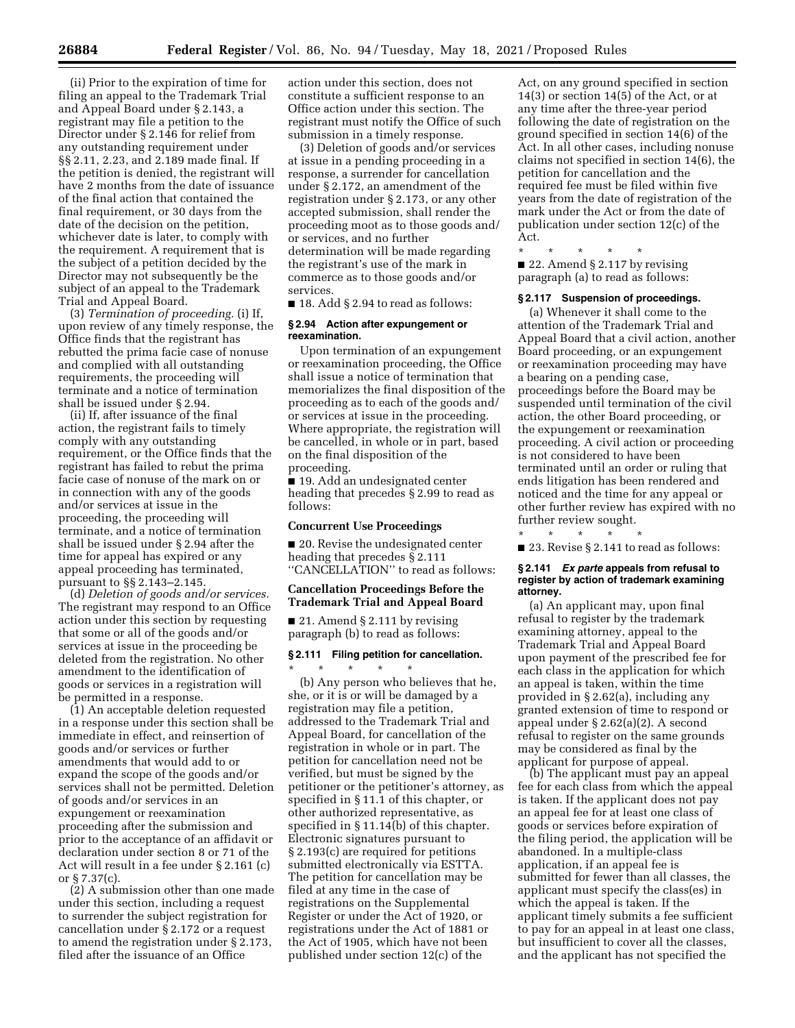(ii) Prior to the expiration of time for filing an appeal to the Trademark Trial and Appeal Board under § 2.143, a registrant may file a petition to the Director under § 2.146 for relief from any outstanding requirement under §§ 2.11, 2.23, and 2.189 made final. If the petition is denied, the registrant will have 2 months from the date of issuance of the final action that contained the final requirement, or 30 days from the date of the decision on the petition, whichever date is later, to comply with the requirement. A requirement that is the subject of a petition decided by the Director may not subsequently be the subject of an appeal to the Trademark Trial and Appeal Board.

(3) *Termination of proceeding.* (i) If, upon review of any timely response, the Office finds that the registrant has rebutted the prima facie case of nonuse and complied with all outstanding requirements, the proceeding will terminate and a notice of termination shall be issued under § 2.94.

(ii) If, after issuance of the final action, the registrant fails to timely comply with any outstanding requirement, or the Office finds that the registrant has failed to rebut the prima facie case of nonuse of the mark on or in connection with any of the goods and/or services at issue in the proceeding, the proceeding will terminate, and a notice of termination shall be issued under § 2.94 after the time for appeal has expired or any appeal proceeding has terminated, pursuant to §§ 2.143–2.145.

(d) *Deletion of goods and/or services.* The registrant may respond to an Office action under this section by requesting that some or all of the goods and/or services at issue in the proceeding be deleted from the registration. No other amendment to the identification of goods or services in a registration will be permitted in a response.

(1) An acceptable deletion requested in a response under this section shall be immediate in effect, and reinsertion of goods and/or services or further amendments that would add to or expand the scope of the goods and/or services shall not be permitted. Deletion of goods and/or services in an expungement or reexamination proceeding after the submission and prior to the acceptance of an affidavit or declaration under section 8 or 71 of the Act will result in a fee under § 2.161 (c) or § 7.37(c).

(2) A submission other than one made under this section, including a request to surrender the subject registration for cancellation under § 2.172 or a request to amend the registration under § 2.173, filed after the issuance of an Office action under this section, does not constitute a sufficient response to an Office action under this section. The registrant must notify the Office of such submission in a timely response.

(3) Deletion of goods and/or services at issue in a pending proceeding in a response, a surrender for cancellation under § 2.172, an amendment of the registration under § 2.173, or any other accepted submission, shall render the proceeding moot as to those goods and/or services, and no further determination will be made regarding the registrant's use of the mark in commerce as to those goods and/or services.

■ 18. Add § 2.94 to read as follows:

**§ 2.94 Action after expungement or reexamination.**

Upon termination of an expungement or reexamination proceeding, the Office shall issue a notice of termination that memorializes the final disposition of the proceeding as to each of the goods and/or services at issue in the proceeding. Where appropriate, the registration will be cancelled, in whole or in part, based on the final disposition of the proceeding.

■ 19. Add an undesignated center heading that precedes § 2.99 to read as follows:

**Concurrent Use Proceedings**

■ 20. Revise the undesignated center heading that precedes § 2.111 "CANCELLATION" to read as follows:

**Cancellation Proceedings Before the Trademark Trial and Appeal Board**

■ 21. Amend § 2.111 by revising paragraph (b) to read as follows:

**§ 2.111 Filing petition for cancellation.**

\* \* \* \* \*

(b) Any person who believes that he, she, or it is or will be damaged by a registration may file a petition, addressed to the Trademark Trial and Appeal Board, for cancellation of the registration in whole or in part. The petition for cancellation need not be verified, but must be signed by the petitioner or the petitioner's attorney, as specified in § 11.1 of this chapter, or other authorized representative, as specified in § 11.14(b) of this chapter. Electronic signatures pursuant to § 2.193(c) are required for petitions submitted electronically via ESTTA. The petition for cancellation may be filed at any time in the case of registrations on the Supplemental Register or under the Act of 1920, or registrations under the Act of 1881 or the Act of 1905, which have not been published under section 12(c) of the Act, on any ground specified in section 14(3) or section 14(5) of the Act, or at any time after the three-year period following the date of registration on the ground specified in section 14(6) of the Act. In all other cases, including nonuse claims not specified in section 14(6), the petition for cancellation and the required fee must be filed within five years from the date of registration of the mark under the Act or from the date of publication under section 12(c) of the Act.

\* \* \* \* \*

■ 22. Amend § 2.117 by revising paragraph (a) to read as follows:

**§ 2.117 Suspension of proceedings.**

(a) Whenever it shall come to the attention of the Trademark Trial and Appeal Board that a civil action, another Board proceeding, or an expungement or reexamination proceeding may have a bearing on a pending case, proceedings before the Board may be suspended until termination of the civil action, the other Board proceeding, or the expungement or reexamination proceeding. A civil action or proceeding is not considered to have been terminated until an order or ruling that ends litigation has been rendered and noticed and the time for any appeal or other further review has expired with no further review sought.

\* \* \* \* \*

■ 23. Revise § 2.141 to read as follows:

**§ 2.141 *Ex parte* appeals from refusal to register by action of trademark examining attorney.**

(a) An applicant may, upon final refusal to register by the trademark examining attorney, appeal to the Trademark Trial and Appeal Board upon payment of the prescribed fee for each class in the application for which an appeal is taken, within the time provided in § 2.62(a), including any granted extension of time to respond or appeal under § 2.62(a)(2). A second refusal to register on the same grounds may be considered as final by the applicant for purpose of appeal.

(b) The applicant must pay an appeal fee for each class from which the appeal is taken. If the applicant does not pay an appeal fee for at least one class of goods or services before expiration of the filing period, the application will be abandoned. In a multiple-class application, if an appeal fee is submitted for fewer than all classes, the applicant must specify the class(es) in which the appeal is taken. If the applicant timely submits a fee sufficient to pay for an appeal in at least one class, but insufficient to cover all the classes, and the applicant has not specified the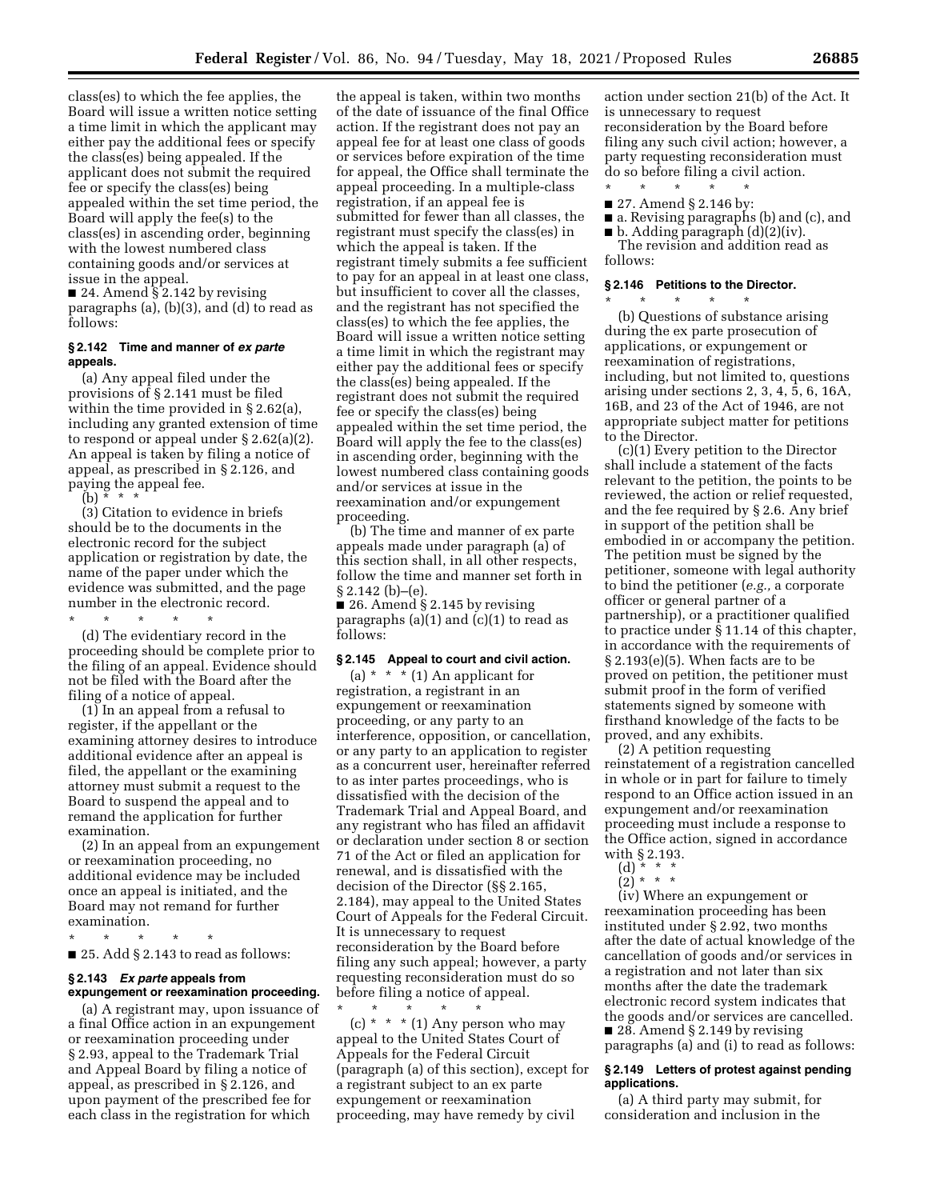class(es) to which the fee applies, the Board will issue a written notice setting a time limit in which the applicant may either pay the additional fees or specify the class(es) being appealed. If the applicant does not submit the required fee or specify the class(es) being appealed within the set time period, the Board will apply the fee(s) to the class(es) in ascending order, beginning with the lowest numbered class containing goods and/or services at issue in the appeal.

■ 24. Amend § 2.142 by revising paragraphs (a), (b)(3), and (d) to read as follows:

### § 2.142 Time and manner of *ex parte* appeals.

(a) Any appeal filed under the provisions of § 2.141 must be filed within the time provided in § 2.62(a), including any granted extension of time to respond or appeal under § 2.62(a)(2). An appeal is taken by filing a notice of appeal, as prescribed in § 2.126, and paying the appeal fee.

(b) * * *

(3) Citation to evidence in briefs should be to the documents in the electronic record for the subject application or registration by date, the name of the paper under which the evidence was submitted, and the page number in the electronic record.

\* \* \* \* \*

(d) The evidentiary record in the proceeding should be complete prior to the filing of an appeal. Evidence should not be filed with the Board after the filing of a notice of appeal.

(1) In an appeal from a refusal to register, if the appellant or the examining attorney desires to introduce additional evidence after an appeal is filed, the appellant or the examining attorney must submit a request to the Board to suspend the appeal and to remand the application for further examination.

(2) In an appeal from an expungement or reexamination proceeding, no additional evidence may be included once an appeal is initiated, and the Board may not remand for further examination.

\* \* \* \* \*

■ 25. Add § 2.143 to read as follows:

### § 2.143 *Ex parte* appeals from expungement or reexamination proceeding.

(a) A registrant may, upon issuance of a final Office action in an expungement or reexamination proceeding under § 2.93, appeal to the Trademark Trial and Appeal Board by filing a notice of appeal, as prescribed in § 2.126, and upon payment of the prescribed fee for each class in the registration for which the appeal is taken, within two months of the date of issuance of the final Office action. If the registrant does not pay an appeal fee for at least one class of goods or services before expiration of the time for appeal, the Office shall terminate the appeal proceeding. In a multiple-class registration, if an appeal fee is submitted for fewer than all classes, the registrant must specify the class(es) in which the appeal is taken. If the registrant timely submits a fee sufficient to pay for an appeal in at least one class, but insufficient to cover all the classes, and the registrant has not specified the class(es) to which the fee applies, the Board will issue a written notice setting a time limit in which the registrant may either pay the additional fees or specify the class(es) being appealed. If the registrant does not submit the required fee or specify the class(es) being appealed within the set time period, the Board will apply the fee to the class(es) in ascending order, beginning with the lowest numbered class containing goods and/or services at issue in the reexamination and/or expungement proceeding.

(b) The time and manner of ex parte appeals made under paragraph (a) of this section shall, in all other respects, follow the time and manner set forth in § 2.142 (b)–(e).

■ 26. Amend § 2.145 by revising paragraphs (a)(1) and (c)(1) to read as follows:

### § 2.145 Appeal to court and civil action.

(a) * * * (1) An applicant for registration, a registrant in an expungement or reexamination proceeding, or any party to an interference, opposition, or cancellation, or any party to an application to register as a concurrent user, hereinafter referred to as inter partes proceedings, who is dissatisfied with the decision of the Trademark Trial and Appeal Board, and any registrant who has filed an affidavit or declaration under section 8 or section 71 of the Act or filed an application for renewal, and is dissatisfied with the decision of the Director (§§ 2.165, 2.184), may appeal to the United States Court of Appeals for the Federal Circuit. It is unnecessary to request reconsideration by the Board before filing any such appeal; however, a party requesting reconsideration must do so before filing a notice of appeal.

\* \* \* \* \*

(c) * * * (1) Any person who may appeal to the United States Court of Appeals for the Federal Circuit (paragraph (a) of this section), except for a registrant subject to an ex parte expungement or reexamination proceeding, may have remedy by civil action under section 21(b) of the Act. It is unnecessary to request reconsideration by the Board before filing any such civil action; however, a party requesting reconsideration must do so before filing a civil action.

\* \* \* \* \*

■ 27. Amend § 2.146 by:

■ a. Revising paragraphs (b) and (c), and

■ b. Adding paragraph (d)(2)(iv).

The revision and addition read as follows:

### § 2.146 Petitions to the Director.

\* \* \* \* \*

(b) Questions of substance arising during the ex parte prosecution of applications, or expungement or reexamination of registrations, including, but not limited to, questions arising under sections 2, 3, 4, 5, 6, 16A, 16B, and 23 of the Act of 1946, are not appropriate subject matter for petitions to the Director.

(c)(1) Every petition to the Director shall include a statement of the facts relevant to the petition, the points to be reviewed, the action or relief requested, and the fee required by § 2.6. Any brief in support of the petition shall be embodied in or accompany the petition. The petition must be signed by the petitioner, someone with legal authority to bind the petitioner (*e.g.,* a corporate officer or general partner of a partnership), or a practitioner qualified to practice under § 11.14 of this chapter, in accordance with the requirements of § 2.193(e)(5). When facts are to be proved on petition, the petitioner must submit proof in the form of verified statements signed by someone with firsthand knowledge of the facts to be proved, and any exhibits.

(2) A petition requesting reinstatement of a registration cancelled in whole or in part for failure to timely respond to an Office action issued in an expungement and/or reexamination proceeding must include a response to the Office action, signed in accordance with § 2.193.

(d) * * *

(2) * * *

(iv) Where an expungement or reexamination proceeding has been instituted under § 2.92, two months after the date of actual knowledge of the cancellation of goods and/or services in a registration and not later than six months after the date the trademark electronic record system indicates that the goods and/or services are cancelled.

■ 28. Amend § 2.149 by revising paragraphs (a) and (i) to read as follows:

### § 2.149 Letters of protest against pending applications.

(a) A third party may submit, for consideration and inclusion in the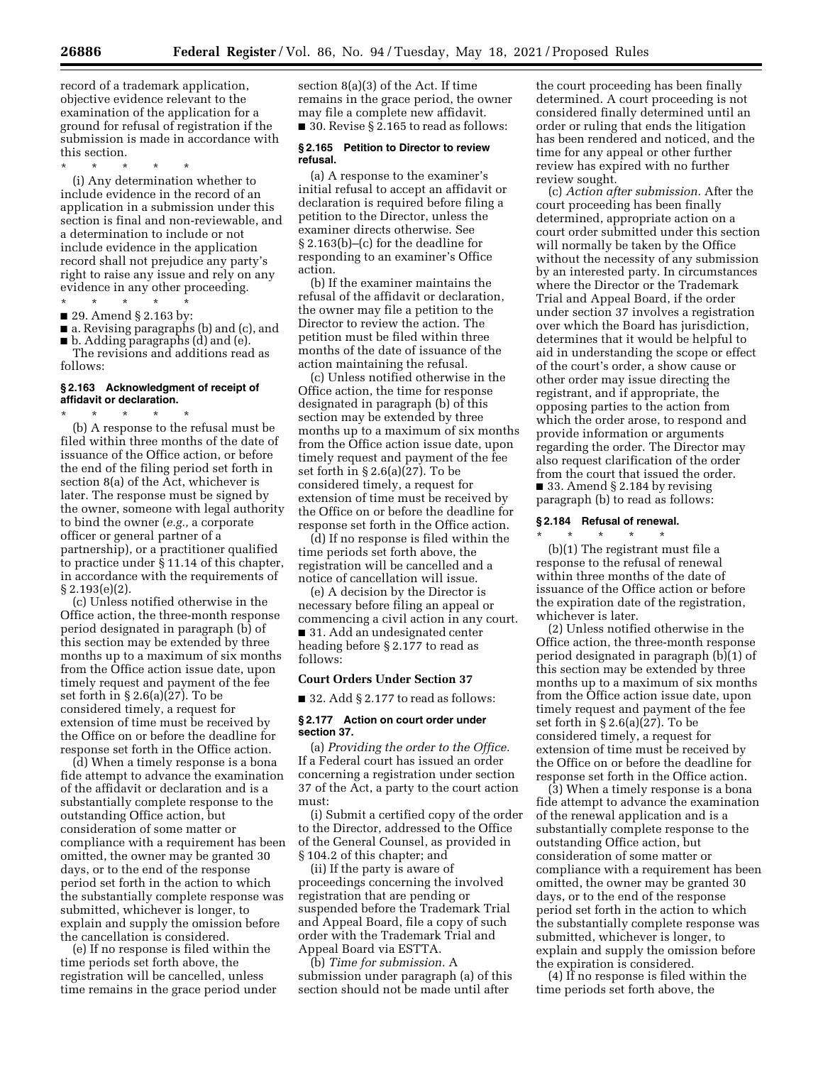record of a trademark application, objective evidence relevant to the examination of the application for a ground for refusal of registration if the submission is made in accordance with this section.

\* \* \* \* \*

(i) Any determination whether to include evidence in the record of an application in a submission under this section is final and non-reviewable, and a determination to include or not include evidence in the application record shall not prejudice any party's right to raise any issue and rely on any evidence in any other proceeding.

\* \* \* \* \*

■ 29. Amend § 2.163 by:

■ a. Revising paragraphs (b) and (c), and

■ b. Adding paragraphs (d) and (e).

The revisions and additions read as follows:

#### § 2.163 Acknowledgment of receipt of affidavit or declaration.

\* \* \* \* \*

(b) A response to the refusal must be filed within three months of the date of issuance of the Office action, or before the end of the filing period set forth in section 8(a) of the Act, whichever is later. The response must be signed by the owner, someone with legal authority to bind the owner (*e.g.,* a corporate officer or general partner of a partnership), or a practitioner qualified to practice under § 11.14 of this chapter, in accordance with the requirements of § 2.193(e)(2).

(c) Unless notified otherwise in the Office action, the three-month response period designated in paragraph (b) of this section may be extended by three months up to a maximum of six months from the Office action issue date, upon timely request and payment of the fee set forth in § 2.6(a)(27). To be considered timely, a request for extension of time must be received by the Office on or before the deadline for response set forth in the Office action.

(d) When a timely response is a bona fide attempt to advance the examination of the affidavit or declaration and is a substantially complete response to the outstanding Office action, but consideration of some matter or compliance with a requirement has been omitted, the owner may be granted 30 days, or to the end of the response period set forth in the action to which the substantially complete response was submitted, whichever is longer, to explain and supply the omission before the cancellation is considered.

(e) If no response is filed within the time periods set forth above, the registration will be cancelled, unless time remains in the grace period under section 8(a)(3) of the Act. If time remains in the grace period, the owner may file a complete new affidavit.

■ 30. Revise § 2.165 to read as follows:

#### § 2.165 Petition to Director to review refusal.

(a) A response to the examiner's initial refusal to accept an affidavit or declaration is required before filing a petition to the Director, unless the examiner directs otherwise. See § 2.163(b)–(c) for the deadline for responding to an examiner's Office action.

(b) If the examiner maintains the refusal of the affidavit or declaration, the owner may file a petition to the Director to review the action. The petition must be filed within three months of the date of issuance of the action maintaining the refusal.

(c) Unless notified otherwise in the Office action, the time for response designated in paragraph (b) of this section may be extended by three months up to a maximum of six months from the Office action issue date, upon timely request and payment of the fee set forth in § 2.6(a)(27). To be considered timely, a request for extension of time must be received by the Office on or before the deadline for response set forth in the Office action.

(d) If no response is filed within the time periods set forth above, the registration will be cancelled and a notice of cancellation will issue.

(e) A decision by the Director is necessary before filing an appeal or commencing a civil action in any court.

■ 31. Add an undesignated center heading before § 2.177 to read as follows:

### Court Orders Under Section 37

■ 32. Add § 2.177 to read as follows:

#### § 2.177 Action on court order under section 37.

(a) *Providing the order to the Office.* If a Federal court has issued an order concerning a registration under section 37 of the Act, a party to the court action must:

(i) Submit a certified copy of the order to the Director, addressed to the Office of the General Counsel, as provided in § 104.2 of this chapter; and

(ii) If the party is aware of proceedings concerning the involved registration that are pending or suspended before the Trademark Trial and Appeal Board, file a copy of such order with the Trademark Trial and Appeal Board via ESTTA.

(b) *Time for submission.* A submission under paragraph (a) of this section should not be made until after the court proceeding has been finally determined. A court proceeding is not considered finally determined until an order or ruling that ends the litigation has been rendered and noticed, and the time for any appeal or other further review has expired with no further review sought.

(c) *Action after submission.* After the court proceeding has been finally determined, appropriate action on a court order submitted under this section will normally be taken by the Office without the necessity of any submission by an interested party. In circumstances where the Director or the Trademark Trial and Appeal Board, if the order under section 37 involves a registration over which the Board has jurisdiction, determines that it would be helpful to aid in understanding the scope or effect of the court's order, a show cause or other order may issue directing the registrant, and if appropriate, the opposing parties to the action from which the order arose, to respond and provide information or arguments regarding the order. The Director may also request clarification of the order from the court that issued the order.

■ 33. Amend § 2.184 by revising paragraph (b) to read as follows:

#### § 2.184 Refusal of renewal.

\* \* \* \* \*

(b)(1) The registrant must file a response to the refusal of renewal within three months of the date of issuance of the Office action or before the expiration date of the registration, whichever is later.

(2) Unless notified otherwise in the Office action, the three-month response period designated in paragraph (b)(1) of this section may be extended by three months up to a maximum of six months from the Office action issue date, upon timely request and payment of the fee set forth in § 2.6(a)(27). To be considered timely, a request for extension of time must be received by the Office on or before the deadline for response set forth in the Office action.

(3) When a timely response is a bona fide attempt to advance the examination of the renewal application and is a substantially complete response to the outstanding Office action, but consideration of some matter or compliance with a requirement has been omitted, the owner may be granted 30 days, or to the end of the response period set forth in the action to which the substantially complete response was submitted, whichever is longer, to explain and supply the omission before the expiration is considered.

(4) If no response is filed within the time periods set forth above, the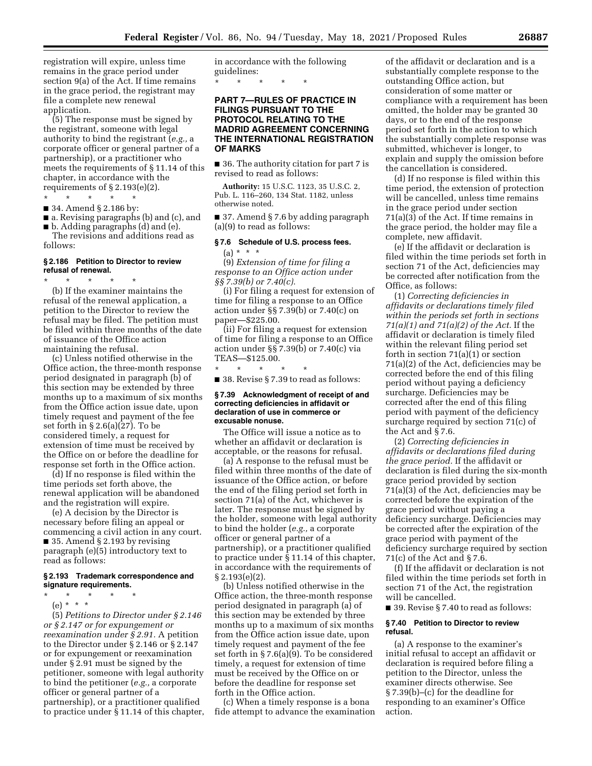registration will expire, unless time remains in the grace period under section 9(a) of the Act. If time remains in the grace period, the registrant may file a complete new renewal application.

(5) The response must be signed by the registrant, someone with legal authority to bind the registrant (*e.g.,* a corporate officer or general partner of a partnership), or a practitioner who meets the requirements of § 11.14 of this chapter, in accordance with the requirements of § 2.193(e)(2).

\* \* \* \* \*

■ 34. Amend § 2.186 by:

■ a. Revising paragraphs (b) and (c), and

■ b. Adding paragraphs (d) and (e).

The revisions and additions read as follows:

### § 2.186 Petition to Director to review refusal of renewal.

\* \* \* \* \*

(b) If the examiner maintains the refusal of the renewal application, a petition to the Director to review the refusal may be filed. The petition must be filed within three months of the date of issuance of the Office action maintaining the refusal.

(c) Unless notified otherwise in the Office action, the three-month response period designated in paragraph (b) of this section may be extended by three months up to a maximum of six months from the Office action issue date, upon timely request and payment of the fee set forth in § 2.6(a)(27). To be considered timely, a request for extension of time must be received by the Office on or before the deadline for response set forth in the Office action.

(d) If no response is filed within the time periods set forth above, the renewal application will be abandoned and the registration will expire.

(e) A decision by the Director is necessary before filing an appeal or commencing a civil action in any court.

■ 35. Amend § 2.193 by revising paragraph (e)(5) introductory text to read as follows:

### § 2.193 Trademark correspondence and signature requirements.

\* \* \* \* \*

(e) \* \* \*

(5) *Petitions to Director under § 2.146 or § 2.147 or for expungement or reexamination under § 2.91.* A petition to the Director under § 2.146 or § 2.147 or for expungement or reexamination under § 2.91 must be signed by the petitioner, someone with legal authority to bind the petitioner (*e.g.,* a corporate officer or general partner of a partnership), or a practitioner qualified to practice under § 11.14 of this chapter, in accordance with the following guidelines:

\* \* \* \* \*

## PART 7—RULES OF PRACTICE IN FILINGS PURSUANT TO THE PROTOCOL RELATING TO THE MADRID AGREEMENT CONCERNING THE INTERNATIONAL REGISTRATION OF MARKS

■ 36. The authority citation for part 7 is revised to read as follows:

**Authority:** 15 U.S.C. 1123, 35 U.S.C. 2, Pub. L. 116–260, 134 Stat. 1182, unless otherwise noted.

■ 37. Amend § 7.6 by adding paragraph (a)(9) to read as follows:

### § 7.6 Schedule of U.S. process fees.

(a) \* \* \*

(9) *Extension of time for filing a response to an Office action under §§ 7.39(b) or 7.40(c).*

(i) For filing a request for extension of time for filing a response to an Office action under §§ 7.39(b) or 7.40(c) on paper—$225.00.

(ii) For filing a request for extension of time for filing a response to an Office action under §§ 7.39(b) or 7.40(c) via TEAS—$125.00.

\* \* \* \* \*

■ 38. Revise § 7.39 to read as follows:

### § 7.39 Acknowledgment of receipt of and correcting deficiencies in affidavit or declaration of use in commerce or excusable nonuse.

The Office will issue a notice as to whether an affidavit or declaration is acceptable, or the reasons for refusal.

(a) A response to the refusal must be filed within three months of the date of issuance of the Office action, or before the end of the filing period set forth in section 71(a) of the Act, whichever is later. The response must be signed by the holder, someone with legal authority to bind the holder (*e.g.,* a corporate officer or general partner of a partnership), or a practitioner qualified to practice under § 11.14 of this chapter, in accordance with the requirements of § 2.193(e)(2).

(b) Unless notified otherwise in the Office action, the three-month response period designated in paragraph (a) of this section may be extended by three months up to a maximum of six months from the Office action issue date, upon timely request and payment of the fee set forth in § 7.6(a)(9). To be considered timely, a request for extension of time must be received by the Office on or before the deadline for response set forth in the Office action.

(c) When a timely response is a bona fide attempt to advance the examination of the affidavit or declaration and is a substantially complete response to the outstanding Office action, but consideration of some matter or compliance with a requirement has been omitted, the holder may be granted 30 days, or to the end of the response period set forth in the action to which the substantially complete response was submitted, whichever is longer, to explain and supply the omission before the cancellation is considered.

(d) If no response is filed within this time period, the extension of protection will be cancelled, unless time remains in the grace period under section 71(a)(3) of the Act. If time remains in the grace period, the holder may file a complete, new affidavit.

(e) If the affidavit or declaration is filed within the time periods set forth in section 71 of the Act, deficiencies may be corrected after notification from the Office, as follows:

(1) *Correcting deficiencies in affidavits or declarations timely filed within the periods set forth in sections 71(a)(1) and 71(a)(2) of the Act.* If the affidavit or declaration is timely filed within the relevant filing period set forth in section 71(a)(1) or section 71(a)(2) of the Act, deficiencies may be corrected before the end of this filing period without paying a deficiency surcharge. Deficiencies may be corrected after the end of this filing period with payment of the deficiency surcharge required by section 71(c) of the Act and § 7.6.

(2) *Correcting deficiencies in affidavits or declarations filed during the grace period.* If the affidavit or declaration is filed during the six-month grace period provided by section 71(a)(3) of the Act, deficiencies may be corrected before the expiration of the grace period without paying a deficiency surcharge. Deficiencies may be corrected after the expiration of the grace period with payment of the deficiency surcharge required by section 71(c) of the Act and § 7.6.

(f) If the affidavit or declaration is not filed within the time periods set forth in section 71 of the Act, the registration will be cancelled.

■ 39. Revise § 7.40 to read as follows:

### § 7.40 Petition to Director to review refusal.

(a) A response to the examiner's initial refusal to accept an affidavit or declaration is required before filing a petition to the Director, unless the examiner directs otherwise. See § 7.39(b)–(c) for the deadline for responding to an examiner's Office action.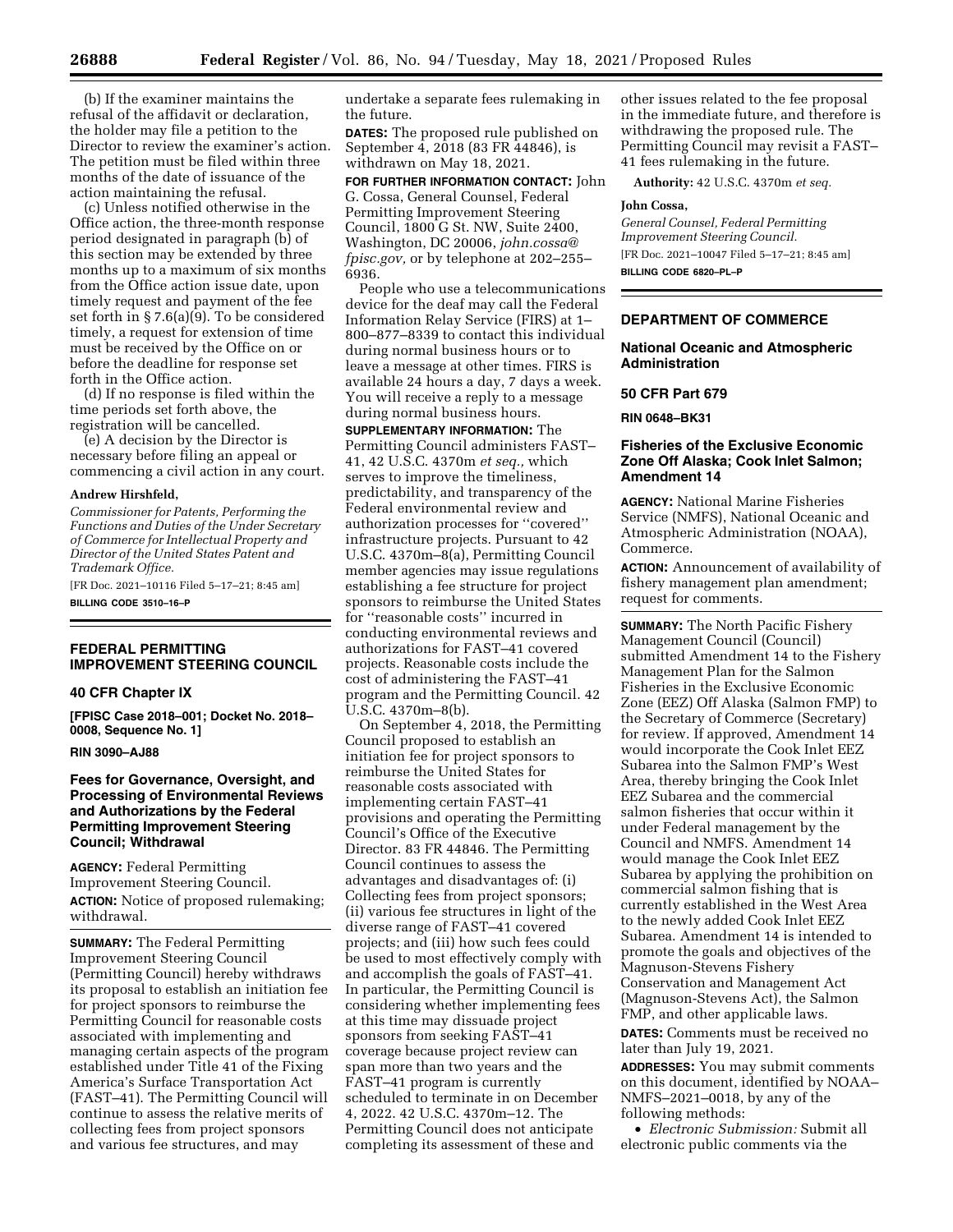(b) If the examiner maintains the refusal of the affidavit or declaration, the holder may file a petition to the Director to review the examiner's action. The petition must be filed within three months of the date of issuance of the action maintaining the refusal.

(c) Unless notified otherwise in the Office action, the three-month response period designated in paragraph (b) of this section may be extended by three months up to a maximum of six months from the Office action issue date, upon timely request and payment of the fee set forth in § 7.6(a)(9). To be considered timely, a request for extension of time must be received by the Office on or before the deadline for response set forth in the Office action.

(d) If no response is filed within the time periods set forth above, the registration will be cancelled.

(e) A decision by the Director is necessary before filing an appeal or commencing a civil action in any court.

**Andrew Hirshfeld,**

*Commissioner for Patents, Performing the Functions and Duties of the Under Secretary of Commerce for Intellectual Property and Director of the United States Patent and Trademark Office.*

[FR Doc. 2021–10116 Filed 5–17–21; 8:45 am]

**BILLING CODE 3510–16–P**

---

## FEDERAL PERMITTING IMPROVEMENT STEERING COUNCIL

### 40 CFR Chapter IX

**[FPISC Case 2018–001; Docket No. 2018–0008, Sequence No. 1]**

**RIN 3090–AJ88**

### Fees for Governance, Oversight, and Processing of Environmental Reviews and Authorizations by the Federal Permitting Improvement Steering Council; Withdrawal

**AGENCY:** Federal Permitting Improvement Steering Council.

**ACTION:** Notice of proposed rulemaking; withdrawal.

**SUMMARY:** The Federal Permitting Improvement Steering Council (Permitting Council) hereby withdraws its proposal to establish an initiation fee for project sponsors to reimburse the Permitting Council for reasonable costs associated with implementing and managing certain aspects of the program established under Title 41 of the Fixing America's Surface Transportation Act (FAST–41). The Permitting Council will continue to assess the relative merits of collecting fees from project sponsors and various fee structures, and may undertake a separate fees rulemaking in the future.

**DATES:** The proposed rule published on September 4, 2018 (83 FR 44846), is withdrawn on May 18, 2021.

**FOR FURTHER INFORMATION CONTACT:** John G. Cossa, General Counsel, Federal Permitting Improvement Steering Council, 1800 G St. NW, Suite 2400, Washington, DC 20006, *john.cossa@fpisc.gov,* or by telephone at 202–255–6936.

People who use a telecommunications device for the deaf may call the Federal Information Relay Service (FIRS) at 1–800–877–8339 to contact this individual during normal business hours or to leave a message at other times. FIRS is available 24 hours a day, 7 days a week. You will receive a reply to a message during normal business hours.

**SUPPLEMENTARY INFORMATION:** The Permitting Council administers FAST–41, 42 U.S.C. 4370m *et seq.,* which serves to improve the timeliness, predictability, and transparency of the Federal environmental review and authorization processes for ''covered'' infrastructure projects. Pursuant to 42 U.S.C. 4370m–8(a), Permitting Council member agencies may issue regulations establishing a fee structure for project sponsors to reimburse the United States for ''reasonable costs'' incurred in conducting environmental reviews and authorizations for FAST–41 covered projects. Reasonable costs include the cost of administering the FAST–41 program and the Permitting Council. 42 U.S.C. 4370m–8(b).

On September 4, 2018, the Permitting Council proposed to establish an initiation fee for project sponsors to reimburse the United States for reasonable costs associated with implementing certain FAST–41 provisions and operating the Permitting Council's Office of the Executive Director. 83 FR 44846. The Permitting Council continues to assess the advantages and disadvantages of: (i) Collecting fees from project sponsors; (ii) various fee structures in light of the diverse range of FAST–41 covered projects; and (iii) how such fees could be used to most effectively comply with and accomplish the goals of FAST–41. In particular, the Permitting Council is considering whether implementing fees at this time may dissuade project sponsors from seeking FAST–41 coverage because project review can span more than two years and the FAST–41 program is currently scheduled to terminate in on December 4, 2022. 42 U.S.C. 4370m–12. The Permitting Council does not anticipate completing its assessment of these and other issues related to the fee proposal in the immediate future, and therefore is withdrawing the proposed rule. The Permitting Council may revisit a FAST–41 fees rulemaking in the future.

**Authority:** 42 U.S.C. 4370m *et seq.*

**John Cossa,**

*General Counsel, Federal Permitting Improvement Steering Council.*

[FR Doc. 2021–10047 Filed 5–17–21; 8:45 am]

**BILLING CODE 6820–PL–P**

---

## DEPARTMENT OF COMMERCE

### National Oceanic and Atmospheric Administration

### 50 CFR Part 679

**RIN 0648–BK31**

### Fisheries of the Exclusive Economic Zone Off Alaska; Cook Inlet Salmon; Amendment 14

**AGENCY:** National Marine Fisheries Service (NMFS), National Oceanic and Atmospheric Administration (NOAA), Commerce.

**ACTION:** Announcement of availability of fishery management plan amendment; request for comments.

**SUMMARY:** The North Pacific Fishery Management Council (Council) submitted Amendment 14 to the Fishery Management Plan for the Salmon Fisheries in the Exclusive Economic Zone (EEZ) Off Alaska (Salmon FMP) to the Secretary of Commerce (Secretary) for review. If approved, Amendment 14 would incorporate the Cook Inlet EEZ Subarea into the Salmon FMP's West Area, thereby bringing the Cook Inlet EEZ Subarea and the commercial salmon fisheries that occur within it under Federal management by the Council and NMFS. Amendment 14 would manage the Cook Inlet EEZ Subarea by applying the prohibition on commercial salmon fishing that is currently established in the West Area to the newly added Cook Inlet EEZ Subarea. Amendment 14 is intended to promote the goals and objectives of the Magnuson-Stevens Fishery Conservation and Management Act (Magnuson-Stevens Act), the Salmon FMP, and other applicable laws.

**DATES:** Comments must be received no later than July 19, 2021.

**ADDRESSES:** You may submit comments on this document, identified by NOAA–NMFS–2021–0018, by any of the following methods:

- *Electronic Submission:* Submit all electronic public comments via the